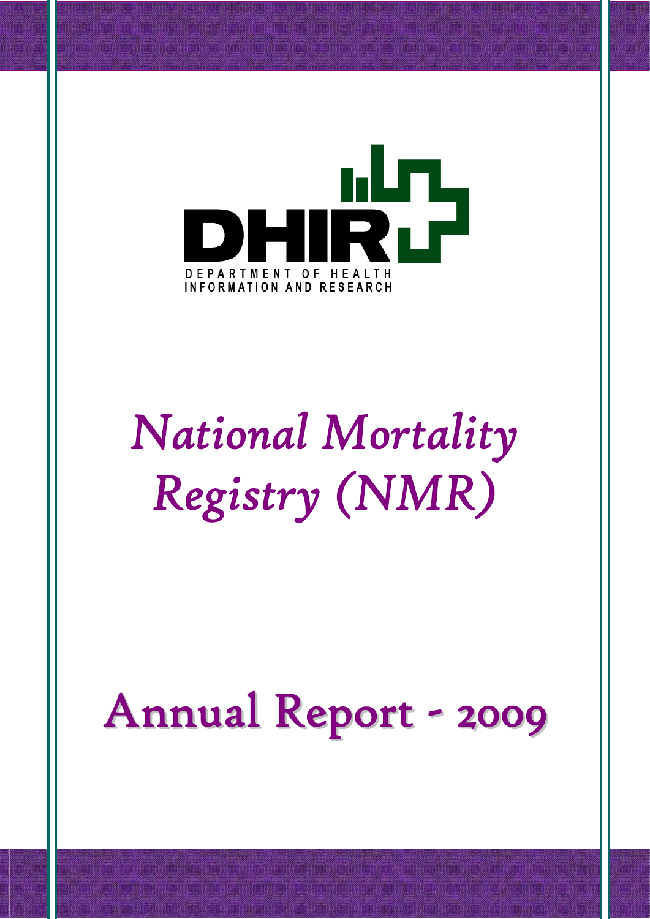DHIR

DEPARTMENT OF HEALTH INFORMATION AND RESEARCH

# *National Mortality Registry (NMR)*

# Annual Report - 2009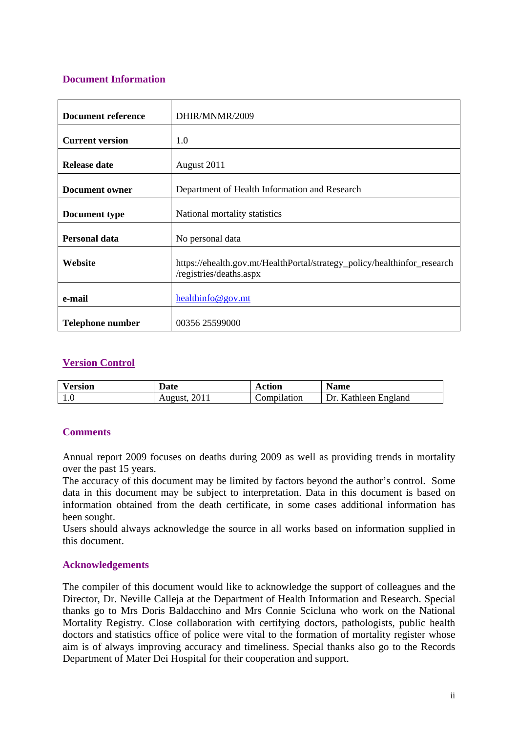## Document Information

| | |
|---|---|
| **Document reference** | DHIR/MNMR/2009 |
| **Current version** | 1.0 |
| **Release date** | August 2011 |
| **Document owner** | Department of Health Information and Research |
| **Document type** | National mortality statistics |
| **Personal data** | No personal data |
| **Website** | https://ehealth.gov.mt/HealthPortal/strategy_policy/healthinfor_research/registries/deaths.aspx |
| **e-mail** | healthinfo@gov.mt |
| **Telephone number** | 00356 25599000 |

## Version Control

| Version | Date | Action | Name |
|---|---|---|---|
| 1.0 | August, 2011 | Compilation | Dr. Kathleen England |

## Comments

Annual report 2009 focuses on deaths during 2009 as well as providing trends in mortality over the past 15 years.
The accuracy of this document may be limited by factors beyond the author's control. Some data in this document may be subject to interpretation. Data in this document is based on information obtained from the death certificate, in some cases additional information has been sought.
Users should always acknowledge the source in all works based on information supplied in this document.

## Acknowledgements

The compiler of this document would like to acknowledge the support of colleagues and the Director, Dr. Neville Calleja at the Department of Health Information and Research. Special thanks go to Mrs Doris Baldacchino and Mrs Connie Scicluna who work on the National Mortality Registry. Close collaboration with certifying doctors, pathologists, public health doctors and statistics office of police were vital to the formation of mortality register whose aim is of always improving accuracy and timeliness. Special thanks also go to the Records Department of Mater Dei Hospital for their cooperation and support.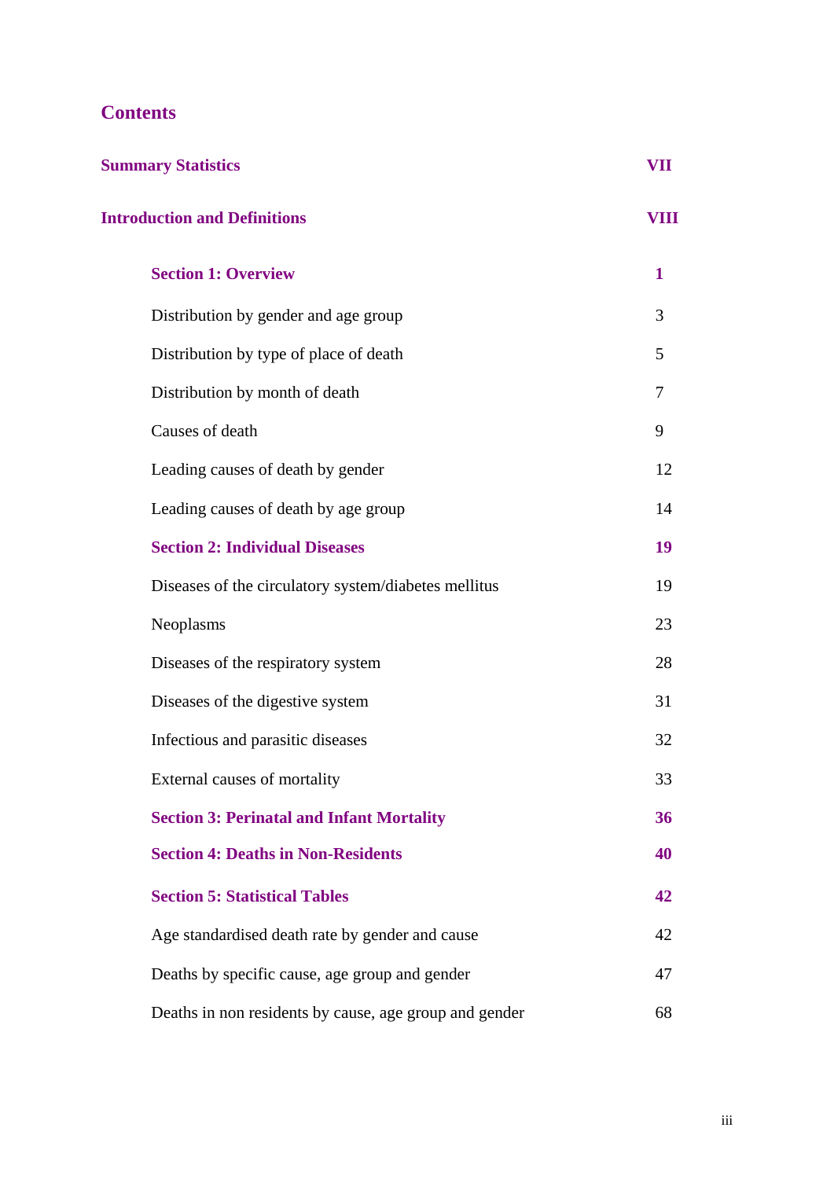# Contents

| | |
|---|---|
| **Summary Statistics** | **VII** |
| **Introduction and Definitions** | **VIII** |
| **Section 1: Overview** | **1** |
| Distribution by gender and age group | 3 |
| Distribution by type of place of death | 5 |
| Distribution by month of death | 7 |
| Causes of death | 9 |
| Leading causes of death by gender | 12 |
| Leading causes of death by age group | 14 |
| **Section 2: Individual Diseases** | **19** |
| Diseases of the circulatory system/diabetes mellitus | 19 |
| Neoplasms | 23 |
| Diseases of the respiratory system | 28 |
| Diseases of the digestive system | 31 |
| Infectious and parasitic diseases | 32 |
| External causes of mortality | 33 |
| **Section 3: Perinatal and Infant Mortality** | **36** |
| **Section 4: Deaths in Non-Residents** | **40** |
| **Section 5: Statistical Tables** | **42** |
| Age standardised death rate by gender and cause | 42 |
| Deaths by specific cause, age group and gender | 47 |
| Deaths in non residents by cause, age group and gender | 68 |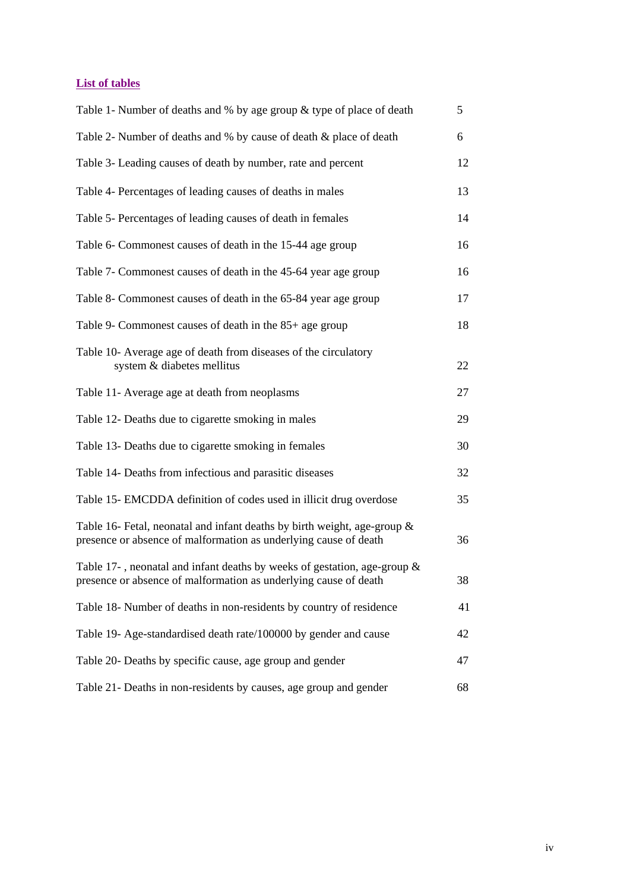## List of tables

| | |
|---|---|
| Table 1- Number of deaths and % by age group & type of place of death | 5 |
| Table 2- Number of deaths and % by cause of death & place of death | 6 |
| Table 3- Leading causes of death by number, rate and percent | 12 |
| Table 4- Percentages of leading causes of deaths in males | 13 |
| Table 5- Percentages of leading causes of death in females | 14 |
| Table 6- Commonest causes of death in the 15-44 age group | 16 |
| Table 7- Commonest causes of death in the 45-64 year age group | 16 |
| Table 8- Commonest causes of death in the 65-84 year age group | 17 |
| Table 9- Commonest causes of death in the 85+ age group | 18 |
| Table 10- Average age of death from diseases of the circulatory system & diabetes mellitus | 22 |
| Table 11- Average age at death from neoplasms | 27 |
| Table 12- Deaths due to cigarette smoking in males | 29 |
| Table 13- Deaths due to cigarette smoking in females | 30 |
| Table 14- Deaths from infectious and parasitic diseases | 32 |
| Table 15- EMCDDA definition of codes used in illicit drug overdose | 35 |
| Table 16- Fetal, neonatal and infant deaths by birth weight, age-group & presence or absence of malformation as underlying cause of death | 36 |
| Table 17- , neonatal and infant deaths by weeks of gestation, age-group & presence or absence of malformation as underlying cause of death | 38 |
| Table 18- Number of deaths in non-residents by country of residence | 41 |
| Table 19- Age-standardised death rate/100000 by gender and cause | 42 |
| Table 20- Deaths by specific cause, age group and gender | 47 |
| Table 21- Deaths in non-residents by causes, age group and gender | 68 |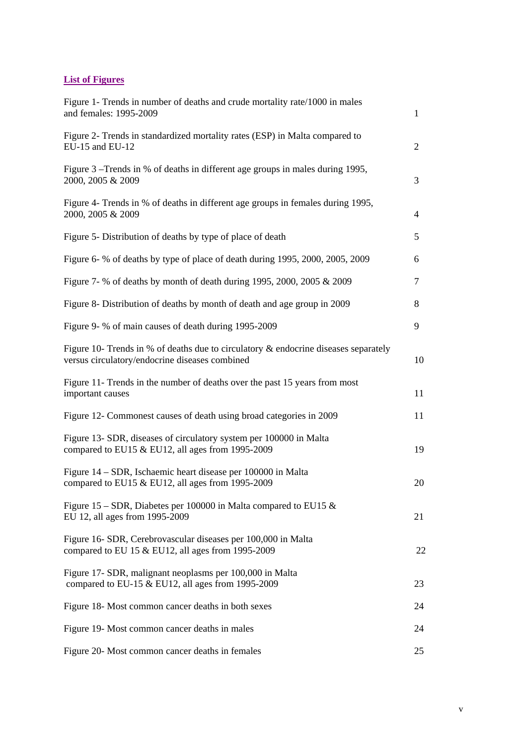## List of Figures

| | |
|---|---|
| Figure 1- Trends in number of deaths and crude mortality rate/1000 in males and females: 1995-2009 | 1 |
| Figure 2- Trends in standardized mortality rates (ESP) in Malta compared to EU-15 and EU-12 | 2 |
| Figure 3 –Trends in % of deaths in different age groups in males during 1995, 2000, 2005 & 2009 | 3 |
| Figure 4- Trends in % of deaths in different age groups in females during 1995, 2000, 2005 & 2009 | 4 |
| Figure 5- Distribution of deaths by type of place of death | 5 |
| Figure 6- % of deaths by type of place of death during 1995, 2000, 2005, 2009 | 6 |
| Figure 7- % of deaths by month of death during 1995, 2000, 2005 & 2009 | 7 |
| Figure 8- Distribution of deaths by month of death and age group in 2009 | 8 |
| Figure 9- % of main causes of death during 1995-2009 | 9 |
| Figure 10- Trends in % of deaths due to circulatory & endocrine diseases separately versus circulatory/endocrine diseases combined | 10 |
| Figure 11- Trends in the number of deaths over the past 15 years from most important causes | 11 |
| Figure 12- Commonest causes of death using broad categories in 2009 | 11 |
| Figure 13- SDR, diseases of circulatory system per 100000 in Malta compared to EU15 & EU12, all ages from 1995-2009 | 19 |
| Figure 14 – SDR, Ischaemic heart disease per 100000 in Malta compared to EU15 & EU12, all ages from 1995-2009 | 20 |
| Figure 15 – SDR, Diabetes per 100000 in Malta compared to EU15 & EU 12, all ages from 1995-2009 | 21 |
| Figure 16- SDR, Cerebrovascular diseases per 100,000 in Malta compared to EU 15 & EU12, all ages from 1995-2009 | 22 |
| Figure 17- SDR, malignant neoplasms per 100,000 in Malta compared to EU-15 & EU12, all ages from 1995-2009 | 23 |
| Figure 18- Most common cancer deaths in both sexes | 24 |
| Figure 19- Most common cancer deaths in males | 24 |
| Figure 20- Most common cancer deaths in females | 25 |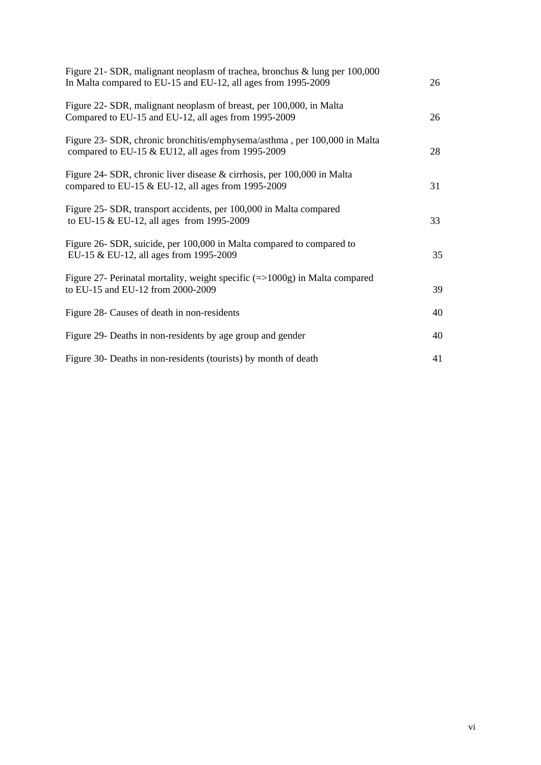Figure 21- SDR, malignant neoplasm of trachea, bronchus & lung per 100,000 In Malta compared to EU-15 and EU-12, all ages from 1995-2009 26

Figure 22- SDR, malignant neoplasm of breast, per 100,000, in Malta Compared to EU-15 and EU-12, all ages from 1995-2009 26

Figure 23- SDR, chronic bronchitis/emphysema/asthma , per 100,000 in Malta compared to EU-15 & EU12, all ages from 1995-2009 28

Figure 24- SDR, chronic liver disease & cirrhosis, per 100,000 in Malta compared to EU-15 & EU-12, all ages from 1995-2009 31

Figure 25- SDR, transport accidents, per 100,000 in Malta compared to EU-15 & EU-12, all ages from 1995-2009 33

Figure 26- SDR, suicide, per 100,000 in Malta compared to compared to EU-15 & EU-12, all ages from 1995-2009 35

Figure 27- Perinatal mortality, weight specific (=>1000g) in Malta compared to EU-15 and EU-12 from 2000-2009 39

Figure 28- Causes of death in non-residents 40

Figure 29- Deaths in non-residents by age group and gender 40

Figure 30- Deaths in non-residents (tourists) by month of death 41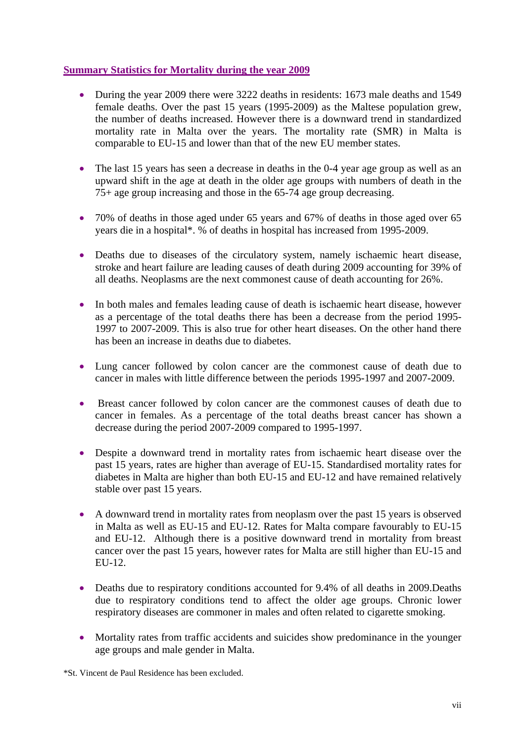## Summary Statistics for Mortality during the year 2009

- During the year 2009 there were 3222 deaths in residents: 1673 male deaths and 1549 female deaths. Over the past 15 years (1995-2009) as the Maltese population grew, the number of deaths increased. However there is a downward trend in standardized mortality rate in Malta over the years. The mortality rate (SMR) in Malta is comparable to EU-15 and lower than that of the new EU member states.

- The last 15 years has seen a decrease in deaths in the 0-4 year age group as well as an upward shift in the age at death in the older age groups with numbers of death in the 75+ age group increasing and those in the 65-74 age group decreasing.

- 70% of deaths in those aged under 65 years and 67% of deaths in those aged over 65 years die in a hospital*. % of deaths in hospital has increased from 1995-2009.

- Deaths due to diseases of the circulatory system, namely ischaemic heart disease, stroke and heart failure are leading causes of death during 2009 accounting for 39% of all deaths. Neoplasms are the next commonest cause of death accounting for 26%.

- In both males and females leading cause of death is ischaemic heart disease, however as a percentage of the total deaths there has been a decrease from the period 1995-1997 to 2007-2009. This is also true for other heart diseases. On the other hand there has been an increase in deaths due to diabetes.

- Lung cancer followed by colon cancer are the commonest cause of death due to cancer in males with little difference between the periods 1995-1997 and 2007-2009.

- Breast cancer followed by colon cancer are the commonest causes of death due to cancer in females. As a percentage of the total deaths breast cancer has shown a decrease during the period 2007-2009 compared to 1995-1997.

- Despite a downward trend in mortality rates from ischaemic heart disease over the past 15 years, rates are higher than average of EU-15. Standardised mortality rates for diabetes in Malta are higher than both EU-15 and EU-12 and have remained relatively stable over past 15 years.

- A downward trend in mortality rates from neoplasm over the past 15 years is observed in Malta as well as EU-15 and EU-12. Rates for Malta compare favourably to EU-15 and EU-12. Although there is a positive downward trend in mortality from breast cancer over the past 15 years, however rates for Malta are still higher than EU-15 and EU-12.

- Deaths due to respiratory conditions accounted for 9.4% of all deaths in 2009.Deaths due to respiratory conditions tend to affect the older age groups. Chronic lower respiratory diseases are commoner in males and often related to cigarette smoking.

- Mortality rates from traffic accidents and suicides show predominance in the younger age groups and male gender in Malta.

*St. Vincent de Paul Residence has been excluded.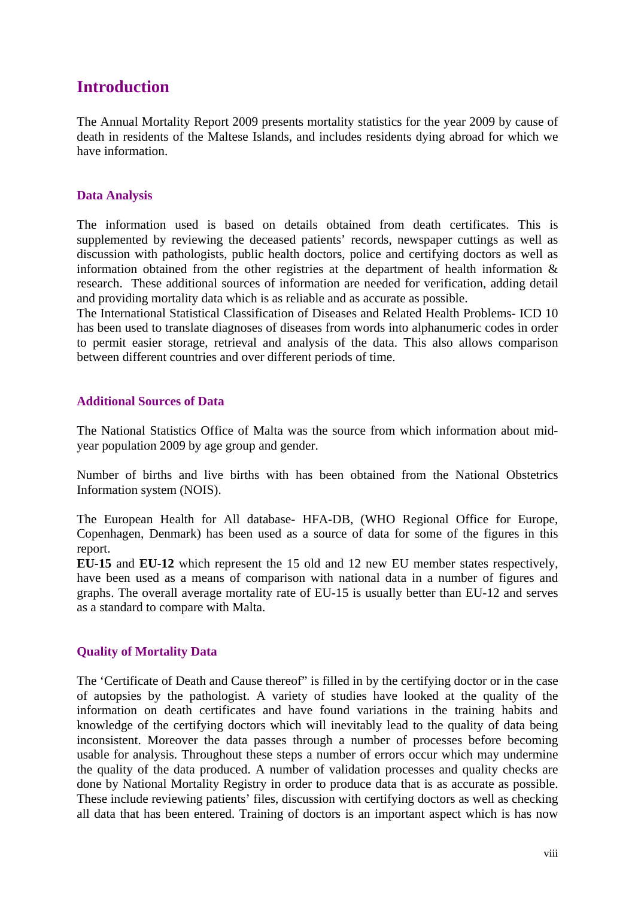# Introduction

The Annual Mortality Report 2009 presents mortality statistics for the year 2009 by cause of death in residents of the Maltese Islands, and includes residents dying abroad for which we have information.

### Data Analysis

The information used is based on details obtained from death certificates. This is supplemented by reviewing the deceased patients' records, newspaper cuttings as well as discussion with pathologists, public health doctors, police and certifying doctors as well as information obtained from the other registries at the department of health information & research. These additional sources of information are needed for verification, adding detail and providing mortality data which is as reliable and as accurate as possible.
The International Statistical Classification of Diseases and Related Health Problems- ICD 10 has been used to translate diagnoses of diseases from words into alphanumeric codes in order to permit easier storage, retrieval and analysis of the data. This also allows comparison between different countries and over different periods of time.

### Additional Sources of Data

The National Statistics Office of Malta was the source from which information about mid-year population 2009 by age group and gender.

Number of births and live births with has been obtained from the National Obstetrics Information system (NOIS).

The European Health for All database- HFA-DB, (WHO Regional Office for Europe, Copenhagen, Denmark) has been used as a source of data for some of the figures in this report.
**EU-15** and **EU-12** which represent the 15 old and 12 new EU member states respectively, have been used as a means of comparison with national data in a number of figures and graphs. The overall average mortality rate of EU-15 is usually better than EU-12 and serves as a standard to compare with Malta.

### Quality of Mortality Data

The 'Certificate of Death and Cause thereof" is filled in by the certifying doctor or in the case of autopsies by the pathologist. A variety of studies have looked at the quality of the information on death certificates and have found variations in the training habits and knowledge of the certifying doctors which will inevitably lead to the quality of data being inconsistent. Moreover the data passes through a number of processes before becoming usable for analysis. Throughout these steps a number of errors occur which may undermine the quality of the data produced. A number of validation processes and quality checks are done by National Mortality Registry in order to produce data that is as accurate as possible. These include reviewing patients' files, discussion with certifying doctors as well as checking all data that has been entered. Training of doctors is an important aspect which is has now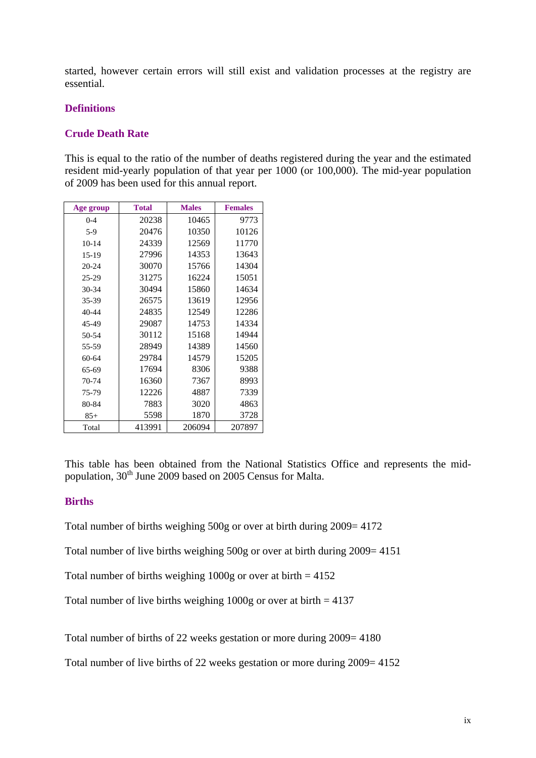started, however certain errors will still exist and validation processes at the registry are essential.

## Definitions

### Crude Death Rate

This is equal to the ratio of the number of deaths registered during the year and the estimated resident mid-yearly population of that year per 1000 (or 100,000). The mid-year population of 2009 has been used for this annual report.

| Age group | Total | Males | Females |
|---|---|---|---|
| 0-4 | 20238 | 10465 | 9773 |
| 5-9 | 20476 | 10350 | 10126 |
| 10-14 | 24339 | 12569 | 11770 |
| 15-19 | 27996 | 14353 | 13643 |
| 20-24 | 30070 | 15766 | 14304 |
| 25-29 | 31275 | 16224 | 15051 |
| 30-34 | 30494 | 15860 | 14634 |
| 35-39 | 26575 | 13619 | 12956 |
| 40-44 | 24835 | 12549 | 12286 |
| 45-49 | 29087 | 14753 | 14334 |
| 50-54 | 30112 | 15168 | 14944 |
| 55-59 | 28949 | 14389 | 14560 |
| 60-64 | 29784 | 14579 | 15205 |
| 65-69 | 17694 | 8306 | 9388 |
| 70-74 | 16360 | 7367 | 8993 |
| 75-79 | 12226 | 4887 | 7339 |
| 80-84 | 7883 | 3020 | 4863 |
| 85+ | 5598 | 1870 | 3728 |
| Total | 413991 | 206094 | 207897 |

This table has been obtained from the National Statistics Office and represents the mid-population, 30th June 2009 based on 2005 Census for Malta.

### Births

Total number of births weighing 500g or over at birth during 2009= 4172

Total number of live births weighing 500g or over at birth during 2009= 4151

Total number of births weighing 1000g or over at birth = 4152

Total number of live births weighing 1000g or over at birth = 4137

Total number of births of 22 weeks gestation or more during 2009= 4180

Total number of live births of 22 weeks gestation or more during 2009= 4152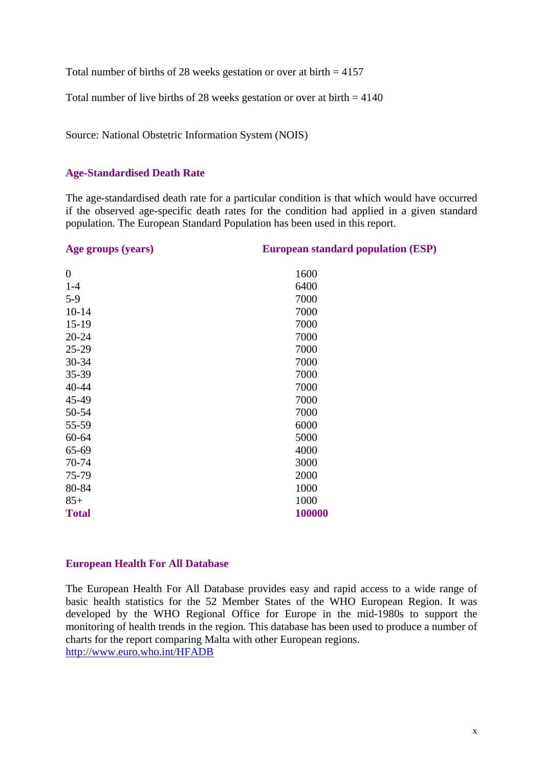Total number of births of 28 weeks gestation or over at birth = 4157

Total number of live births of 28 weeks gestation or over at birth = 4140

Source: National Obstetric Information System (NOIS)

### Age-Standardised Death Rate

The age-standardised death rate for a particular condition is that which would have occurred if the observed age-specific death rates for the condition had applied in a given standard population. The European Standard Population has been used in this report.

| Age groups (years) | European standard population (ESP) |
| --- | --- |
| 0 | 1600 |
| 1-4 | 6400 |
| 5-9 | 7000 |
| 10-14 | 7000 |
| 15-19 | 7000 |
| 20-24 | 7000 |
| 25-29 | 7000 |
| 30-34 | 7000 |
| 35-39 | 7000 |
| 40-44 | 7000 |
| 45-49 | 7000 |
| 50-54 | 7000 |
| 55-59 | 6000 |
| 60-64 | 5000 |
| 65-69 | 4000 |
| 70-74 | 3000 |
| 75-79 | 2000 |
| 80-84 | 1000 |
| 85+ | 1000 |
| **Total** | **100000** |

### European Health For All Database

The European Health For All Database provides easy and rapid access to a wide range of basic health statistics for the 52 Member States of the WHO European Region. It was developed by the WHO Regional Office for Europe in the mid-1980s to support the monitoring of health trends in the region. This database has been used to produce a number of charts for the report comparing Malta with other European regions.
http://www.euro.who.int/HFADB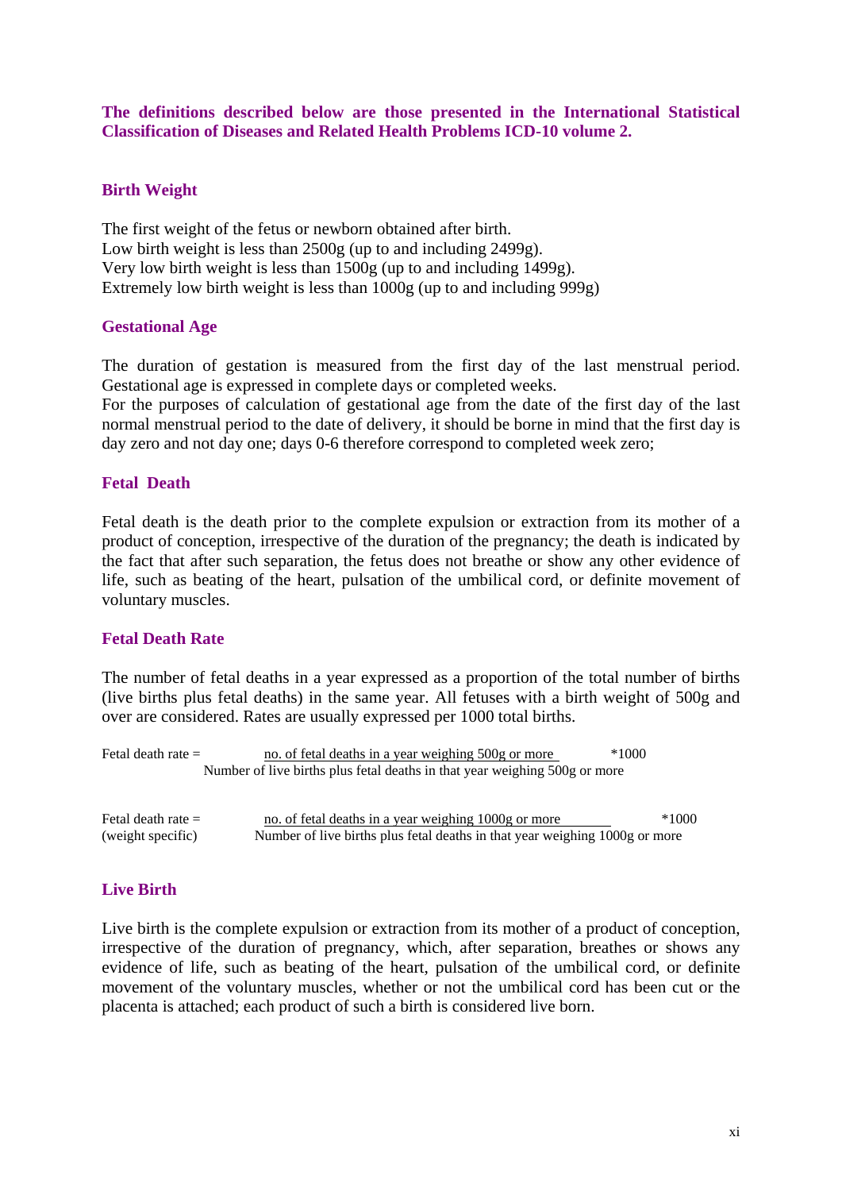**The definitions described below are those presented in the International Statistical Classification of Diseases and Related Health Problems ICD-10 volume 2.**

## Birth Weight

The first weight of the fetus or newborn obtained after birth.
Low birth weight is less than 2500g (up to and including 2499g).
Very low birth weight is less than 1500g (up to and including 1499g).
Extremely low birth weight is less than 1000g (up to and including 999g)

## Gestational Age

The duration of gestation is measured from the first day of the last menstrual period. Gestational age is expressed in complete days or completed weeks.
For the purposes of calculation of gestational age from the date of the first day of the last normal menstrual period to the date of delivery, it should be borne in mind that the first day is day zero and not day one; days 0-6 therefore correspond to completed week zero;

## Fetal Death

Fetal death is the death prior to the complete expulsion or extraction from its mother of a product of conception, irrespective of the duration of the pregnancy; the death is indicated by the fact that after such separation, the fetus does not breathe or show any other evidence of life, such as beating of the heart, pulsation of the umbilical cord, or definite movement of voluntary muscles.

## Fetal Death Rate

The number of fetal deaths in a year expressed as a proportion of the total number of births (live births plus fetal deaths) in the same year. All fetuses with a birth weight of 500g and over are considered. Rates are usually expressed per 1000 total births.

$$\text{Fetal death rate} = \frac{\text{no. of fetal deaths in a year weighing 500g or more}}{\text{Number of live births plus fetal deaths in that year weighing 500g or more}} * 1000$$

$$\text{Fetal death rate (weight specific)} = \frac{\text{no. of fetal deaths in a year weighing 1000g or more}}{\text{Number of live births plus fetal deaths in that year weighing 1000g or more}} * 1000$$

## Live Birth

Live birth is the complete expulsion or extraction from its mother of a product of conception, irrespective of the duration of pregnancy, which, after separation, breathes or shows any evidence of life, such as beating of the heart, pulsation of the umbilical cord, or definite movement of the voluntary muscles, whether or not the umbilical cord has been cut or the placenta is attached; each product of such a birth is considered live born.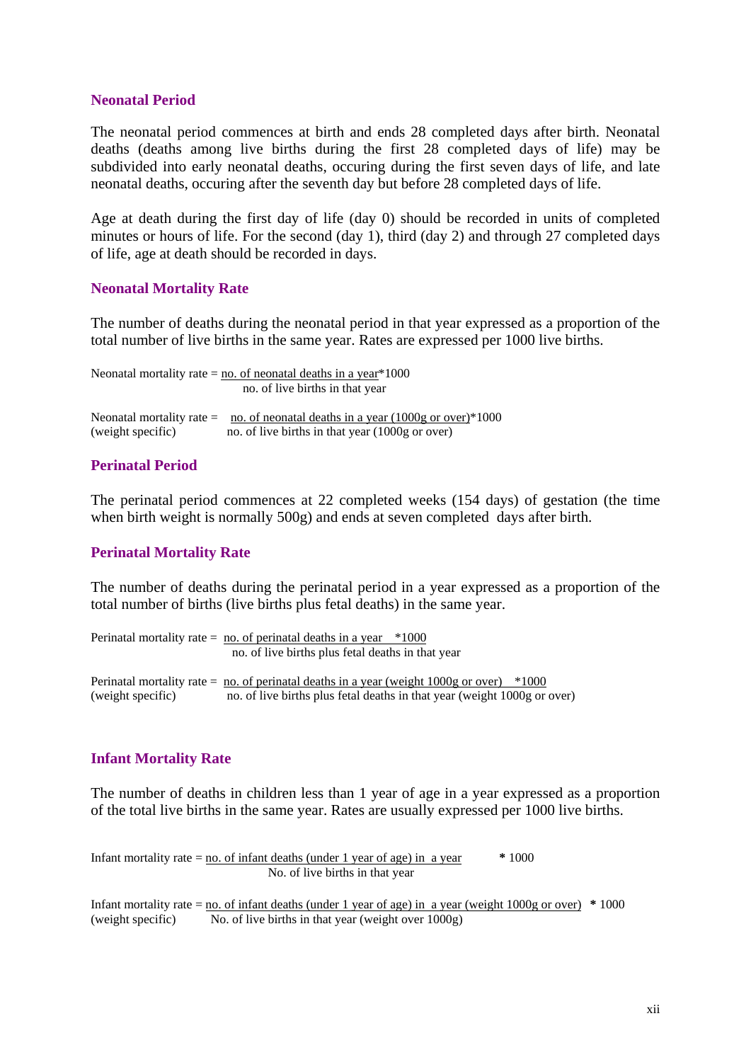## Neonatal Period

The neonatal period commences at birth and ends 28 completed days after birth. Neonatal deaths (deaths among live births during the first 28 completed days of life) may be subdivided into early neonatal deaths, occuring during the first seven days of life, and late neonatal deaths, occuring after the seventh day but before 28 completed days of life.

Age at death during the first day of life (day 0) should be recorded in units of completed minutes or hours of life. For the second (day 1), third (day 2) and through 27 completed days of life, age at death should be recorded in days.

## Neonatal Mortality Rate

The number of deaths during the neonatal period in that year expressed as a proportion of the total number of live births in the same year. Rates are expressed per 1000 live births.

$$\text{Neonatal mortality rate} = \frac{\text{no. of neonatal deaths in a year}}{\text{no. of live births in that year}} * 1000$$

$$\text{Neonatal mortality rate (weight specific)} = \frac{\text{no. of neonatal deaths in a year (1000g or over)}}{\text{no. of live births in that year (1000g or over)}} * 1000$$

## Perinatal Period

The perinatal period commences at 22 completed weeks (154 days) of gestation (the time when birth weight is normally 500g) and ends at seven completed days after birth.

## Perinatal Mortality Rate

The number of deaths during the perinatal period in a year expressed as a proportion of the total number of births (live births plus fetal deaths) in the same year.

$$\text{Perinatal mortality rate} = \frac{\text{no. of perinatal deaths in a year}}{\text{no. of live births plus fetal deaths in that year}} * 1000$$

$$\text{Perinatal mortality rate (weight specific)} = \frac{\text{no. of perinatal deaths in a year (weight 1000g or over)}}{\text{no. of live births plus fetal deaths in that year (weight 1000g or over)}} * 1000$$

## Infant Mortality Rate

The number of deaths in children less than 1 year of age in a year expressed as a proportion of the total live births in the same year. Rates are usually expressed per 1000 live births.

$$\text{Infant mortality rate} = \frac{\text{no. of infant deaths (under 1 year of age) in a year}}{\text{No. of live births in that year}} * 1000$$

$$\text{Infant mortality rate (weight specific)} = \frac{\text{no. of infant deaths (under 1 year of age) in a year (weight 1000g or over)}}{\text{No. of live births in that year (weight over 1000g)}} * 1000$$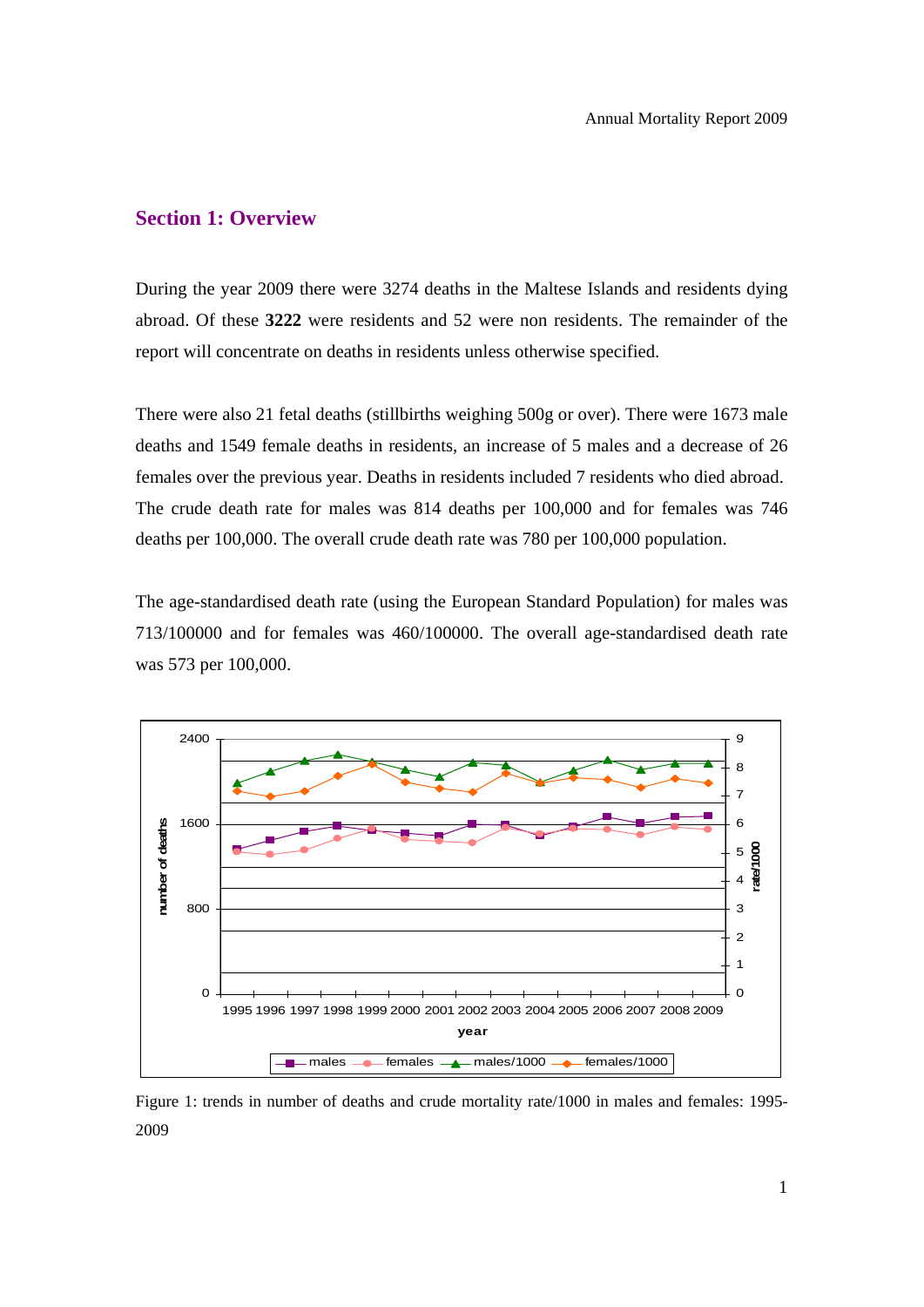## Section 1: Overview

During the year 2009 there were 3274 deaths in the Maltese Islands and residents dying abroad. Of these **3222** were residents and 52 were non residents. The remainder of the report will concentrate on deaths in residents unless otherwise specified.

There were also 21 fetal deaths (stillbirths weighing 500g or over). There were 1673 male deaths and 1549 female deaths in residents, an increase of 5 males and a decrease of 26 females over the previous year. Deaths in residents included 7 residents who died abroad. The crude death rate for males was 814 deaths per 100,000 and for females was 746 deaths per 100,000. The overall crude death rate was 780 per 100,000 population.

The age-standardised death rate (using the European Standard Population) for males was 713/100000 and for females was 460/100000. The overall age-standardised death rate was 573 per 100,000.

Figure 1: trends in number of deaths and crude mortality rate/1000 in males and females: 1995-2009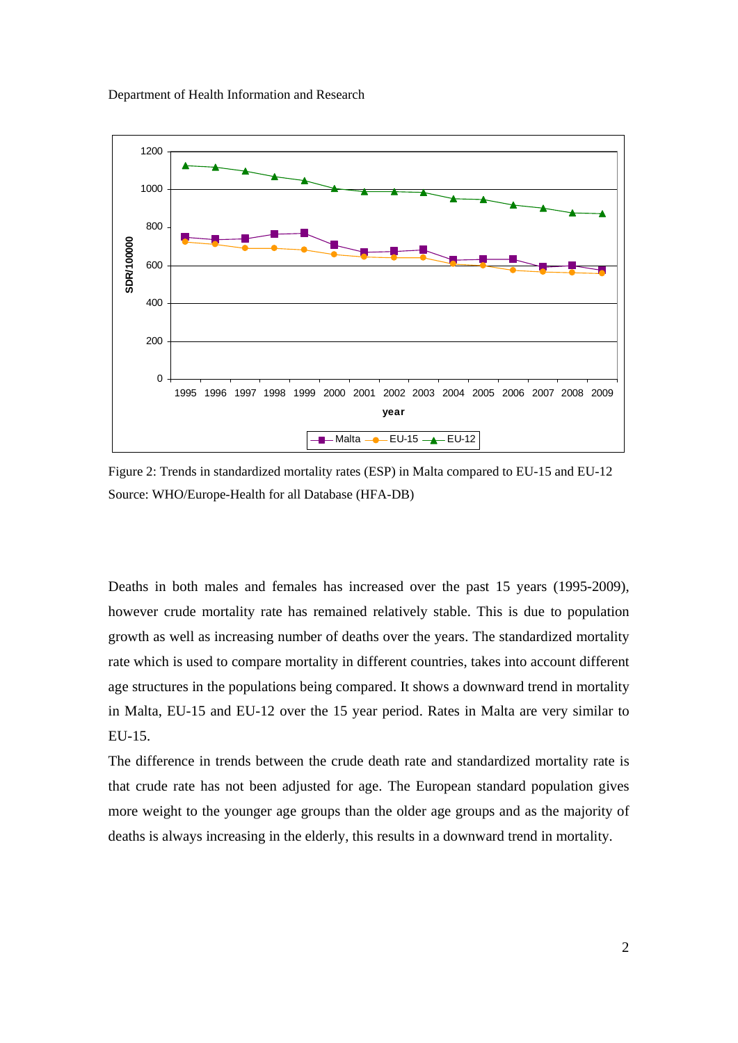Figure 2: Trends in standardized mortality rates (ESP) in Malta compared to EU-15 and EU-12
Source: WHO/Europe-Health for all Database (HFA-DB)

Deaths in both males and females has increased over the past 15 years (1995-2009), however crude mortality rate has remained relatively stable. This is due to population growth as well as increasing number of deaths over the years. The standardized mortality rate which is used to compare mortality in different countries, takes into account different age structures in the populations being compared. It shows a downward trend in mortality in Malta, EU-15 and EU-12 over the 15 year period. Rates in Malta are very similar to EU-15.

The difference in trends between the crude death rate and standardized mortality rate is that crude rate has not been adjusted for age. The European standard population gives more weight to the younger age groups than the older age groups and as the majority of deaths is always increasing in the elderly, this results in a downward trend in mortality.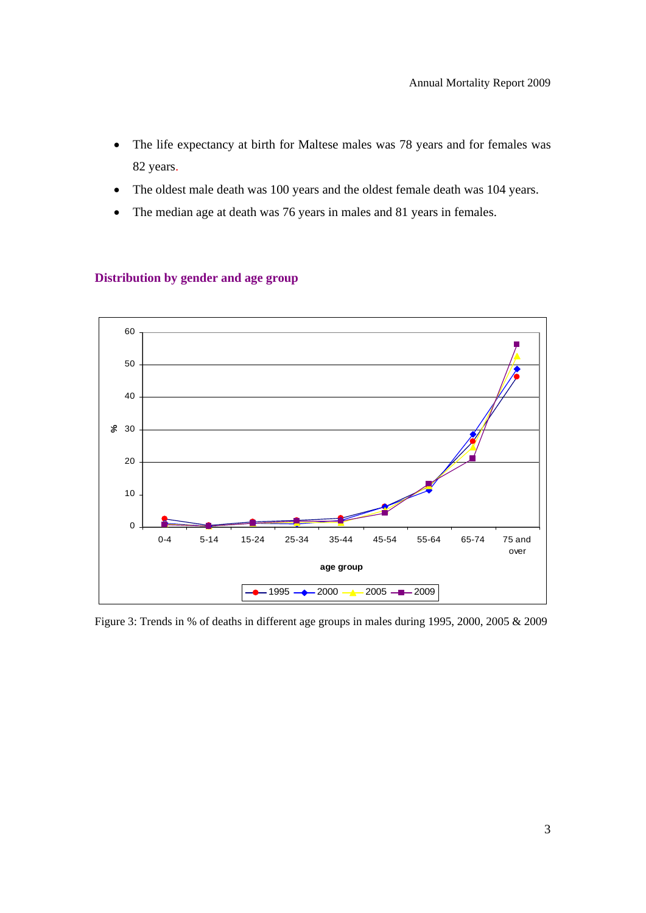- The life expectancy at birth for Maltese males was 78 years and for females was 82 years.
- The oldest male death was 100 years and the oldest female death was 104 years.
- The median age at death was 76 years in males and 81 years in females.

### Distribution by gender and age group

Figure 3: Trends in % of deaths in different age groups in males during 1995, 2000, 2005 & 2009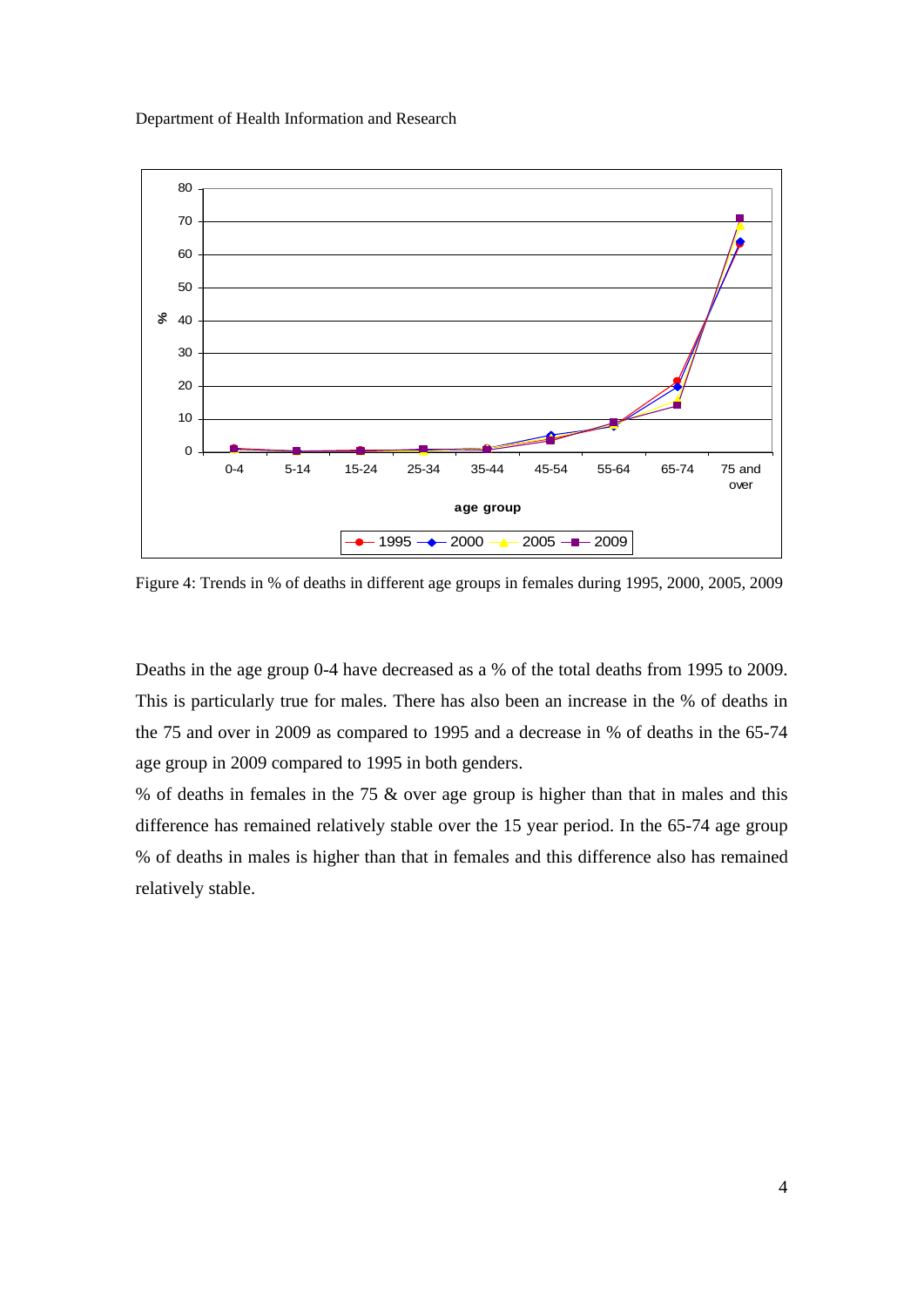Figure 4: Trends in % of deaths in different age groups in females during 1995, 2000, 2005, 2009

Deaths in the age group 0-4 have decreased as a % of the total deaths from 1995 to 2009. This is particularly true for males. There has also been an increase in the % of deaths in the 75 and over in 2009 as compared to 1995 and a decrease in % of deaths in the 65-74 age group in 2009 compared to 1995 in both genders.

% of deaths in females in the 75 & over age group is higher than that in males and this difference has remained relatively stable over the 15 year period. In the 65-74 age group % of deaths in males is higher than that in females and this difference also has remained relatively stable.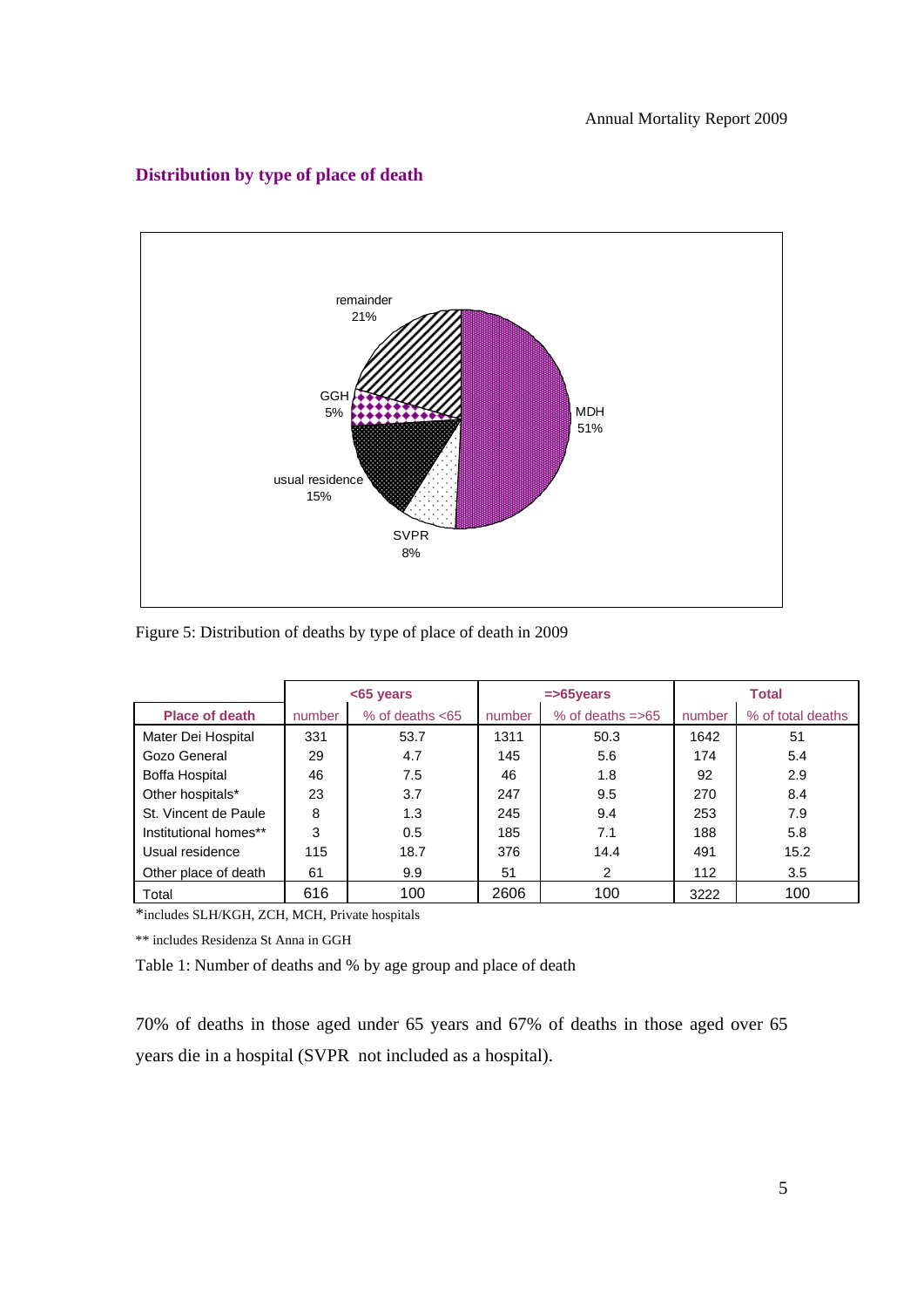## Distribution by type of place of death

remainder 21%

GGH 5%

usual residence 15%

SVPR 8%

MDH 51%

Figure 5: Distribution of deaths by type of place of death in 2009

| | <65 years | | =>65years | | Total | |
|---|---|---|---|---|---|---|
| Place of death | number | % of deaths <65 | number | % of deaths =>65 | number | % of total deaths |
| Mater Dei Hospital | 331 | 53.7 | 1311 | 50.3 | 1642 | 51 |
| Gozo General | 29 | 4.7 | 145 | 5.6 | 174 | 5.4 |
| Boffa Hospital | 46 | 7.5 | 46 | 1.8 | 92 | 2.9 |
| Other hospitals* | 23 | 3.7 | 247 | 9.5 | 270 | 8.4 |
| St. Vincent de Paule | 8 | 1.3 | 245 | 9.4 | 253 | 7.9 |
| Institutional homes** | 3 | 0.5 | 185 | 7.1 | 188 | 5.8 |
| Usual residence | 115 | 18.7 | 376 | 14.4 | 491 | 15.2 |
| Other place of death | 61 | 9.9 | 51 | 2 | 112 | 3.5 |
| Total | 616 | 100 | 2606 | 100 | 3222 | 100 |

*includes SLH/KGH, ZCH, MCH, Private hospitals

** includes Residenza St Anna in GGH

Table 1: Number of deaths and % by age group and place of death

70% of deaths in those aged under 65 years and 67% of deaths in those aged over 65 years die in a hospital (SVPR not included as a hospital).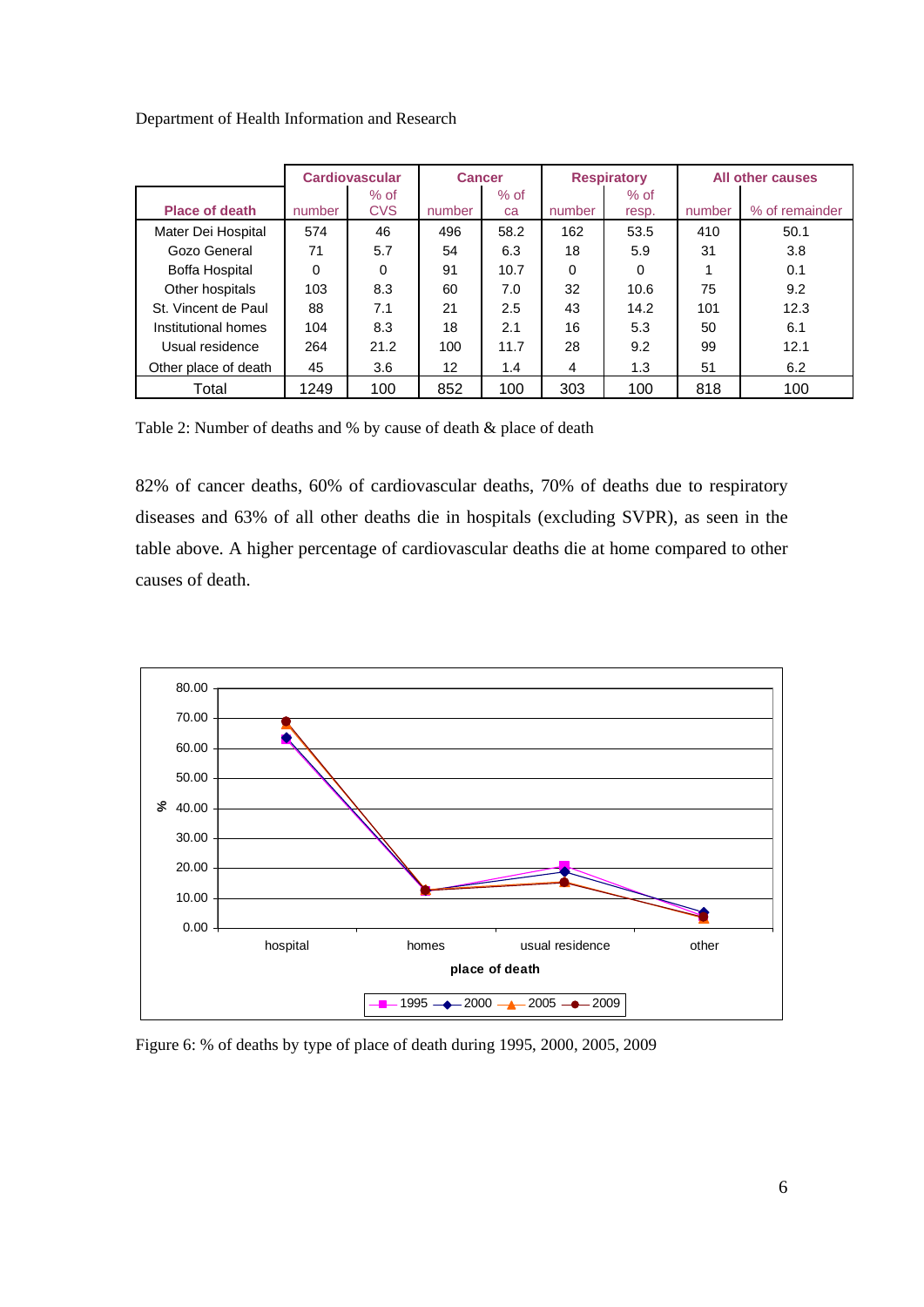| Place of death | Cardiovascular | | Cancer | | Respiratory | | All other causes | |
|---|---|---|---|---|---|---|---|---|
| | number | % of CVS | number | % of ca | number | % of resp. | number | % of remainder |
| Mater Dei Hospital | 574 | 46 | 496 | 58.2 | 162 | 53.5 | 410 | 50.1 |
| Gozo General | 71 | 5.7 | 54 | 6.3 | 18 | 5.9 | 31 | 3.8 |
| Boffa Hospital | 0 | 0 | 91 | 10.7 | 0 | 0 | 1 | 0.1 |
| Other hospitals | 103 | 8.3 | 60 | 7.0 | 32 | 10.6 | 75 | 9.2 |
| St. Vincent de Paul | 88 | 7.1 | 21 | 2.5 | 43 | 14.2 | 101 | 12.3 |
| Institutional homes | 104 | 8.3 | 18 | 2.1 | 16 | 5.3 | 50 | 6.1 |
| Usual residence | 264 | 21.2 | 100 | 11.7 | 28 | 9.2 | 99 | 12.1 |
| Other place of death | 45 | 3.6 | 12 | 1.4 | 4 | 1.3 | 51 | 6.2 |
| Total | 1249 | 100 | 852 | 100 | 303 | 100 | 818 | 100 |

Table 2: Number of deaths and % by cause of death & place of death

82% of cancer deaths, 60% of cardiovascular deaths, 70% of deaths due to respiratory diseases and 63% of all other deaths die in hospitals (excluding SVPR), as seen in the table above. A higher percentage of cardiovascular deaths die at home compared to other causes of death.

Figure 6: % of deaths by type of place of death during 1995, 2000, 2005, 2009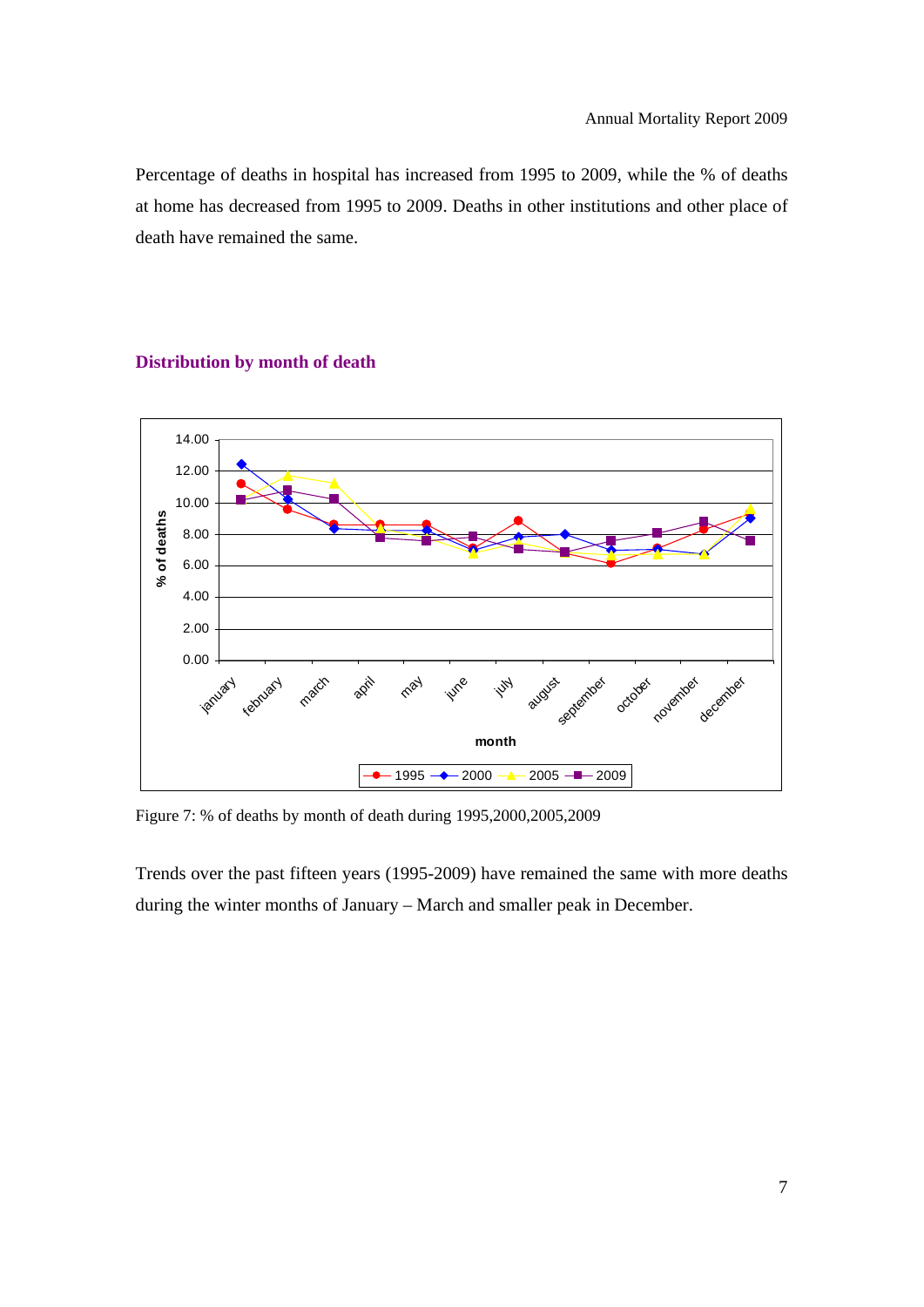Percentage of deaths in hospital has increased from 1995 to 2009, while the % of deaths at home has decreased from 1995 to 2009. Deaths in other institutions and other place of death have remained the same.

## Distribution by month of death

Figure 7: % of deaths by month of death during 1995,2000,2005,2009

Trends over the past fifteen years (1995-2009) have remained the same with more deaths during the winter months of January – March and smaller peak in December.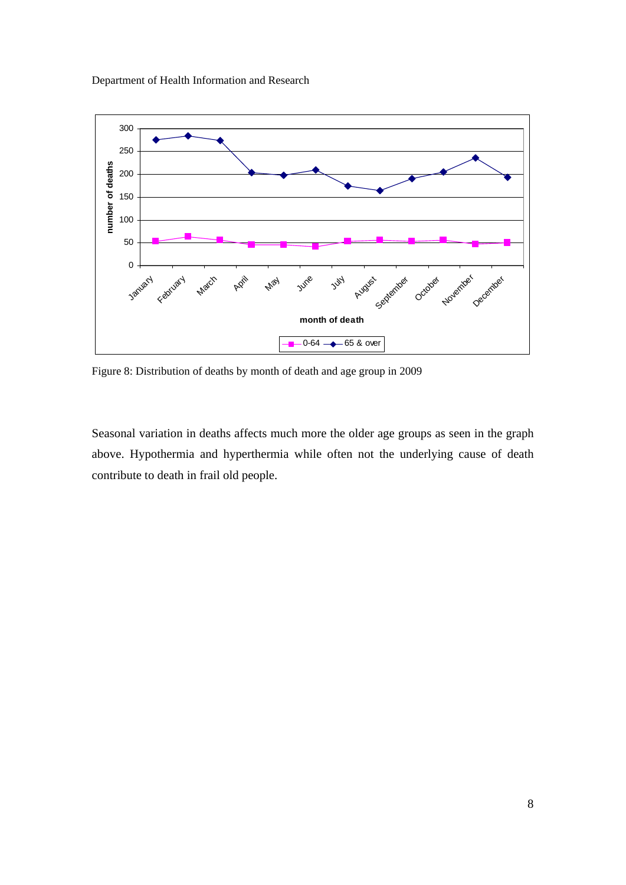Figure 8: Distribution of deaths by month of death and age group in 2009

Seasonal variation in deaths affects much more the older age groups as seen in the graph above. Hypothermia and hyperthermia while often not the underlying cause of death contribute to death in frail old people.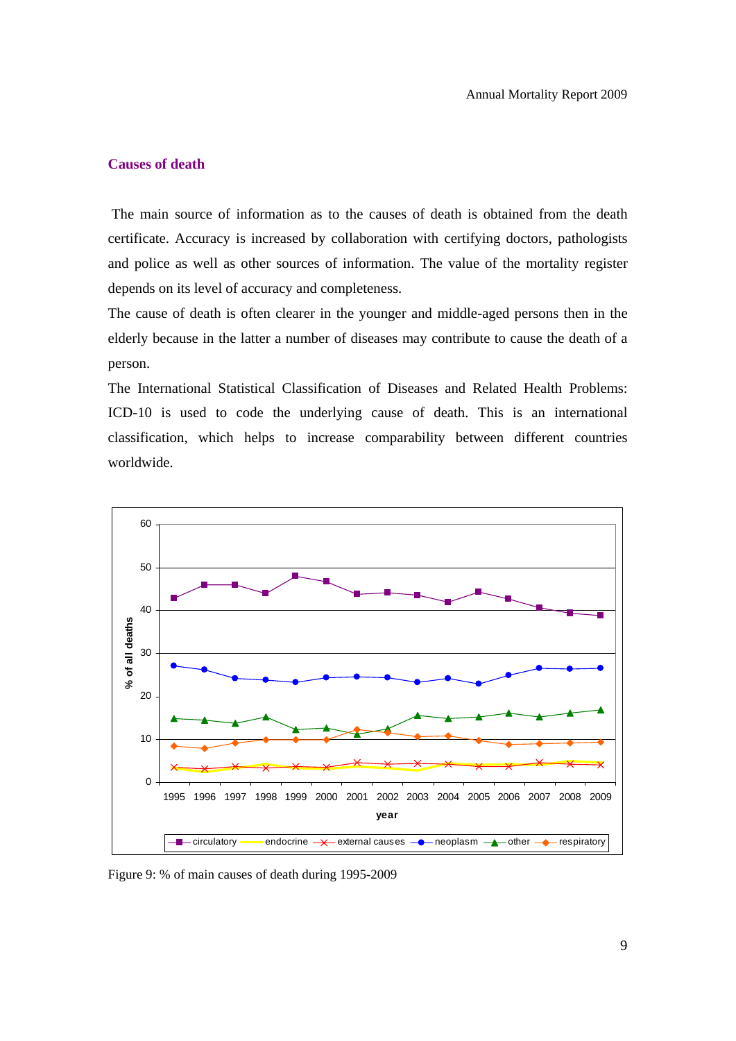## Causes of death

The main source of information as to the causes of death is obtained from the death certificate. Accuracy is increased by collaboration with certifying doctors, pathologists and police as well as other sources of information. The value of the mortality register depends on its level of accuracy and completeness.

The cause of death is often clearer in the younger and middle-aged persons then in the elderly because in the latter a number of diseases may contribute to cause the death of a person.

The International Statistical Classification of Diseases and Related Health Problems: ICD-10 is used to code the underlying cause of death. This is an international classification, which helps to increase comparability between different countries worldwide.

Figure 9: % of main causes of death during 1995-2009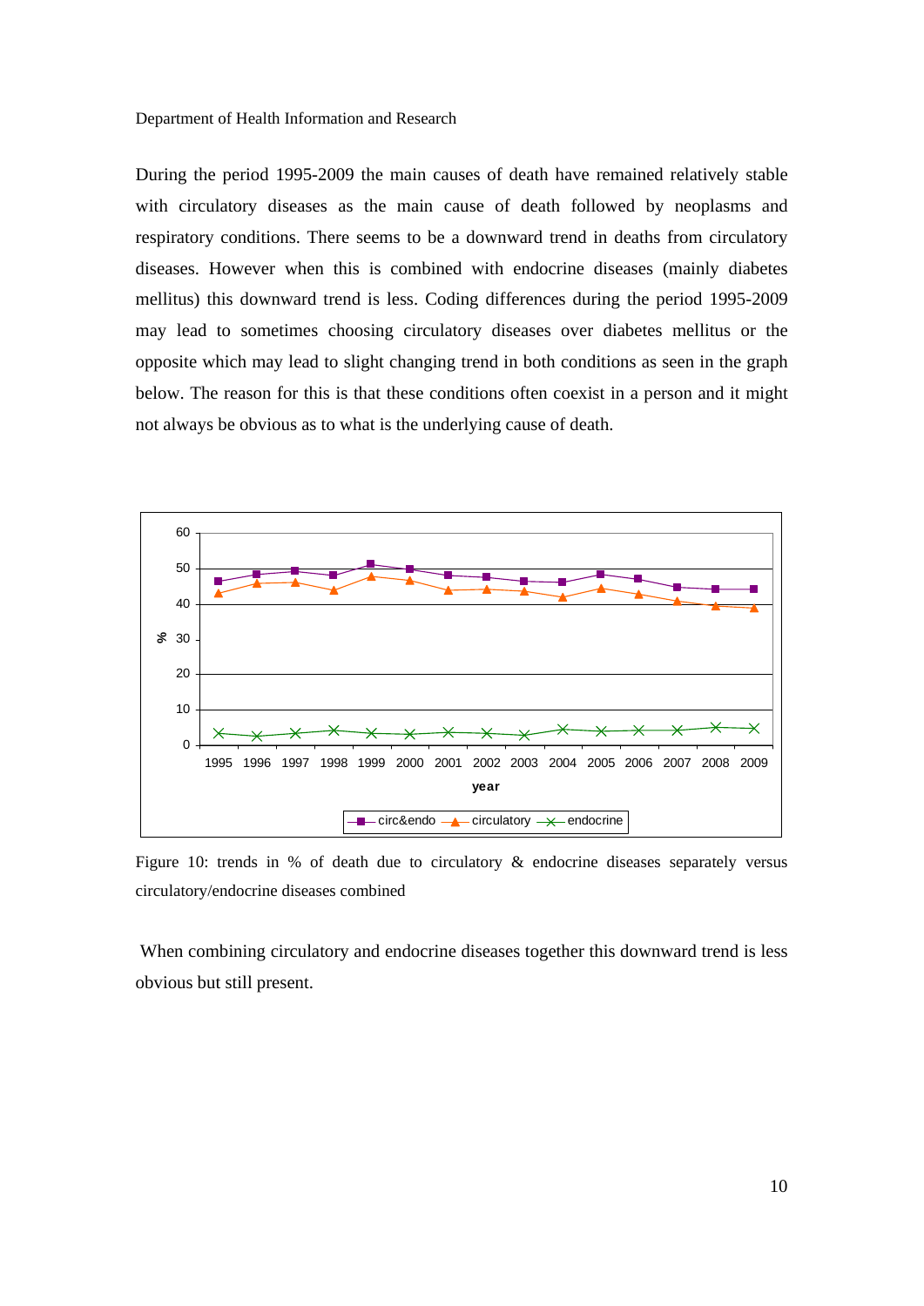During the period 1995-2009 the main causes of death have remained relatively stable with circulatory diseases as the main cause of death followed by neoplasms and respiratory conditions. There seems to be a downward trend in deaths from circulatory diseases. However when this is combined with endocrine diseases (mainly diabetes mellitus) this downward trend is less. Coding differences during the period 1995-2009 may lead to sometimes choosing circulatory diseases over diabetes mellitus or the opposite which may lead to slight changing trend in both conditions as seen in the graph below. The reason for this is that these conditions often coexist in a person and it might not always be obvious as to what is the underlying cause of death.

Figure 10: trends in % of death due to circulatory & endocrine diseases separately versus circulatory/endocrine diseases combined

When combining circulatory and endocrine diseases together this downward trend is less obvious but still present.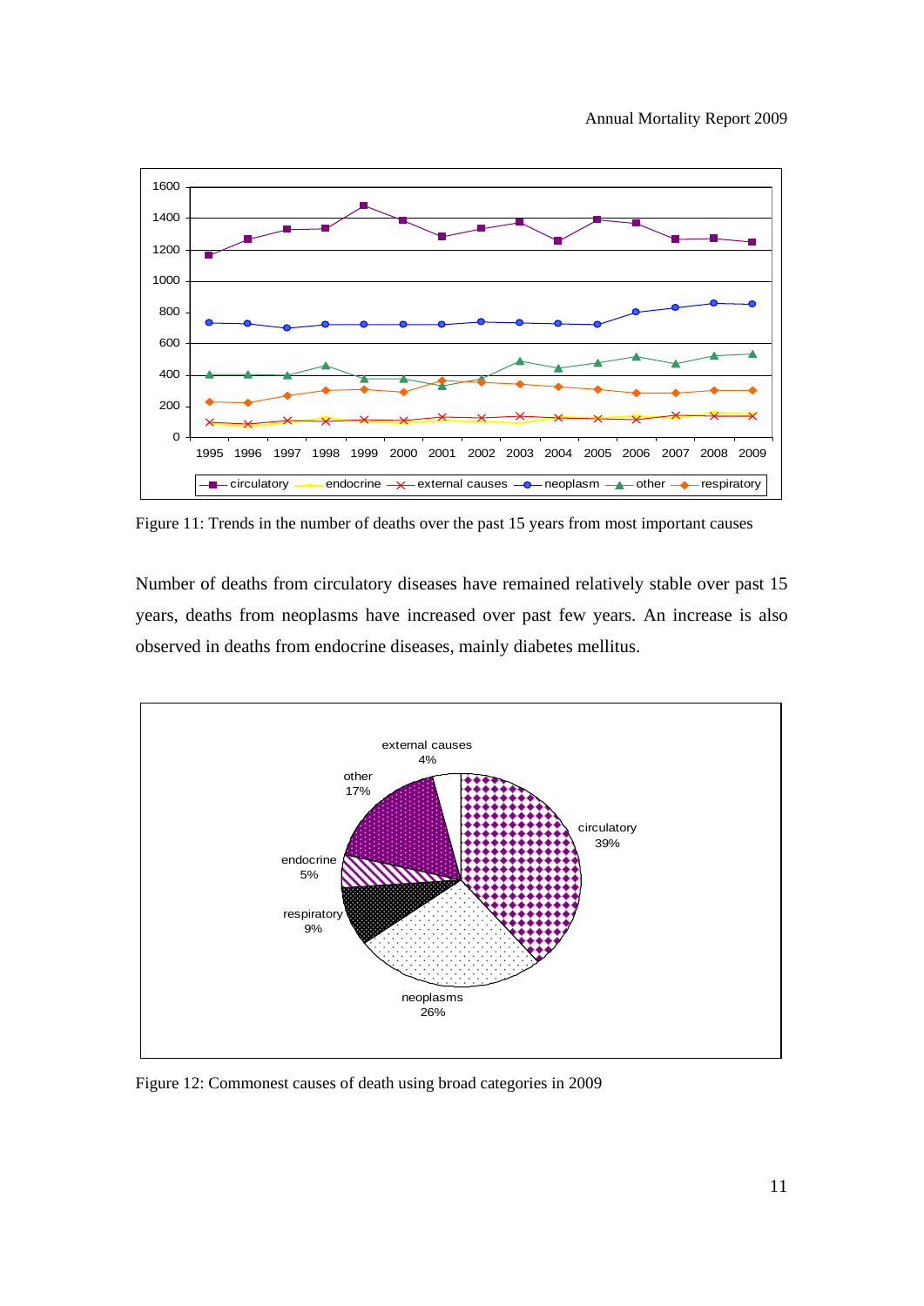Figure 11: Trends in the number of deaths over the past 15 years from most important causes

Number of deaths from circulatory diseases have remained relatively stable over past 15 years, deaths from neoplasms have increased over past few years. An increase is also observed in deaths from endocrine diseases, mainly diabetes mellitus.

Figure 12: Commonest causes of death using broad categories in 2009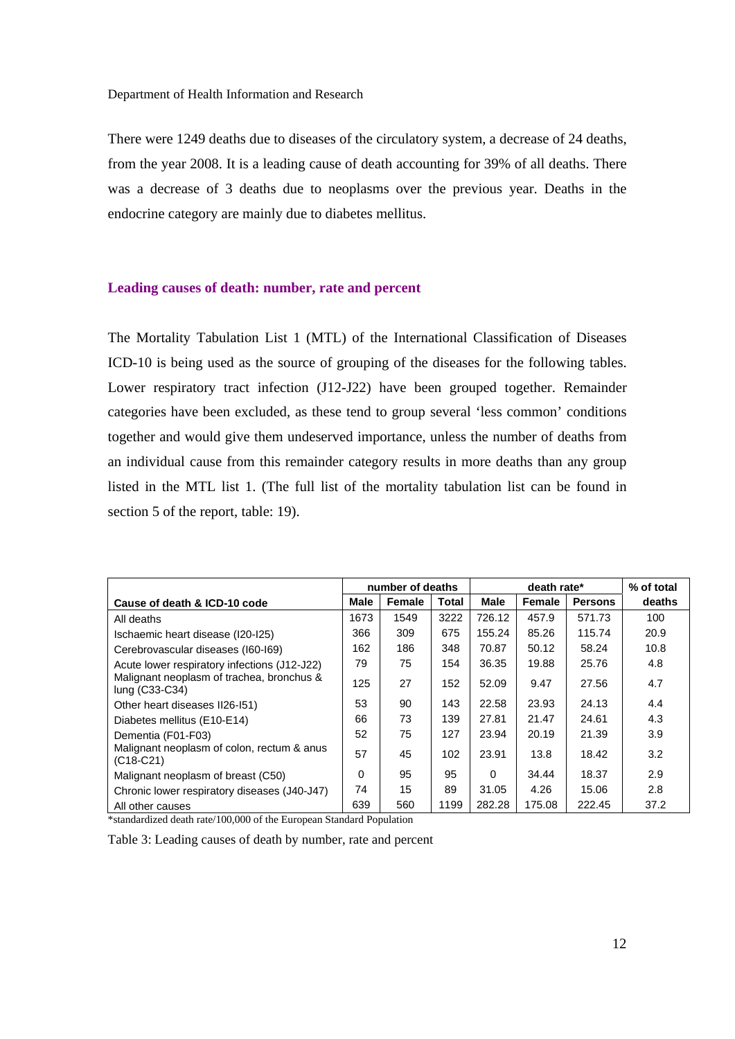There were 1249 deaths due to diseases of the circulatory system, a decrease of 24 deaths, from the year 2008. It is a leading cause of death accounting for 39% of all deaths. There was a decrease of 3 deaths due to neoplasms over the previous year. Deaths in the endocrine category are mainly due to diabetes mellitus.

## Leading causes of death: number, rate and percent

The Mortality Tabulation List 1 (MTL) of the International Classification of Diseases ICD-10 is being used as the source of grouping of the diseases for the following tables. Lower respiratory tract infection (J12-J22) have been grouped together. Remainder categories have been excluded, as these tend to group several 'less common' conditions together and would give them undeserved importance, unless the number of deaths from an individual cause from this remainder category results in more deaths than any group listed in the MTL list 1. (The full list of the mortality tabulation list can be found in section 5 of the report, table: 19).

| | number of deaths | | | death rate* | | | % of total |
|---|---|---|---|---|---|---|---|
| **Cause of death & ICD-10 code** | **Male** | **Female** | **Total** | **Male** | **Female** | **Persons** | **deaths** |
| All deaths | 1673 | 1549 | 3222 | 726.12 | 457.9 | 571.73 | 100 |
| Ischaemic heart disease (I20-I25) | 366 | 309 | 675 | 155.24 | 85.26 | 115.74 | 20.9 |
| Cerebrovascular diseases (I60-I69) | 162 | 186 | 348 | 70.87 | 50.12 | 58.24 | 10.8 |
| Acute lower respiratory infections (J12-J22) | 79 | 75 | 154 | 36.35 | 19.88 | 25.76 | 4.8 |
| Malignant neoplasm of trachea, bronchus & lung (C33-C34) | 125 | 27 | 152 | 52.09 | 9.47 | 27.56 | 4.7 |
| Other heart diseases II26-I51) | 53 | 90 | 143 | 22.58 | 23.93 | 24.13 | 4.4 |
| Diabetes mellitus (E10-E14) | 66 | 73 | 139 | 27.81 | 21.47 | 24.61 | 4.3 |
| Dementia (F01-F03) | 52 | 75 | 127 | 23.94 | 20.19 | 21.39 | 3.9 |
| Malignant neoplasm of colon, rectum & anus (C18-C21) | 57 | 45 | 102 | 23.91 | 13.8 | 18.42 | 3.2 |
| Malignant neoplasm of breast (C50) | 0 | 95 | 95 | 0 | 34.44 | 18.37 | 2.9 |
| Chronic lower respiratory diseases (J40-J47) | 74 | 15 | 89 | 31.05 | 4.26 | 15.06 | 2.8 |
| All other causes | 639 | 560 | 1199 | 282.28 | 175.08 | 222.45 | 37.2 |

*standardized death rate/100,000 of the European Standard Population

Table 3: Leading causes of death by number, rate and percent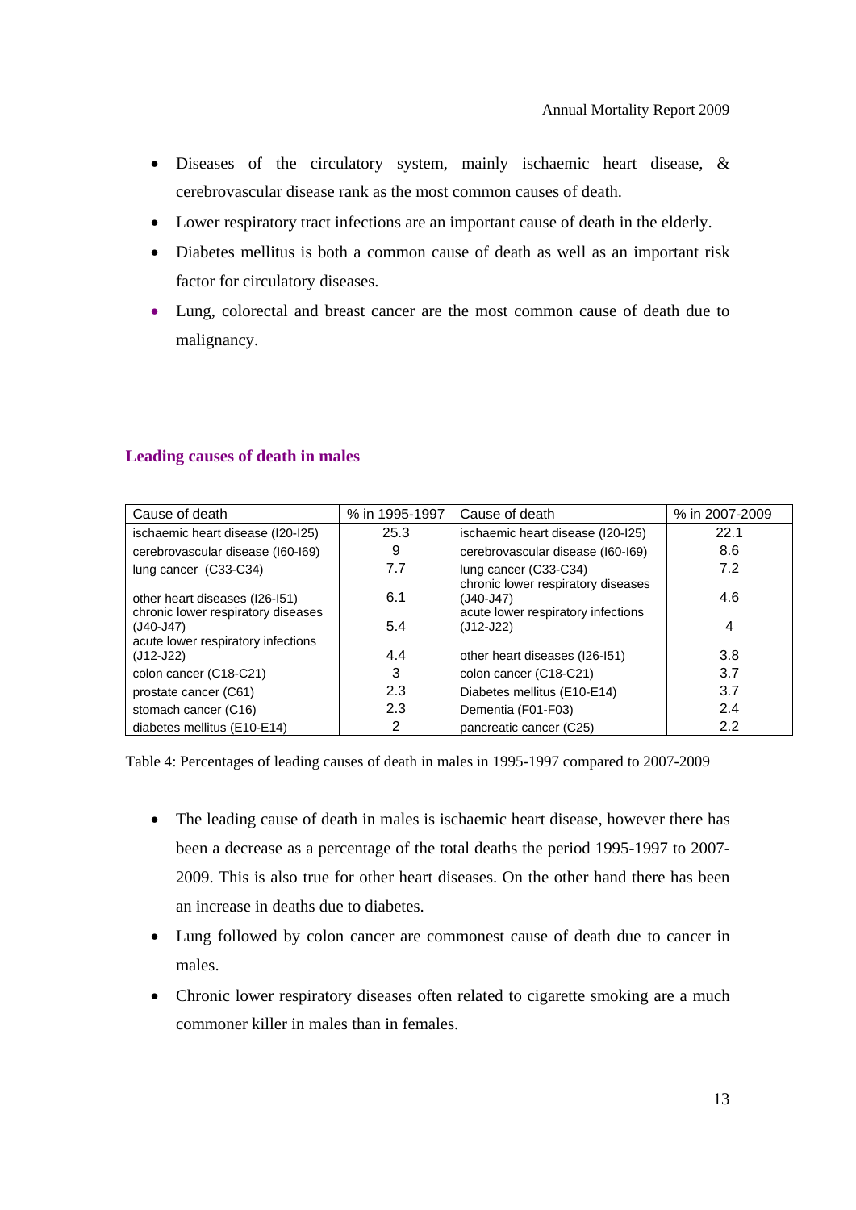- Diseases of the circulatory system, mainly ischaemic heart disease, & cerebrovascular disease rank as the most common causes of death.
- Lower respiratory tract infections are an important cause of death in the elderly.
- Diabetes mellitus is both a common cause of death as well as an important risk factor for circulatory diseases.
- Lung, colorectal and breast cancer are the most common cause of death due to malignancy.

### Leading causes of death in males

| Cause of death | % in 1995-1997 | Cause of death | % in 2007-2009 |
|---|---|---|---|
| ischaemic heart disease (I20-I25) | 25.3 | ischaemic heart disease (I20-I25) | 22.1 |
| cerebrovascular disease (I60-I69) | 9 | cerebrovascular disease (I60-I69) | 8.6 |
| lung cancer (C33-C34) | 7.7 | lung cancer (C33-C34) | 7.2 |
| other heart diseases (I26-I51) | 6.1 | chronic lower respiratory diseases (J40-J47) | 4.6 |
| chronic lower respiratory diseases (J40-J47) | 5.4 | acute lower respiratory infections (J12-J22) | 4 |
| acute lower respiratory infections (J12-J22) | 4.4 | other heart diseases (I26-I51) | 3.8 |
| colon cancer (C18-C21) | 3 | colon cancer (C18-C21) | 3.7 |
| prostate cancer (C61) | 2.3 | Diabetes mellitus (E10-E14) | 3.7 |
| stomach cancer (C16) | 2.3 | Dementia (F01-F03) | 2.4 |
| diabetes mellitus (E10-E14) | 2 | pancreatic cancer (C25) | 2.2 |

Table 4: Percentages of leading causes of death in males in 1995-1997 compared to 2007-2009

- The leading cause of death in males is ischaemic heart disease, however there has been a decrease as a percentage of the total deaths the period 1995-1997 to 2007-2009. This is also true for other heart diseases. On the other hand there has been an increase in deaths due to diabetes.
- Lung followed by colon cancer are commonest cause of death due to cancer in males.
- Chronic lower respiratory diseases often related to cigarette smoking are a much commoner killer in males than in females.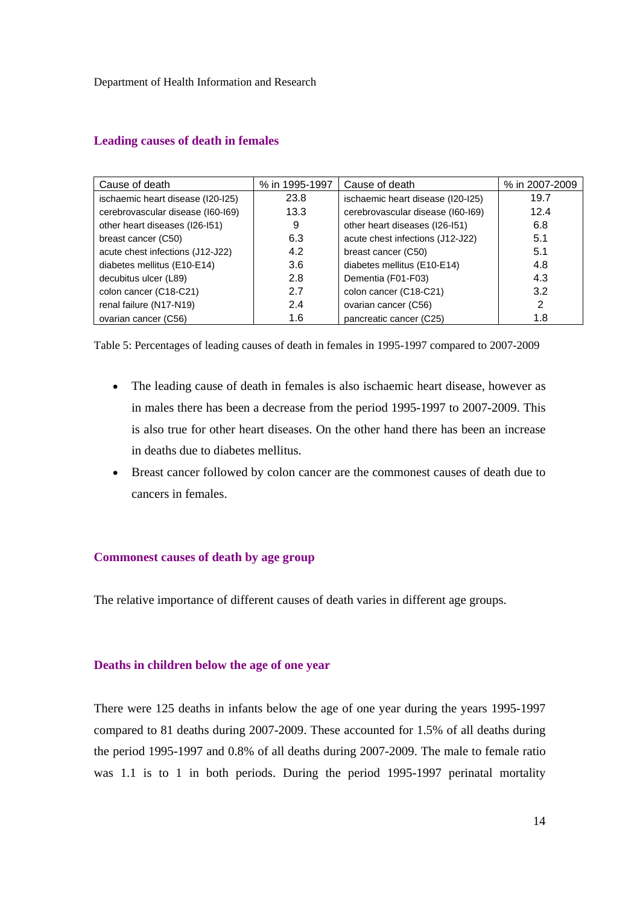## Leading causes of death in females

| Cause of death | % in 1995-1997 | Cause of death | % in 2007-2009 |
|---|---|---|---|
| ischaemic heart disease (I20-I25) | 23.8 | ischaemic heart disease (I20-I25) | 19.7 |
| cerebrovascular disease (I60-I69) | 13.3 | cerebrovascular disease (I60-I69) | 12.4 |
| other heart diseases (I26-I51) | 9 | other heart diseases (I26-I51) | 6.8 |
| breast cancer (C50) | 6.3 | acute chest infections (J12-J22) | 5.1 |
| acute chest infections (J12-J22) | 4.2 | breast cancer (C50) | 5.1 |
| diabetes mellitus (E10-E14) | 3.6 | diabetes mellitus (E10-E14) | 4.8 |
| decubitus ulcer (L89) | 2.8 | Dementia (F01-F03) | 4.3 |
| colon cancer (C18-C21) | 2.7 | colon cancer (C18-C21) | 3.2 |
| renal failure (N17-N19) | 2.4 | ovarian cancer (C56) | 2 |
| ovarian cancer (C56) | 1.6 | pancreatic cancer (C25) | 1.8 |

Table 5: Percentages of leading causes of death in females in 1995-1997 compared to 2007-2009

- The leading cause of death in females is also ischaemic heart disease, however as in males there has been a decrease from the period 1995-1997 to 2007-2009. This is also true for other heart diseases. On the other hand there has been an increase in deaths due to diabetes mellitus.
- Breast cancer followed by colon cancer are the commonest causes of death due to cancers in females.

## Commonest causes of death by age group

The relative importance of different causes of death varies in different age groups.

### Deaths in children below the age of one year

There were 125 deaths in infants below the age of one year during the years 1995-1997 compared to 81 deaths during 2007-2009. These accounted for 1.5% of all deaths during the period 1995-1997 and 0.8% of all deaths during 2007-2009. The male to female ratio was 1.1 is to 1 in both periods. During the period 1995-1997 perinatal mortality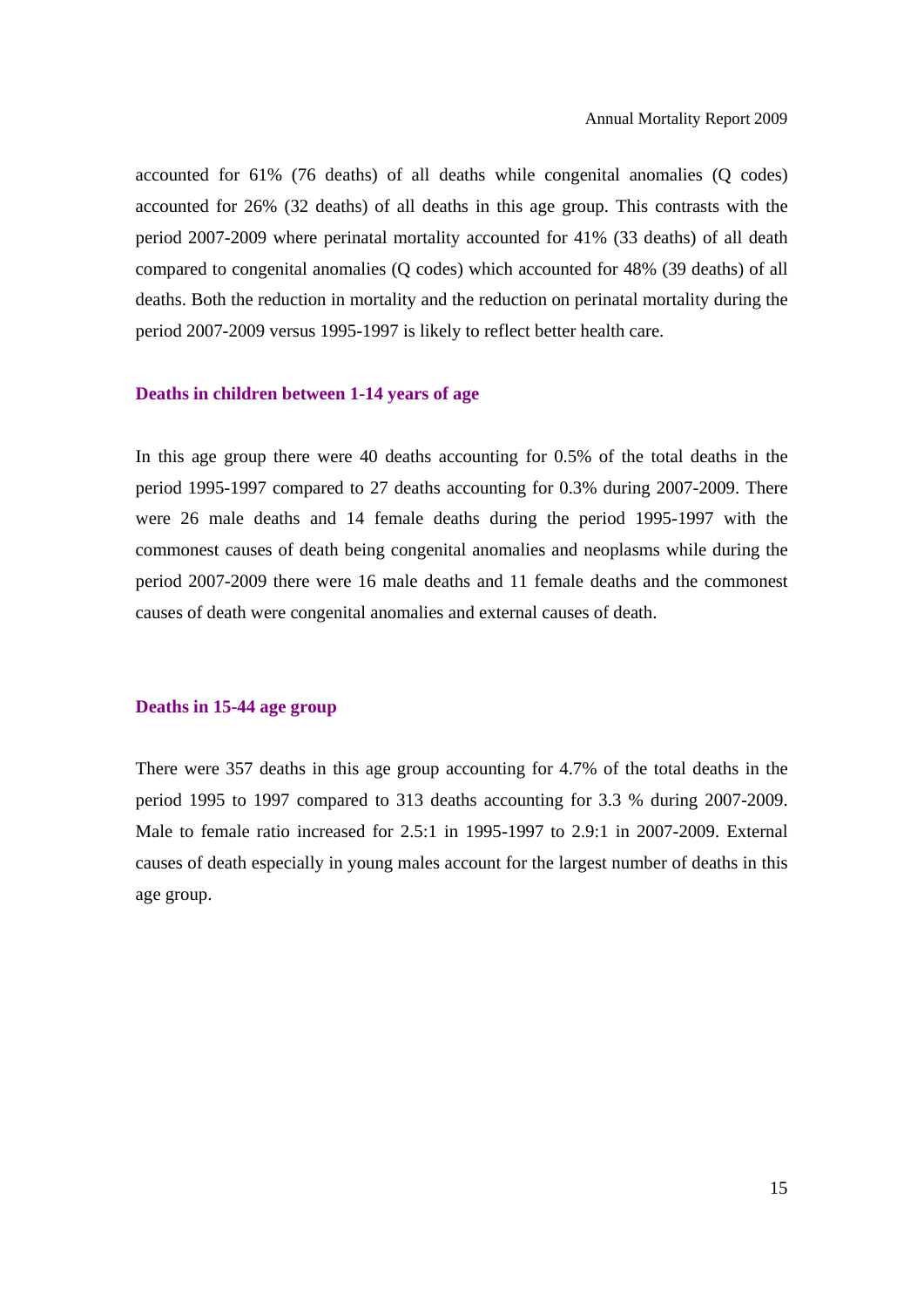accounted for 61% (76 deaths) of all deaths while congenital anomalies (Q codes) accounted for 26% (32 deaths) of all deaths in this age group. This contrasts with the period 2007-2009 where perinatal mortality accounted for 41% (33 deaths) of all death compared to congenital anomalies (Q codes) which accounted for 48% (39 deaths) of all deaths. Both the reduction in mortality and the reduction on perinatal mortality during the period 2007-2009 versus 1995-1997 is likely to reflect better health care.

### Deaths in children between 1-14 years of age

In this age group there were 40 deaths accounting for 0.5% of the total deaths in the period 1995-1997 compared to 27 deaths accounting for 0.3% during 2007-2009. There were 26 male deaths and 14 female deaths during the period 1995-1997 with the commonest causes of death being congenital anomalies and neoplasms while during the period 2007-2009 there were 16 male deaths and 11 female deaths and the commonest causes of death were congenital anomalies and external causes of death.

### Deaths in 15-44 age group

There were 357 deaths in this age group accounting for 4.7% of the total deaths in the period 1995 to 1997 compared to 313 deaths accounting for 3.3 % during 2007-2009. Male to female ratio increased for 2.5:1 in 1995-1997 to 2.9:1 in 2007-2009. External causes of death especially in young males account for the largest number of deaths in this age group.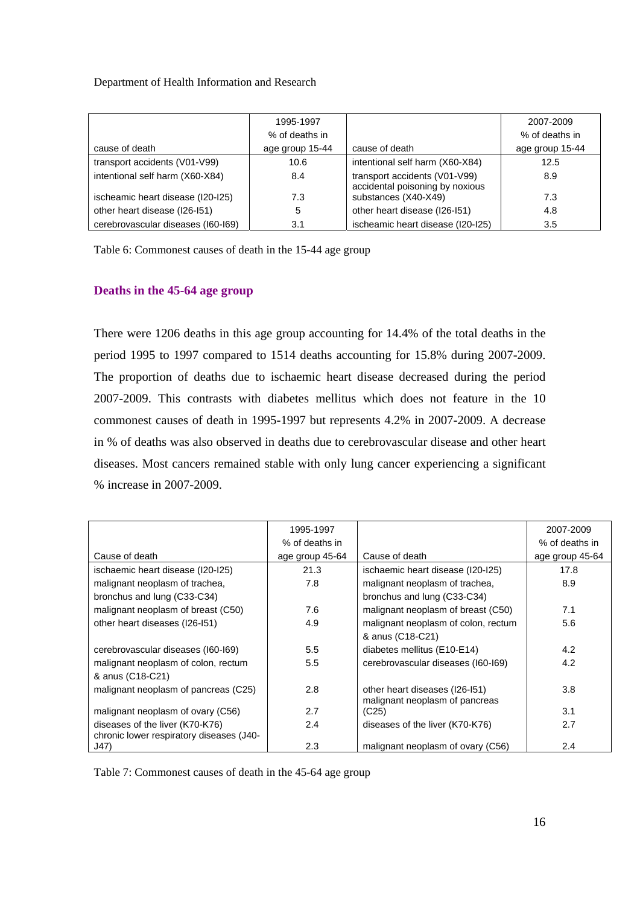Department of Health Information and Research

| cause of death | 1995-1997 % of deaths in age group 15-44 | cause of death | 2007-2009 % of deaths in age group 15-44 |
|---|---|---|---|
| transport accidents (V01-V99) | 10.6 | intentional self harm (X60-X84) | 12.5 |
| intentional self harm (X60-X84) | 8.4 | transport accidents (V01-V99) | 8.9 |
| ischeamic heart disease (I20-I25) | 7.3 | accidental poisoning by noxious substances (X40-X49) | 7.3 |
| other heart disease (I26-I51) | 5 | other heart disease (I26-I51) | 4.8 |
| cerebrovascular diseases (I60-I69) | 3.1 | ischeamic heart disease (I20-I25) | 3.5 |

Table 6: Commonest causes of death in the 15-44 age group

## Deaths in the 45-64 age group

There were 1206 deaths in this age group accounting for 14.4% of the total deaths in the period 1995 to 1997 compared to 1514 deaths accounting for 15.8% during 2007-2009. The proportion of deaths due to ischaemic heart disease decreased during the period 2007-2009. This contrasts with diabetes mellitus which does not feature in the 10 commonest causes of death in 1995-1997 but represents 4.2% in 2007-2009. A decrease in % of deaths was also observed in deaths due to cerebrovascular disease and other heart diseases. Most cancers remained stable with only lung cancer experiencing a significant % increase in 2007-2009.

| Cause of death | 1995-1997 % of deaths in age group 45-64 | Cause of death | 2007-2009 % of deaths in age group 45-64 |
|---|---|---|---|
| ischaemic heart disease (I20-I25) | 21.3 | ischaemic heart disease (I20-I25) | 17.8 |
| malignant neoplasm of trachea, bronchus and lung (C33-C34) | 7.8 | malignant neoplasm of trachea, bronchus and lung (C33-C34) | 8.9 |
| malignant neoplasm of breast (C50) | 7.6 | malignant neoplasm of breast (C50) | 7.1 |
| other heart diseases (I26-I51) | 4.9 | malignant neoplasm of colon, rectum & anus (C18-C21) | 5.6 |
| cerebrovascular diseases (I60-I69) | 5.5 | diabetes mellitus (E10-E14) | 4.2 |
| malignant neoplasm of colon, rectum & anus (C18-C21) | 5.5 | cerebrovascular diseases (I60-I69) | 4.2 |
| malignant neoplasm of pancreas (C25) | 2.8 | other heart diseases (I26-I51) | 3.8 |
| malignant neoplasm of ovary (C56) | 2.7 | malignant neoplasm of pancreas (C25) | 3.1 |
| diseases of the liver (K70-K76) | 2.4 | diseases of the liver (K70-K76) | 2.7 |
| chronic lower respiratory diseases (J40-J47) | 2.3 | malignant neoplasm of ovary (C56) | 2.4 |

Table 7: Commonest causes of death in the 45-64 age group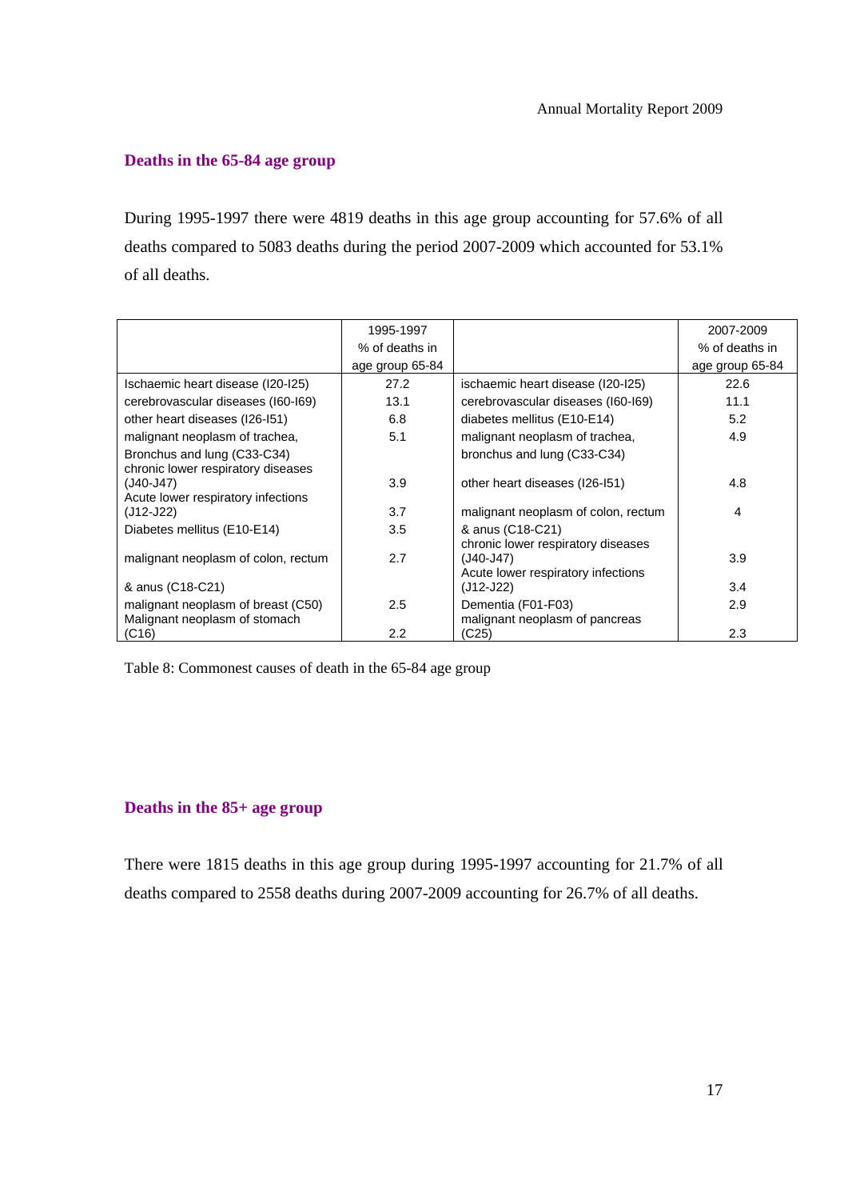### Deaths in the 65-84 age group

During 1995-1997 there were 4819 deaths in this age group accounting for 57.6% of all deaths compared to 5083 deaths during the period 2007-2009 which accounted for 53.1% of all deaths.

| | 1995-1997 % of deaths in age group 65-84 | | 2007-2009 % of deaths in age group 65-84 |
|---|---|---|---|
| Ischaemic heart disease (I20-I25) | 27.2 | ischaemic heart disease (I20-I25) | 22.6 |
| cerebrovascular diseases (I60-I69) | 13.1 | cerebrovascular diseases (I60-I69) | 11.1 |
| other heart diseases (I26-I51) | 6.8 | diabetes mellitus (E10-E14) | 5.2 |
| malignant neoplasm of trachea, Bronchus and lung (C33-C34) | 5.1 | malignant neoplasm of trachea, bronchus and lung (C33-C34) | 4.9 |
| chronic lower respiratory diseases (J40-J47) | 3.9 | other heart diseases (I26-I51) | 4.8 |
| Acute lower respiratory infections (J12-J22) | 3.7 | malignant neoplasm of colon, rectum & anus (C18-C21) | 4 |
| Diabetes mellitus (E10-E14) | 3.5 | chronic lower respiratory diseases (J40-J47) | 3.9 |
| malignant neoplasm of colon, rectum & anus (C18-C21) | 2.7 | Acute lower respiratory infections (J12-J22) | 3.4 |
| malignant neoplasm of breast (C50) | 2.5 | Dementia (F01-F03) | 2.9 |
| Malignant neoplasm of stomach (C16) | 2.2 | malignant neoplasm of pancreas (C25) | 2.3 |

Table 8: Commonest causes of death in the 65-84 age group

### Deaths in the 85+ age group

There were 1815 deaths in this age group during 1995-1997 accounting for 21.7% of all deaths compared to 2558 deaths during 2007-2009 accounting for 26.7% of all deaths.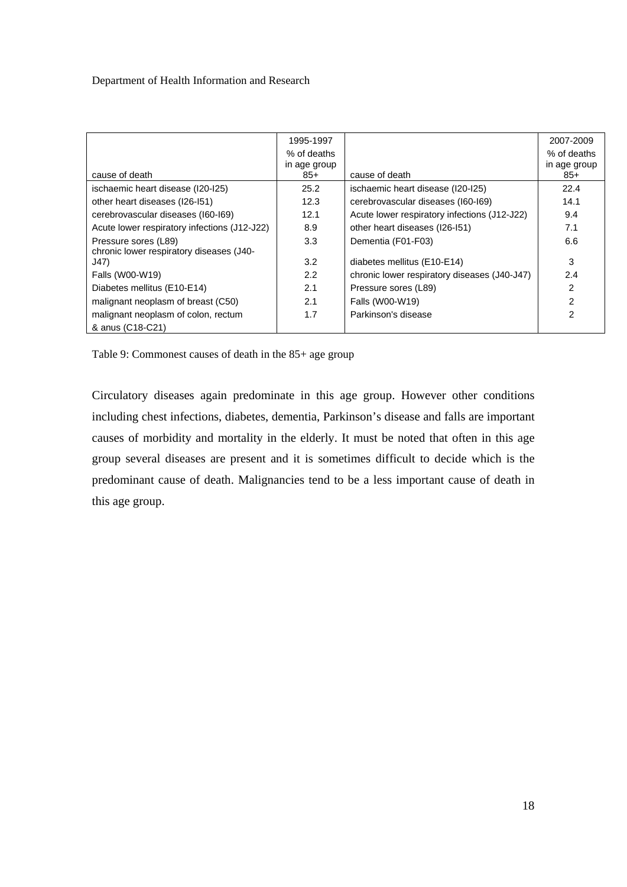| cause of death | 1995-1997 % of deaths in age group 85+ | cause of death | 2007-2009 % of deaths in age group 85+ |
|---|---|---|---|
| ischaemic heart disease (I20-I25) | 25.2 | ischaemic heart disease (I20-I25) | 22.4 |
| other heart diseases (I26-I51) | 12.3 | cerebrovascular diseases (I60-I69) | 14.1 |
| cerebrovascular diseases (I60-I69) | 12.1 | Acute lower respiratory infections (J12-J22) | 9.4 |
| Acute lower respiratory infections (J12-J22) | 8.9 | other heart diseases (I26-I51) | 7.1 |
| Pressure sores (L89) | 3.3 | Dementia (F01-F03) | 6.6 |
| chronic lower respiratory diseases (J40-J47) | 3.2 | diabetes mellitus (E10-E14) | 3 |
| Falls (W00-W19) | 2.2 | chronic lower respiratory diseases (J40-J47) | 2.4 |
| Diabetes mellitus (E10-E14) | 2.1 | Pressure sores (L89) | 2 |
| malignant neoplasm of breast (C50) | 2.1 | Falls (W00-W19) | 2 |
| malignant neoplasm of colon, rectum & anus (C18-C21) | 1.7 | Parkinson's disease | 2 |

Table 9: Commonest causes of death in the 85+ age group

Circulatory diseases again predominate in this age group. However other conditions including chest infections, diabetes, dementia, Parkinson's disease and falls are important causes of morbidity and mortality in the elderly. It must be noted that often in this age group several diseases are present and it is sometimes difficult to decide which is the predominant cause of death. Malignancies tend to be a less important cause of death in this age group.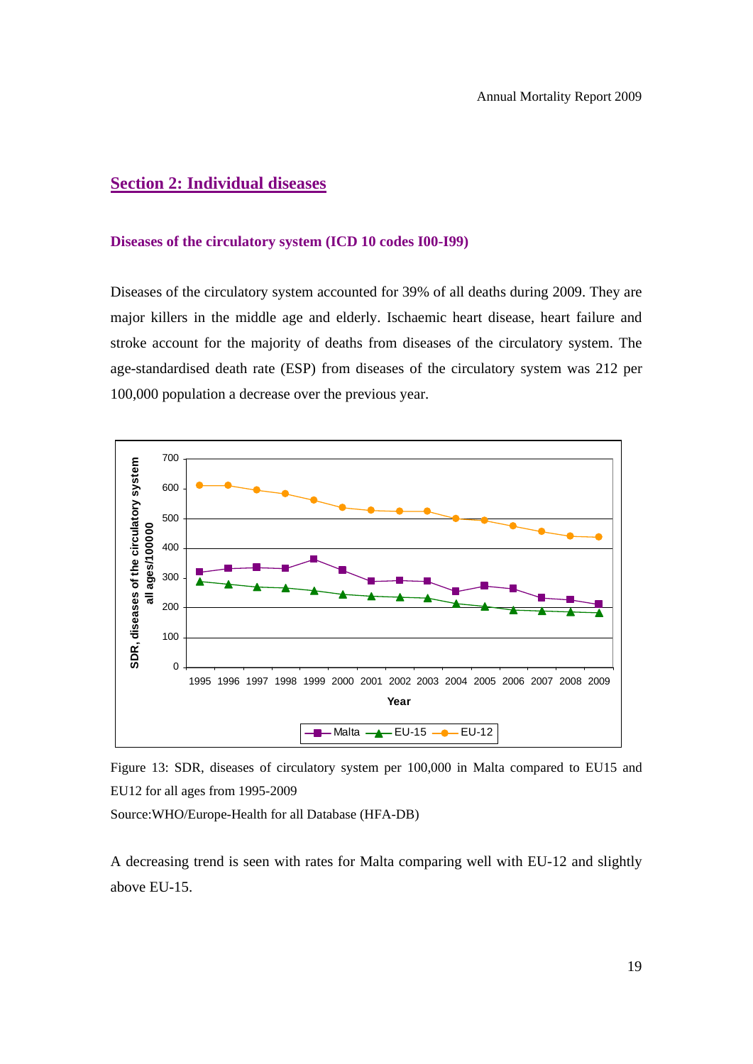## Section 2: Individual diseases

### Diseases of the circulatory system (ICD 10 codes I00-I99)

Diseases of the circulatory system accounted for 39% of all deaths during 2009. They are major killers in the middle age and elderly. Ischaemic heart disease, heart failure and stroke account for the majority of deaths from diseases of the circulatory system. The age-standardised death rate (ESP) from diseases of the circulatory system was 212 per 100,000 population a decrease over the previous year.

Figure 13: SDR, diseases of circulatory system per 100,000 in Malta compared to EU15 and EU12 for all ages from 1995-2009

Source:WHO/Europe-Health for all Database (HFA-DB)

A decreasing trend is seen with rates for Malta comparing well with EU-12 and slightly above EU-15.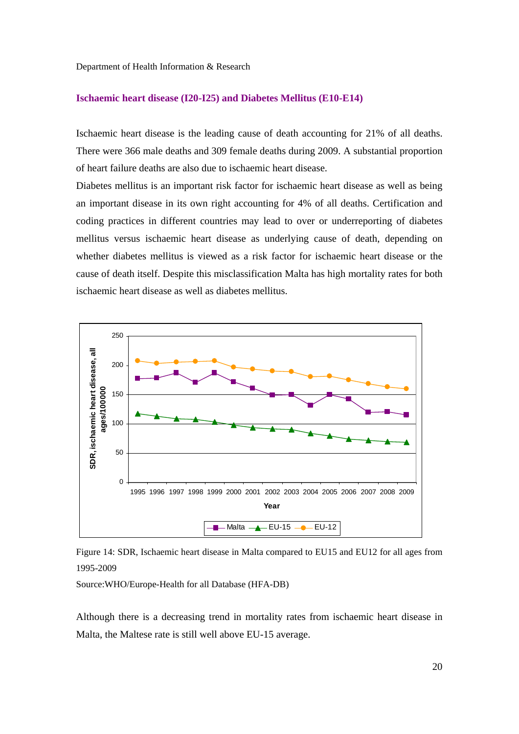## Ischaemic heart disease (I20-I25) and Diabetes Mellitus (E10-E14)

Ischaemic heart disease is the leading cause of death accounting for 21% of all deaths. There were 366 male deaths and 309 female deaths during 2009. A substantial proportion of heart failure deaths are also due to ischaemic heart disease.

Diabetes mellitus is an important risk factor for ischaemic heart disease as well as being an important disease in its own right accounting for 4% of all deaths. Certification and coding practices in different countries may lead to over or underreporting of diabetes mellitus versus ischaemic heart disease as underlying cause of death, depending on whether diabetes mellitus is viewed as a risk factor for ischaemic heart disease or the cause of death itself. Despite this misclassification Malta has high mortality rates for both ischaemic heart disease as well as diabetes mellitus.

Figure 14: SDR, Ischaemic heart disease in Malta compared to EU15 and EU12 for all ages from 1995-2009

Source:WHO/Europe-Health for all Database (HFA-DB)

Although there is a decreasing trend in mortality rates from ischaemic heart disease in Malta, the Maltese rate is still well above EU-15 average.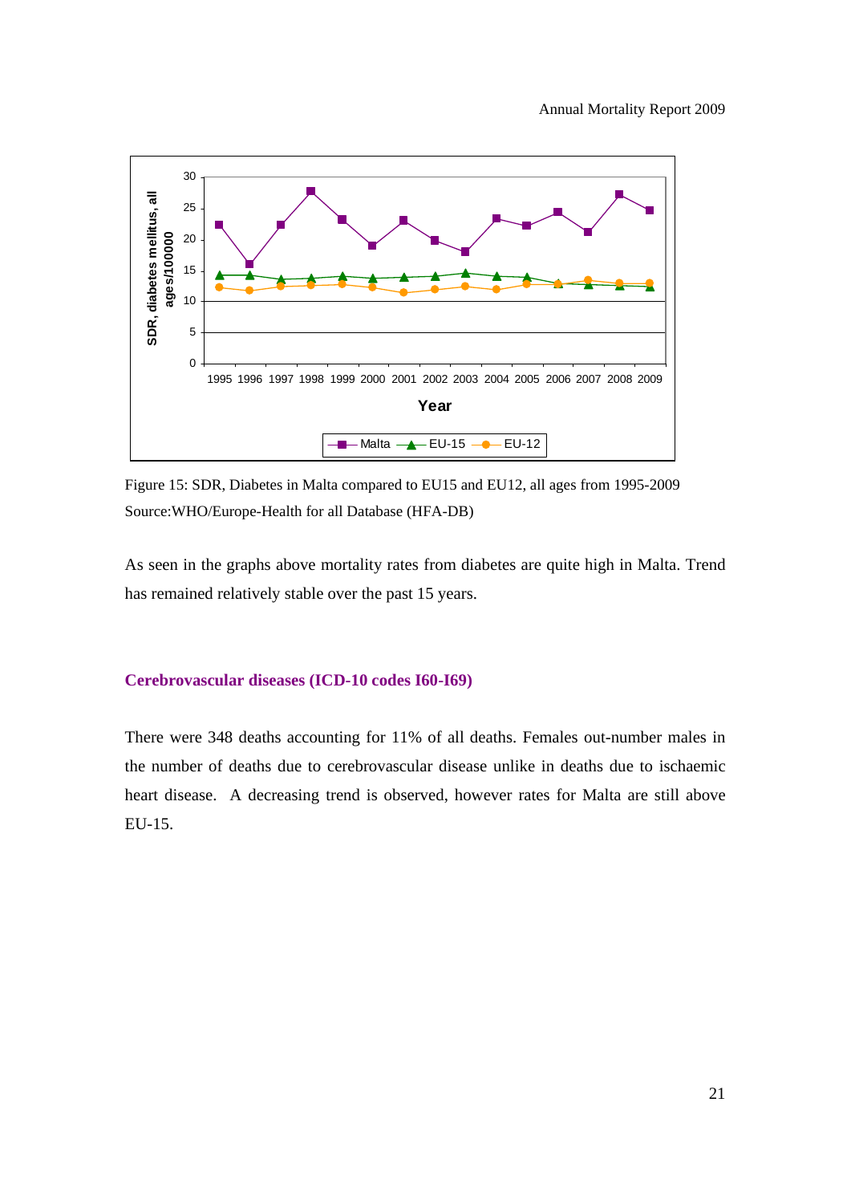Figure 15: SDR, Diabetes in Malta compared to EU15 and EU12, all ages from 1995-2009
Source:WHO/Europe-Health for all Database (HFA-DB)

As seen in the graphs above mortality rates from diabetes are quite high in Malta. Trend has remained relatively stable over the past 15 years.

### Cerebrovascular diseases (ICD-10 codes I60-I69)

There were 348 deaths accounting for 11% of all deaths. Females out-number males in the number of deaths due to cerebrovascular disease unlike in deaths due to ischaemic heart disease. A decreasing trend is observed, however rates for Malta are still above EU-15.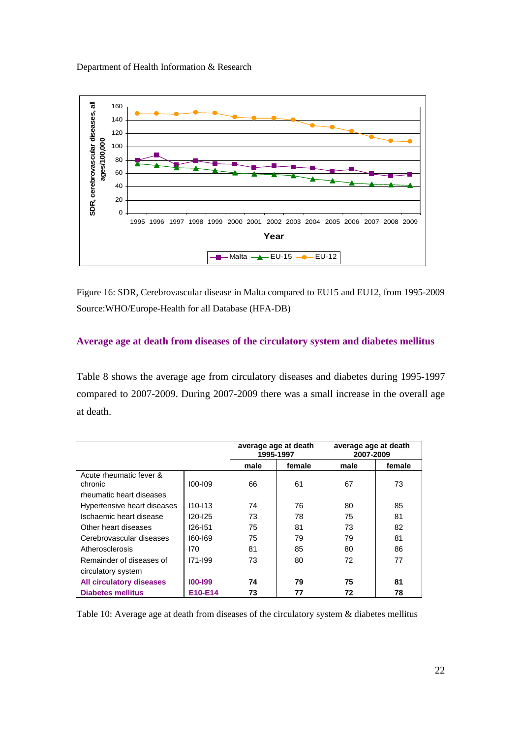Figure 16: SDR, Cerebrovascular disease in Malta compared to EU15 and EU12, from 1995-2009
Source:WHO/Europe-Health for all Database (HFA-DB)

### Average age at death from diseases of the circulatory system and diabetes mellitus

Table 8 shows the average age from circulatory diseases and diabetes during 1995-1997 compared to 2007-2009. During 2007-2009 there was a small increase in the overall age at death.

| | | average age at death 1995-1997 | | average age at death 2007-2009 | |
|---|---|---|---|---|---|
| | | male | female | male | female |
| Acute rheumatic fever & chronic rheumatic heart diseases | I00-I09 | 66 | 61 | 67 | 73 |
| Hypertensive heart diseases | I10-I13 | 74 | 76 | 80 | 85 |
| Ischaemic heart disease | I20-I25 | 73 | 78 | 75 | 81 |
| Other heart diseases | I26-I51 | 75 | 81 | 73 | 82 |
| Cerebrovascular diseases | I60-I69 | 75 | 79 | 79 | 81 |
| Atherosclerosis | I70 | 81 | 85 | 80 | 86 |
| Remainder of diseases of circulatory system | I71-I99 | 73 | 80 | 72 | 77 |
| **All circulatory diseases** | **I00-I99** | **74** | **79** | **75** | **81** |
| **Diabetes mellitus** | **E10-E14** | **73** | **77** | **72** | **78** |

Table 10: Average age at death from diseases of the circulatory system & diabetes mellitus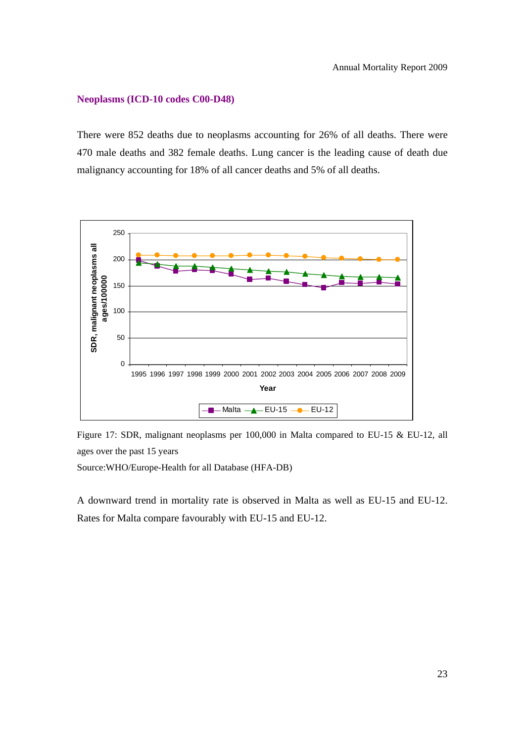## Neoplasms (ICD-10 codes C00-D48)

There were 852 deaths due to neoplasms accounting for 26% of all deaths. There were 470 male deaths and 382 female deaths. Lung cancer is the leading cause of death due malignancy accounting for 18% of all cancer deaths and 5% of all deaths.

Figure 17: SDR, malignant neoplasms per 100,000 in Malta compared to EU-15 & EU-12, all ages over the past 15 years

Source:WHO/Europe-Health for all Database (HFA-DB)

A downward trend in mortality rate is observed in Malta as well as EU-15 and EU-12. Rates for Malta compare favourably with EU-15 and EU-12.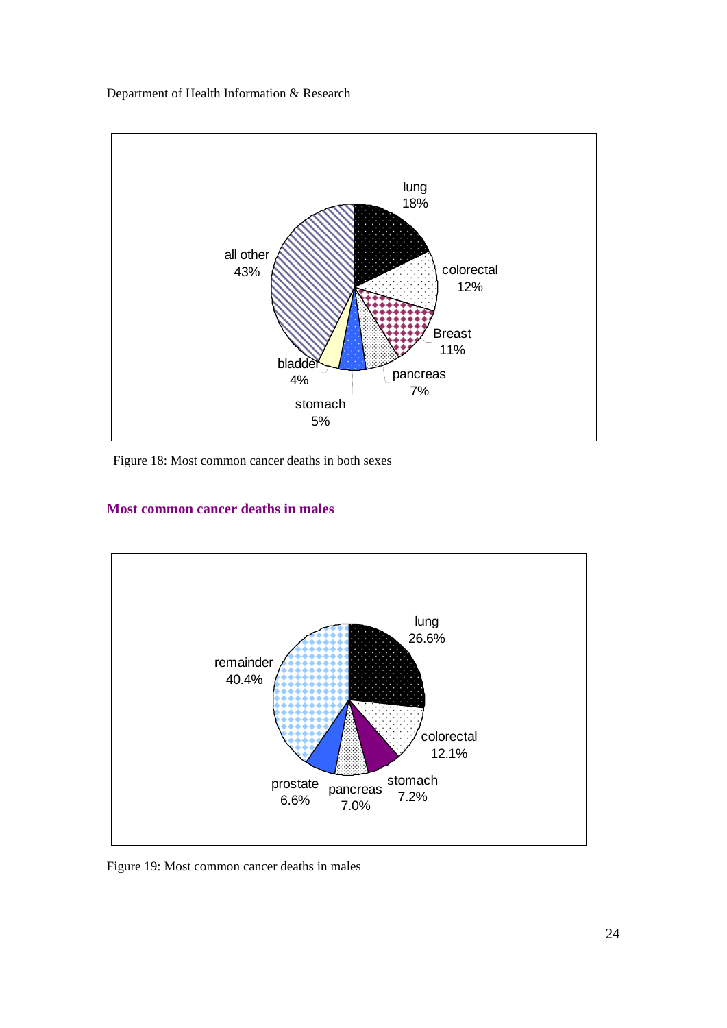Figure 18: Most common cancer deaths in both sexes

## Most common cancer deaths in males

Figure 19: Most common cancer deaths in males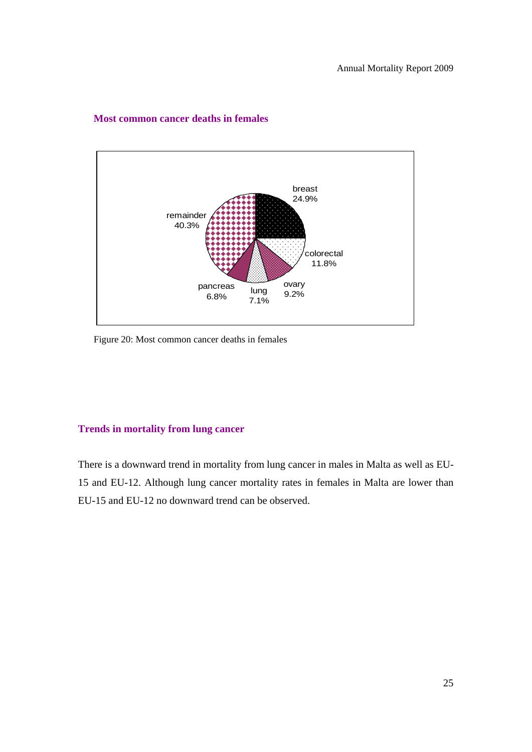## Most common cancer deaths in females

Figure 20: Most common cancer deaths in females

## Trends in mortality from lung cancer

There is a downward trend in mortality from lung cancer in males in Malta as well as EU-15 and EU-12. Although lung cancer mortality rates in females in Malta are lower than EU-15 and EU-12 no downward trend can be observed.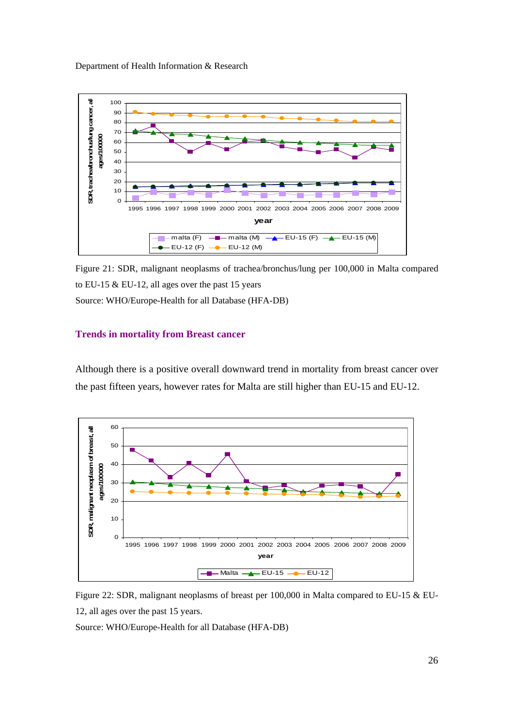Figure 21: SDR, malignant neoplasms of trachea/bronchus/lung per 100,000 in Malta compared to EU-15 & EU-12, all ages over the past 15 years

Source: WHO/Europe-Health for all Database (HFA-DB)

### Trends in mortality from Breast cancer

Although there is a positive overall downward trend in mortality from breast cancer over the past fifteen years, however rates for Malta are still higher than EU-15 and EU-12.

Figure 22: SDR, malignant neoplasms of breast per 100,000 in Malta compared to EU-15 & EU-12, all ages over the past 15 years.

Source: WHO/Europe-Health for all Database (HFA-DB)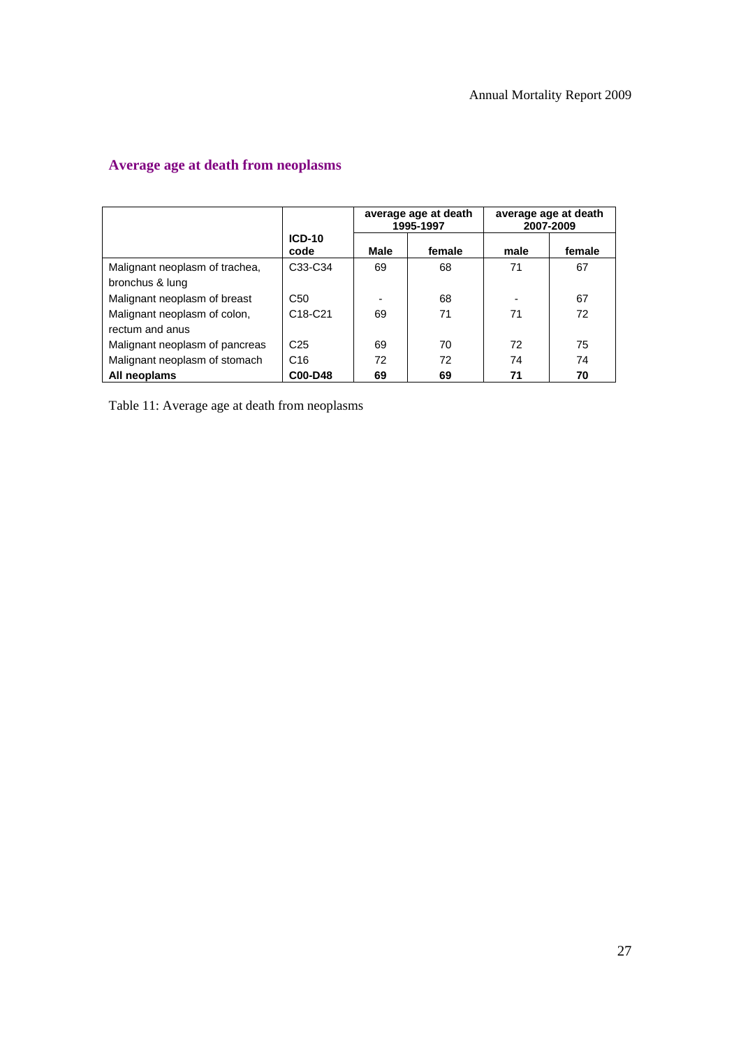## Average age at death from neoplasms

| | ICD-10 code | average age at death 1995-1997 | | average age at death 2007-2009 | |
|---|---|---|---|---|---|
| | | **Male** | **female** | **male** | **female** |
| Malignant neoplasm of trachea, bronchus & lung | C33-C34 | 69 | 68 | 71 | 67 |
| Malignant neoplasm of breast | C50 | - | 68 | - | 67 |
| Malignant neoplasm of colon, rectum and anus | C18-C21 | 69 | 71 | 71 | 72 |
| Malignant neoplasm of pancreas | C25 | 69 | 70 | 72 | 75 |
| Malignant neoplasm of stomach | C16 | 72 | 72 | 74 | 74 |
| **All neoplams** | **C00-D48** | **69** | **69** | **71** | **70** |

Table 11: Average age at death from neoplasms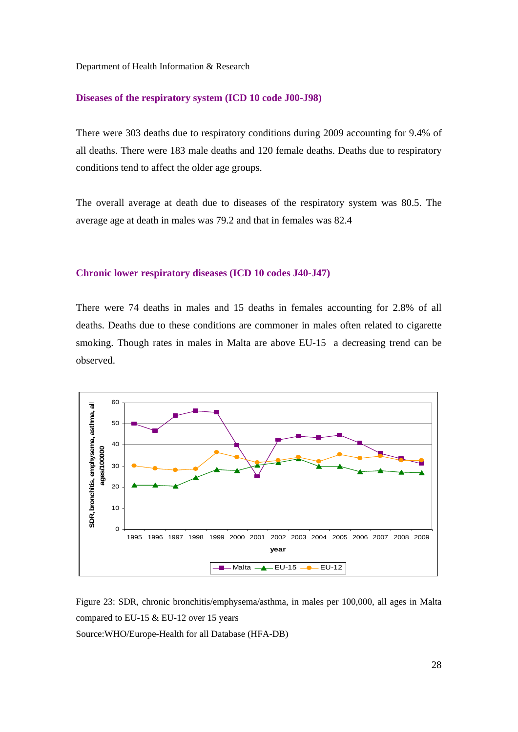## Diseases of the respiratory system (ICD 10 code J00-J98)

There were 303 deaths due to respiratory conditions during 2009 accounting for 9.4% of all deaths. There were 183 male deaths and 120 female deaths. Deaths due to respiratory conditions tend to affect the older age groups.

The overall average at death due to diseases of the respiratory system was 80.5. The average age at death in males was 79.2 and that in females was 82.4

## Chronic lower respiratory diseases (ICD 10 codes J40-J47)

There were 74 deaths in males and 15 deaths in females accounting for 2.8% of all deaths. Deaths due to these conditions are commoner in males often related to cigarette smoking. Though rates in males in Malta are above EU-15 a decreasing trend can be observed.

Figure 23: SDR, chronic bronchitis/emphysema/asthma, in males per 100,000, all ages in Malta compared to EU-15 & EU-12 over 15 years

Source:WHO/Europe-Health for all Database (HFA-DB)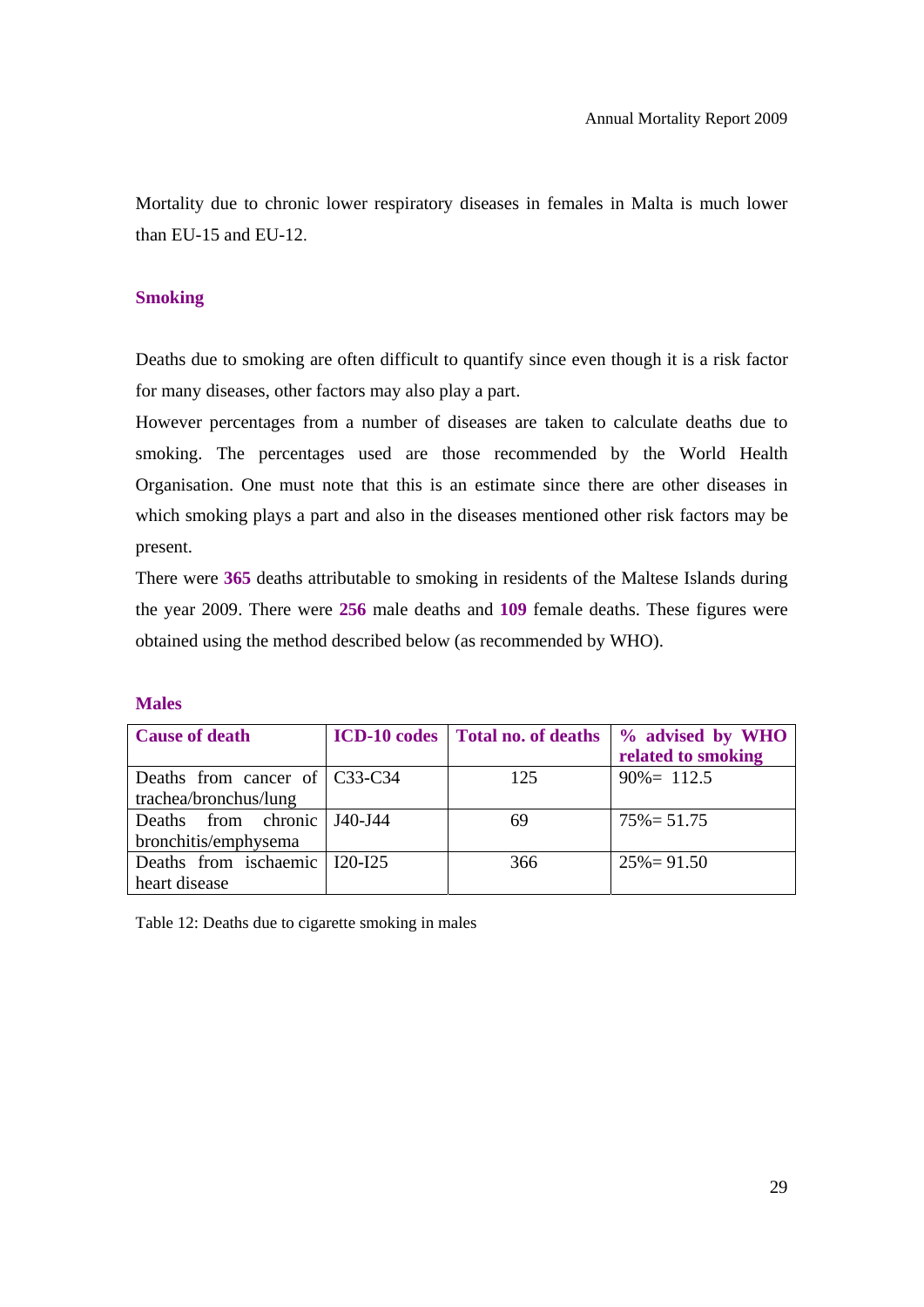Mortality due to chronic lower respiratory diseases in females in Malta is much lower than EU-15 and EU-12.

### Smoking

Deaths due to smoking are often difficult to quantify since even though it is a risk factor for many diseases, other factors may also play a part.

However percentages from a number of diseases are taken to calculate deaths due to smoking. The percentages used are those recommended by the World Health Organisation. One must note that this is an estimate since there are other diseases in which smoking plays a part and also in the diseases mentioned other risk factors may be present.

There were **365** deaths attributable to smoking in residents of the Maltese Islands during the year 2009. There were **256** male deaths and **109** female deaths. These figures were obtained using the method described below (as recommended by WHO).

#### Males

| Cause of death | ICD-10 codes | Total no. of deaths | % advised by WHO related to smoking |
|---|---|---|---|
| Deaths from cancer of trachea/bronchus/lung | C33-C34 | 125 | 90%= 112.5 |
| Deaths from chronic bronchitis/emphysema | J40-J44 | 69 | 75%= 51.75 |
| Deaths from ischaemic heart disease | I20-I25 | 366 | 25%= 91.50 |

Table 12: Deaths due to cigarette smoking in males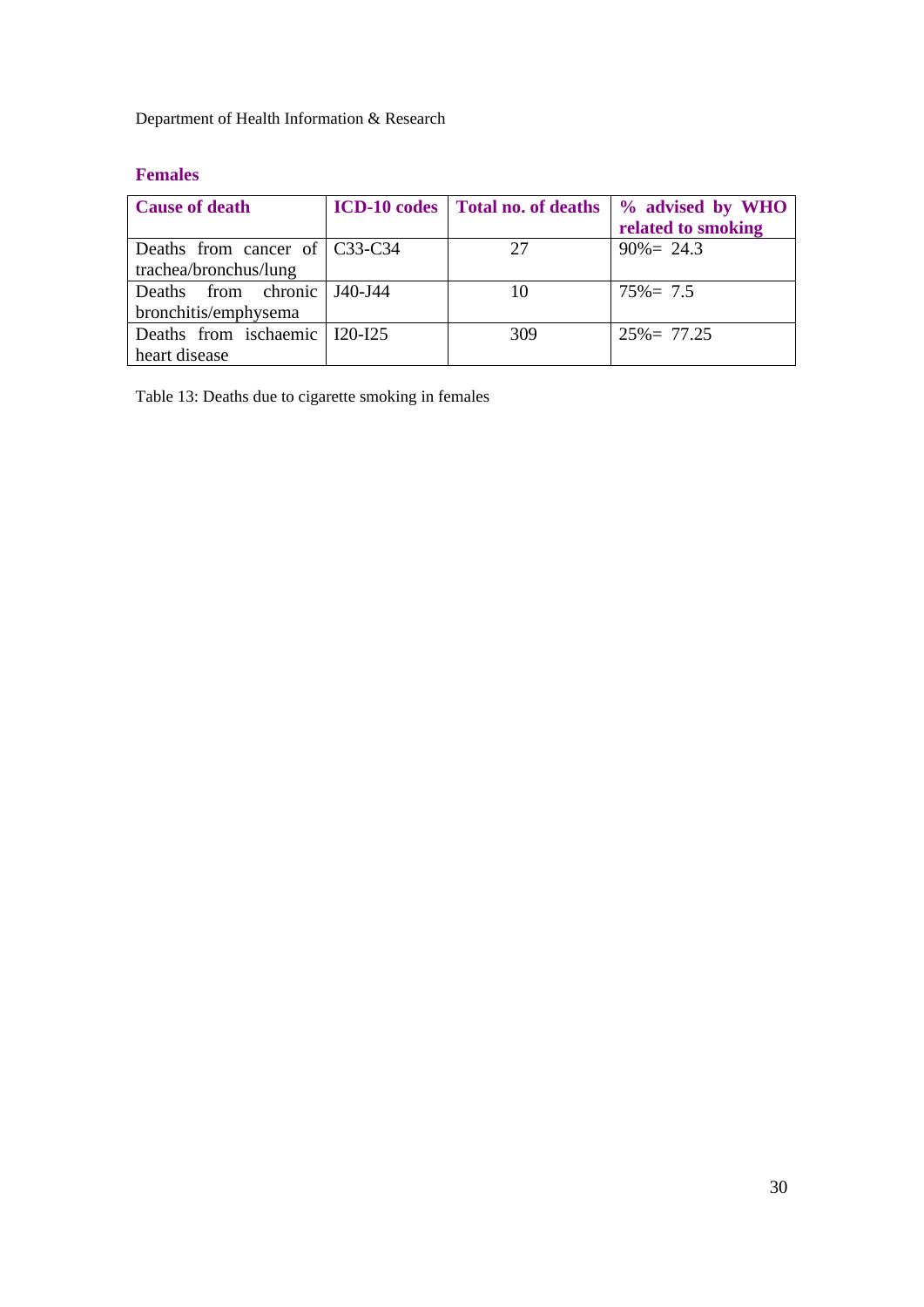### Females

| Cause of death | ICD-10 codes | Total no. of deaths | % advised by WHO related to smoking |
|---|---|---|---|
| Deaths from cancer of trachea/bronchus/lung | C33-C34 | 27 | 90%= 24.3 |
| Deaths from chronic bronchitis/emphysema | J40-J44 | 10 | 75%= 7.5 |
| Deaths from ischaemic heart disease | I20-I25 | 309 | 25%= 77.25 |

Table 13: Deaths due to cigarette smoking in females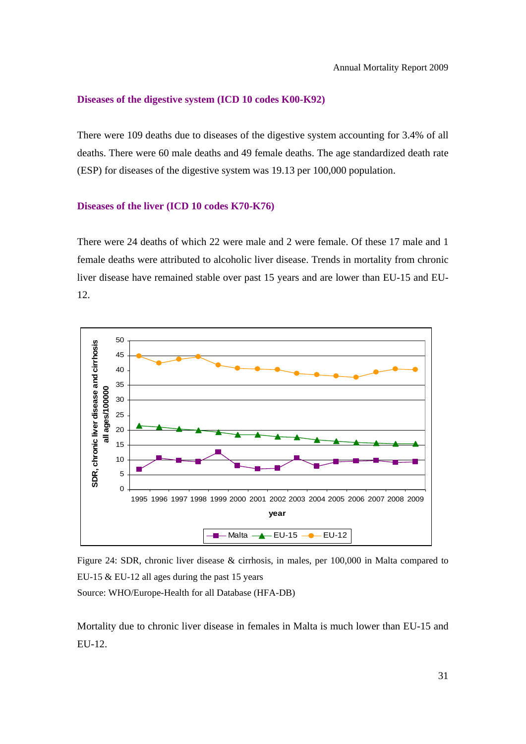### Diseases of the digestive system (ICD 10 codes K00-K92)

There were 109 deaths due to diseases of the digestive system accounting for 3.4% of all deaths. There were 60 male deaths and 49 female deaths. The age standardized death rate (ESP) for diseases of the digestive system was 19.13 per 100,000 population.

### Diseases of the liver (ICD 10 codes K70-K76)

There were 24 deaths of which 22 were male and 2 were female. Of these 17 male and 1 female deaths were attributed to alcoholic liver disease. Trends in mortality from chronic liver disease have remained stable over past 15 years and are lower than EU-15 and EU-12.

Figure 24: SDR, chronic liver disease & cirrhosis, in males, per 100,000 in Malta compared to EU-15 & EU-12 all ages during the past 15 years

Source: WHO/Europe-Health for all Database (HFA-DB)

Mortality due to chronic liver disease in females in Malta is much lower than EU-15 and EU-12.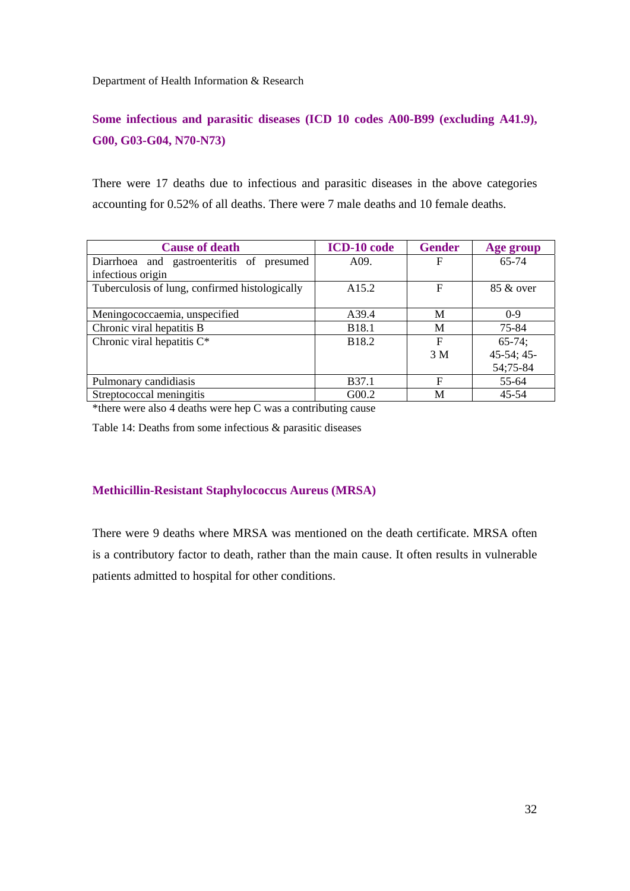## Some infectious and parasitic diseases (ICD 10 codes A00-B99 (excluding A41.9), G00, G03-G04, N70-N73)

There were 17 deaths due to infectious and parasitic diseases in the above categories accounting for 0.52% of all deaths. There were 7 male deaths and 10 female deaths.

| Cause of death | ICD-10 code | Gender | Age group |
|---|---|---|---|
| Diarrhoea and gastroenteritis of presumed infectious origin | A09. | F | 65-74 |
| Tuberculosis of lung, confirmed histologically | A15.2 | F | 85 & over |
| Meningococcaemia, unspecified | A39.4 | M | 0-9 |
| Chronic viral hepatitis B | B18.1 | M | 75-84 |
| Chronic viral hepatitis C* | B18.2 | F<br>3 M | 65-74;<br>45-54; 45-54;75-84 |
| Pulmonary candidiasis | B37.1 | F | 55-64 |
| Streptococcal meningitis | G00.2 | M | 45-54 |

*there were also 4 deaths were hep C was a contributing cause

Table 14: Deaths from some infectious & parasitic diseases

### Methicillin-Resistant Staphylococcus Aureus (MRSA)

There were 9 deaths where MRSA was mentioned on the death certificate. MRSA often is a contributory factor to death, rather than the main cause. It often results in vulnerable patients admitted to hospital for other conditions.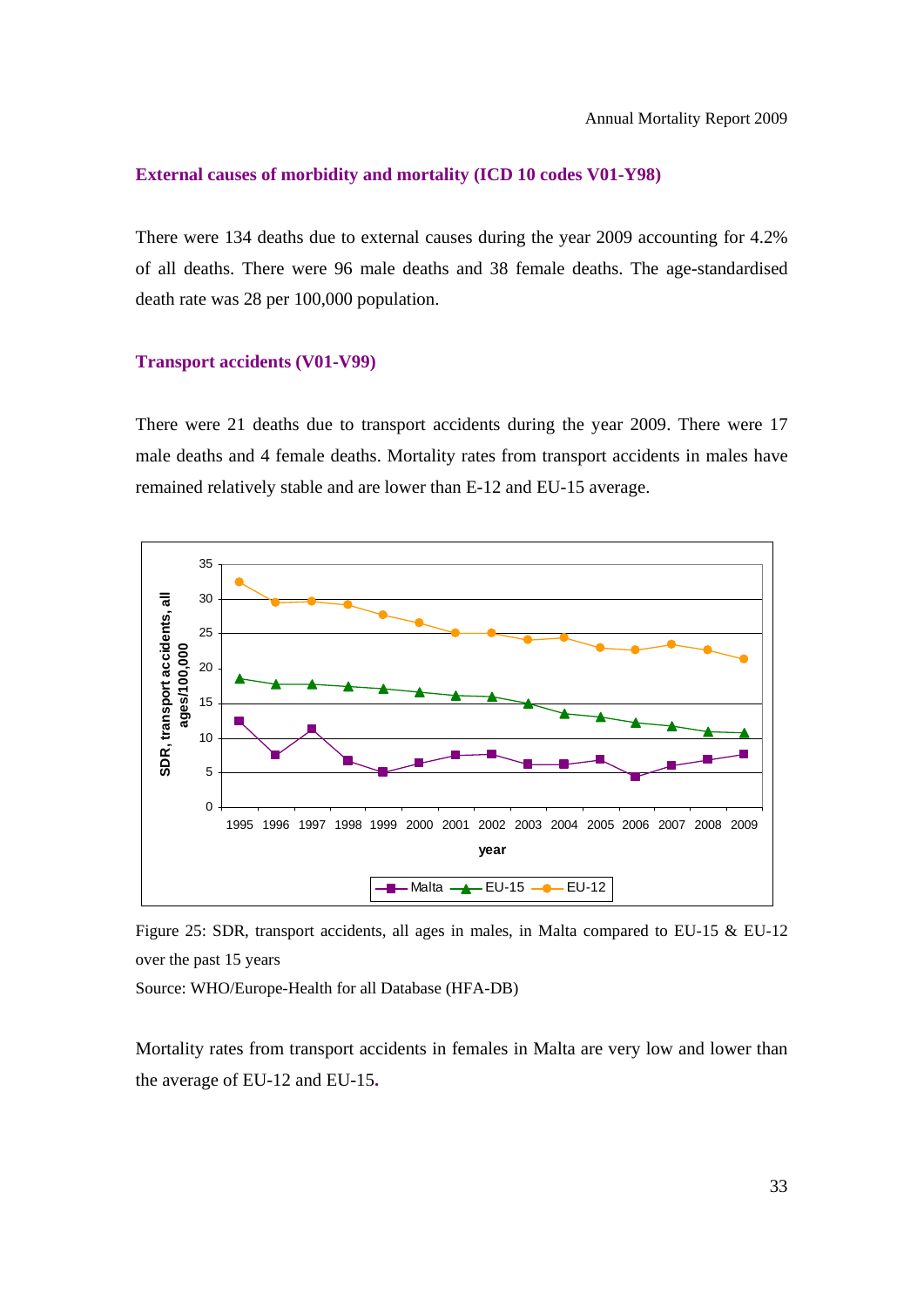### External causes of morbidity and mortality (ICD 10 codes V01-Y98)

There were 134 deaths due to external causes during the year 2009 accounting for 4.2% of all deaths. There were 96 male deaths and 38 female deaths. The age-standardised death rate was 28 per 100,000 population.

### Transport accidents (V01-V99)

There were 21 deaths due to transport accidents during the year 2009. There were 17 male deaths and 4 female deaths. Mortality rates from transport accidents in males have remained relatively stable and are lower than E-12 and EU-15 average.

Figure 25: SDR, transport accidents, all ages in males, in Malta compared to EU-15 & EU-12 over the past 15 years

Source: WHO/Europe-Health for all Database (HFA-DB)

Mortality rates from transport accidents in females in Malta are very low and lower than the average of EU-12 and EU-15.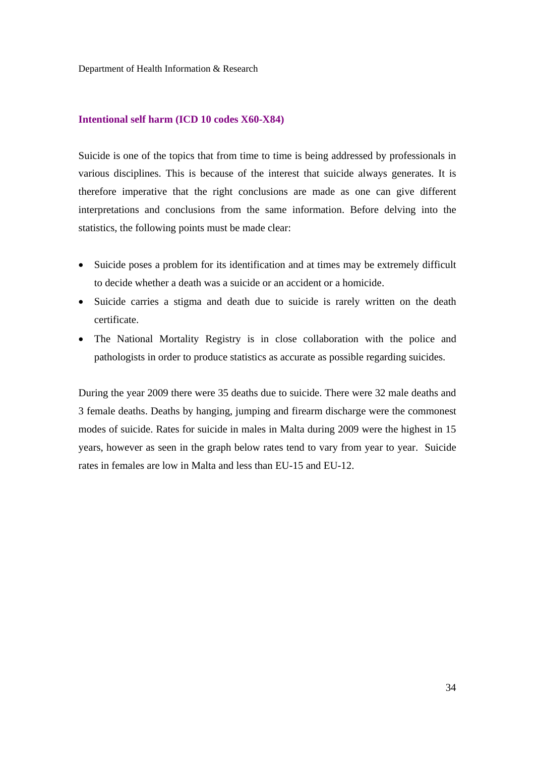## Intentional self harm (ICD 10 codes X60-X84)

Suicide is one of the topics that from time to time is being addressed by professionals in various disciplines. This is because of the interest that suicide always generates. It is therefore imperative that the right conclusions are made as one can give different interpretations and conclusions from the same information. Before delving into the statistics, the following points must be made clear:

- Suicide poses a problem for its identification and at times may be extremely difficult to decide whether a death was a suicide or an accident or a homicide.
- Suicide carries a stigma and death due to suicide is rarely written on the death certificate.
- The National Mortality Registry is in close collaboration with the police and pathologists in order to produce statistics as accurate as possible regarding suicides.

During the year 2009 there were 35 deaths due to suicide. There were 32 male deaths and 3 female deaths. Deaths by hanging, jumping and firearm discharge were the commonest modes of suicide. Rates for suicide in males in Malta during 2009 were the highest in 15 years, however as seen in the graph below rates tend to vary from year to year. Suicide rates in females are low in Malta and less than EU-15 and EU-12.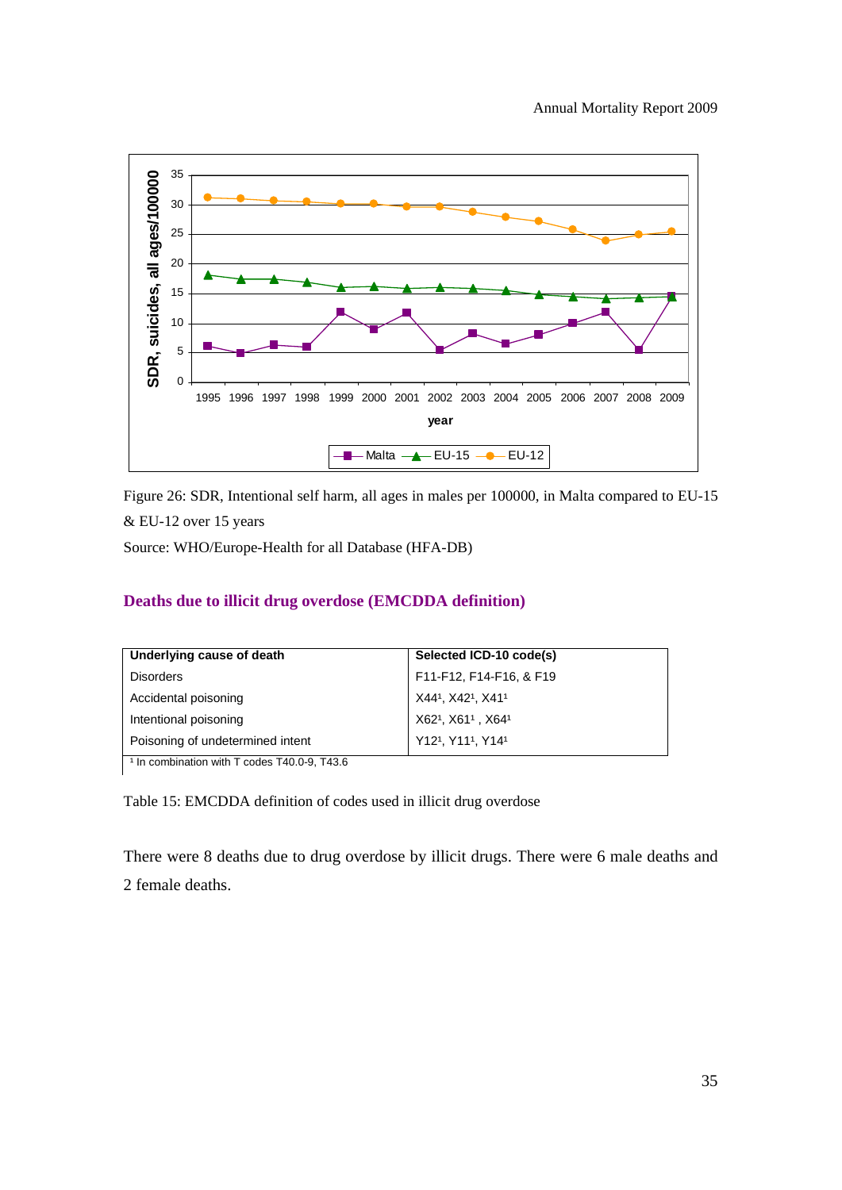Figure 26: SDR, Intentional self harm, all ages in males per 100000, in Malta compared to EU-15 & EU-12 over 15 years

Source: WHO/Europe-Health for all Database (HFA-DB)

## Deaths due to illicit drug overdose (EMCDDA definition)

| Underlying cause of death | Selected ICD-10 code(s) |
|---|---|
| Disorders | F11-F12, F14-F16, & F19 |
| Accidental poisoning | X44[1], X42[1], X41[1] |
| Intentional poisoning | X62[1], X61[1] , X64[1] |
| Poisoning of undetermined intent | Y12[1], Y11[1], Y14[1] |

[1] In combination with T codes T40.0-9, T43.6

Table 15: EMCDDA definition of codes used in illicit drug overdose

There were 8 deaths due to drug overdose by illicit drugs. There were 6 male deaths and 2 female deaths.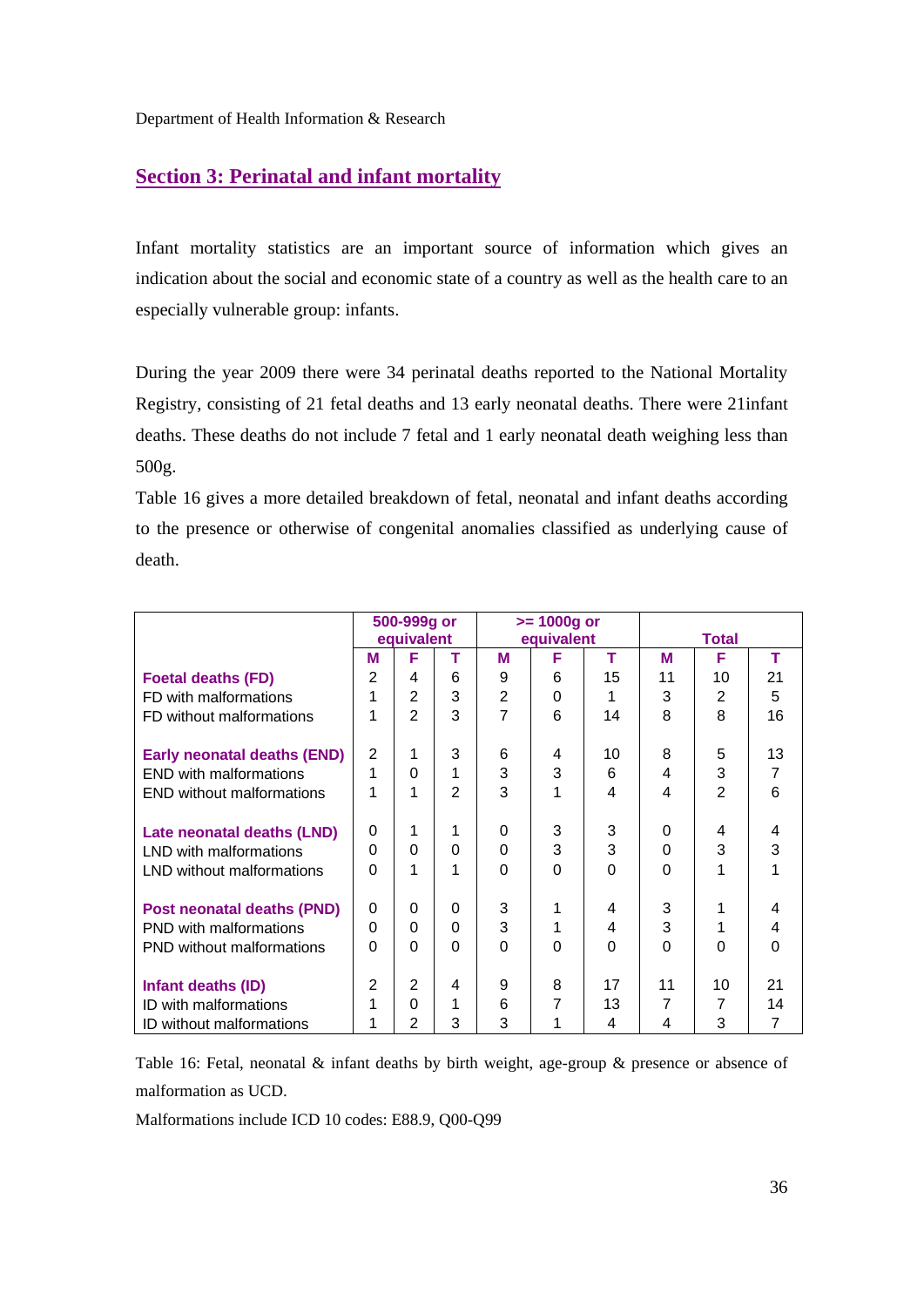## Section 3: Perinatal and infant mortality

Infant mortality statistics are an important source of information which gives an indication about the social and economic state of a country as well as the health care to an especially vulnerable group: infants.

During the year 2009 there were 34 perinatal deaths reported to the National Mortality Registry, consisting of 21 fetal deaths and 13 early neonatal deaths. There were 21infant deaths. These deaths do not include 7 fetal and 1 early neonatal death weighing less than 500g.

Table 16 gives a more detailed breakdown of fetal, neonatal and infant deaths according to the presence or otherwise of congenital anomalies classified as underlying cause of death.

| | 500-999g or equivalent | | | >= 1000g or equivalent | | | Total | | |
|---|---|---|---|---|---|---|---|---|---|
| | M | F | T | M | F | T | M | F | T |
| **Foetal deaths (FD)** | 2 | 4 | 6 | 9 | 6 | 15 | 11 | 10 | 21 |
| FD with malformations | 1 | 2 | 3 | 2 | 0 | 1 | 3 | 2 | 5 |
| FD without malformations | 1 | 2 | 3 | 7 | 6 | 14 | 8 | 8 | 16 |
| **Early neonatal deaths (END)** | 2 | 1 | 3 | 6 | 4 | 10 | 8 | 5 | 13 |
| END with malformations | 1 | 0 | 1 | 3 | 3 | 6 | 4 | 3 | 7 |
| END without malformations | 1 | 1 | 2 | 3 | 1 | 4 | 4 | 2 | 6 |
| **Late neonatal deaths (LND)** | 0 | 1 | 1 | 0 | 3 | 3 | 0 | 4 | 4 |
| LND with malformations | 0 | 0 | 0 | 0 | 3 | 3 | 0 | 3 | 3 |
| LND without malformations | 0 | 1 | 1 | 0 | 0 | 0 | 0 | 1 | 1 |
| **Post neonatal deaths (PND)** | 0 | 0 | 0 | 3 | 1 | 4 | 3 | 1 | 4 |
| PND with malformations | 0 | 0 | 0 | 3 | 1 | 4 | 3 | 1 | 4 |
| PND without malformations | 0 | 0 | 0 | 0 | 0 | 0 | 0 | 0 | 0 |
| **Infant deaths (ID)** | 2 | 2 | 4 | 9 | 8 | 17 | 11 | 10 | 21 |
| ID with malformations | 1 | 0 | 1 | 6 | 7 | 13 | 7 | 7 | 14 |
| ID without malformations | 1 | 2 | 3 | 3 | 1 | 4 | 4 | 3 | 7 |

Table 16: Fetal, neonatal & infant deaths by birth weight, age-group & presence or absence of malformation as UCD.

Malformations include ICD 10 codes: E88.9, Q00-Q99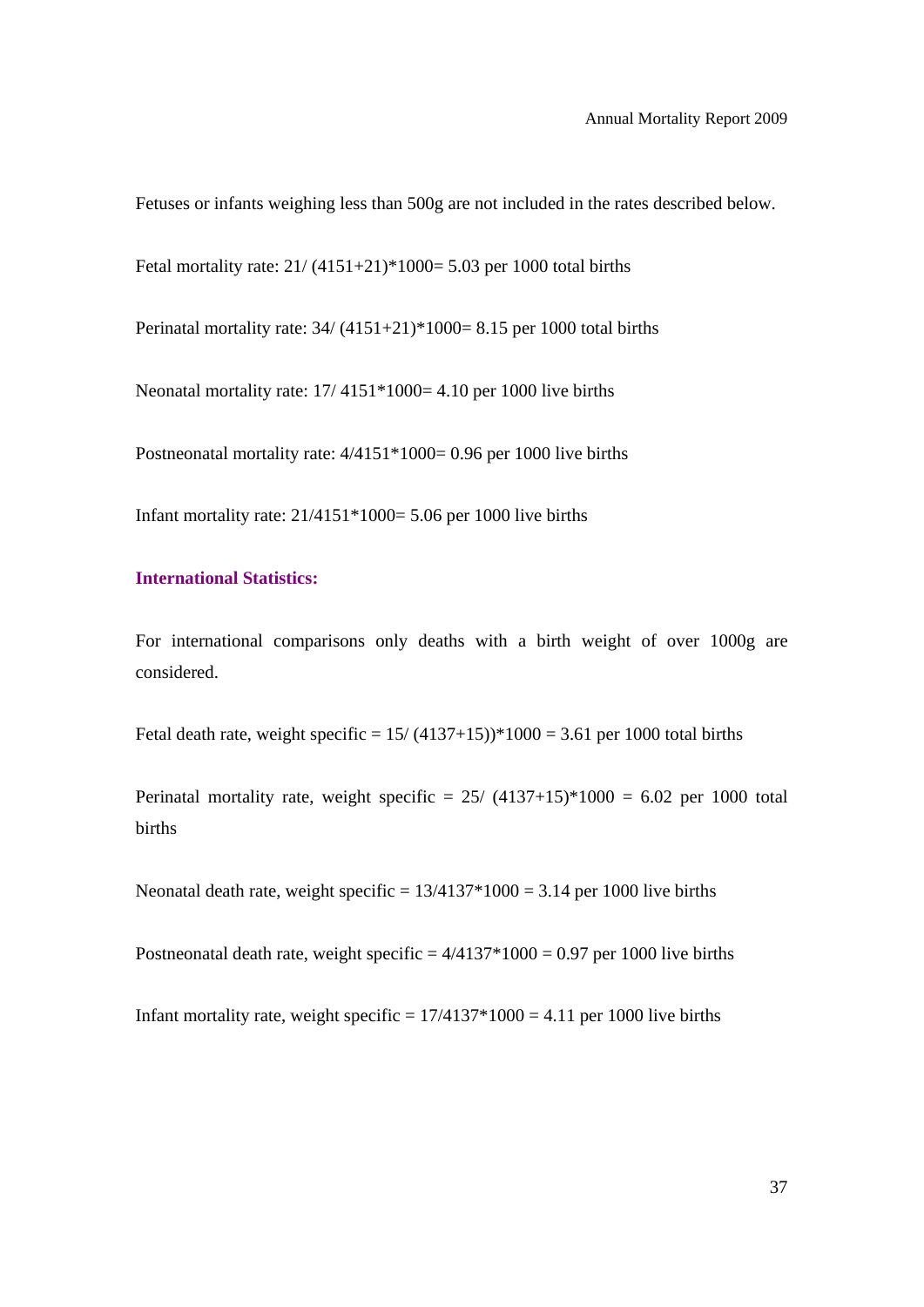Fetuses or infants weighing less than 500g are not included in the rates described below.

Fetal mortality rate: 21/ (4151+21)*1000= 5.03 per 1000 total births

Perinatal mortality rate: 34/ (4151+21)*1000= 8.15 per 1000 total births

Neonatal mortality rate: 17/ 4151*1000= 4.10 per 1000 live births

Postneonatal mortality rate: 4/4151*1000= 0.96 per 1000 live births

Infant mortality rate: 21/4151*1000= 5.06 per 1000 live births

### International Statistics:

For international comparisons only deaths with a birth weight of over 1000g are considered.

Fetal death rate, weight specific = 15/ (4137+15))*1000 = 3.61 per 1000 total births

Perinatal mortality rate, weight specific = 25/ (4137+15)*1000 = 6.02 per 1000 total births

Neonatal death rate, weight specific = 13/4137*1000 = 3.14 per 1000 live births

Postneonatal death rate, weight specific = 4/4137*1000 = 0.97 per 1000 live births

Infant mortality rate, weight specific = 17/4137*1000 = 4.11 per 1000 live births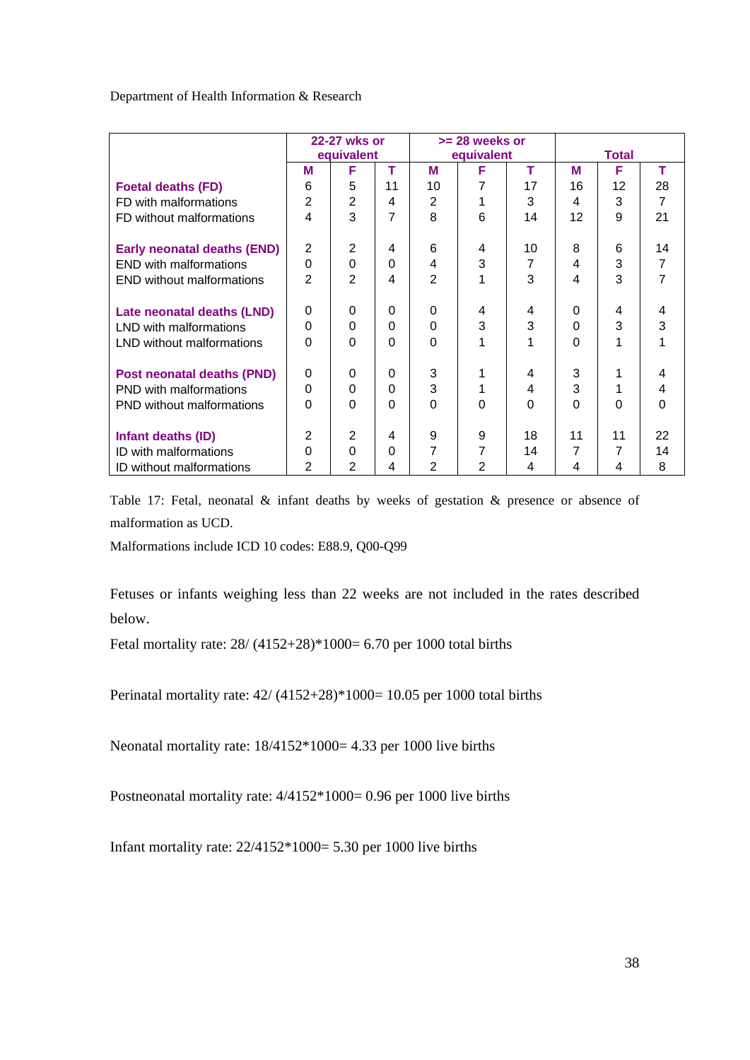|  | 22-27 wks or equivalent | | | >= 28 weeks or equivalent | | | Total | | |
|---|---|---|---|---|---|---|---|---|---|
|  | M | F | T | M | F | T | M | F | T |
| **Foetal deaths (FD)** | 6 | 5 | 11 | 10 | 7 | 17 | 16 | 12 | 28 |
| FD with malformations | 2 | 2 | 4 | 2 | 1 | 3 | 4 | 3 | 7 |
| FD without malformations | 4 | 3 | 7 | 8 | 6 | 14 | 12 | 9 | 21 |
| **Early neonatal deaths (END)** | 2 | 2 | 4 | 6 | 4 | 10 | 8 | 6 | 14 |
| END with malformations | 0 | 0 | 0 | 4 | 3 | 7 | 4 | 3 | 7 |
| END without malformations | 2 | 2 | 4 | 2 | 1 | 3 | 4 | 3 | 7 |
| **Late neonatal deaths (LND)** | 0 | 0 | 0 | 0 | 4 | 4 | 0 | 4 | 4 |
| LND with malformations | 0 | 0 | 0 | 0 | 3 | 3 | 0 | 3 | 3 |
| LND without malformations | 0 | 0 | 0 | 0 | 1 | 1 | 0 | 1 | 1 |
| **Post neonatal deaths (PND)** | 0 | 0 | 0 | 3 | 1 | 4 | 3 | 1 | 4 |
| PND with malformations | 0 | 0 | 0 | 3 | 1 | 4 | 3 | 1 | 4 |
| PND without malformations | 0 | 0 | 0 | 0 | 0 | 0 | 0 | 0 | 0 |
| **Infant deaths (ID)** | 2 | 2 | 4 | 9 | 9 | 18 | 11 | 11 | 22 |
| ID with malformations | 0 | 0 | 0 | 7 | 7 | 14 | 7 | 7 | 14 |
| ID without malformations | 2 | 2 | 4 | 2 | 2 | 4 | 4 | 4 | 8 |

Table 17: Fetal, neonatal & infant deaths by weeks of gestation & presence or absence of malformation as UCD.

Malformations include ICD 10 codes: E88.9, Q00-Q99

Fetuses or infants weighing less than 22 weeks are not included in the rates described below.

Fetal mortality rate: 28/ (4152+28)*1000= 6.70 per 1000 total births

Perinatal mortality rate: 42/ (4152+28)*1000= 10.05 per 1000 total births

Neonatal mortality rate: 18/4152*1000= 4.33 per 1000 live births

Postneonatal mortality rate: 4/4152*1000= 0.96 per 1000 live births

Infant mortality rate: 22/4152*1000= 5.30 per 1000 live births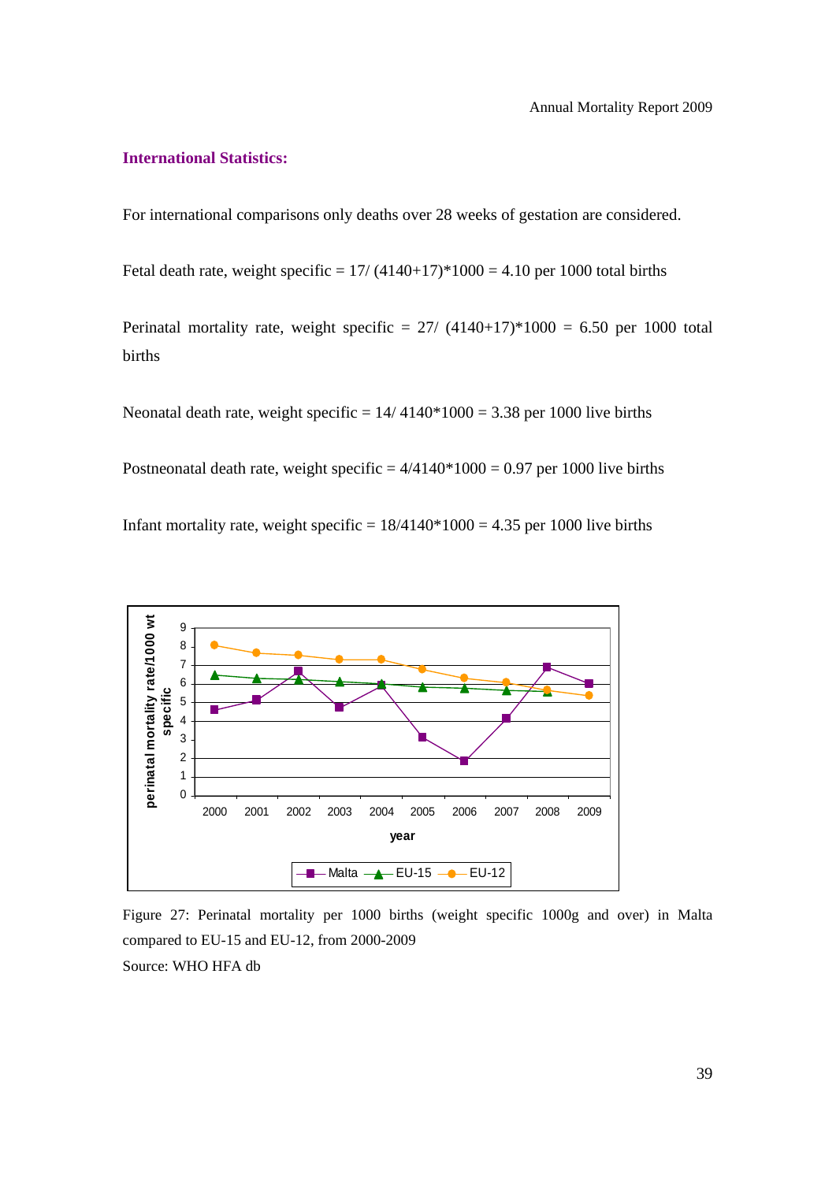### International Statistics:

For international comparisons only deaths over 28 weeks of gestation are considered.

Fetal death rate, weight specific = 17/ (4140+17)*1000 = 4.10 per 1000 total births

Perinatal mortality rate, weight specific = 27/ (4140+17)*1000 = 6.50 per 1000 total births

Neonatal death rate, weight specific = 14/ 4140*1000 = 3.38 per 1000 live births

Postneonatal death rate, weight specific = 4/4140*1000 = 0.97 per 1000 live births

Infant mortality rate, weight specific = 18/4140*1000 = 4.35 per 1000 live births

Figure 27: Perinatal mortality per 1000 births (weight specific 1000g and over) in Malta compared to EU-15 and EU-12, from 2000-2009

Source: WHO HFA db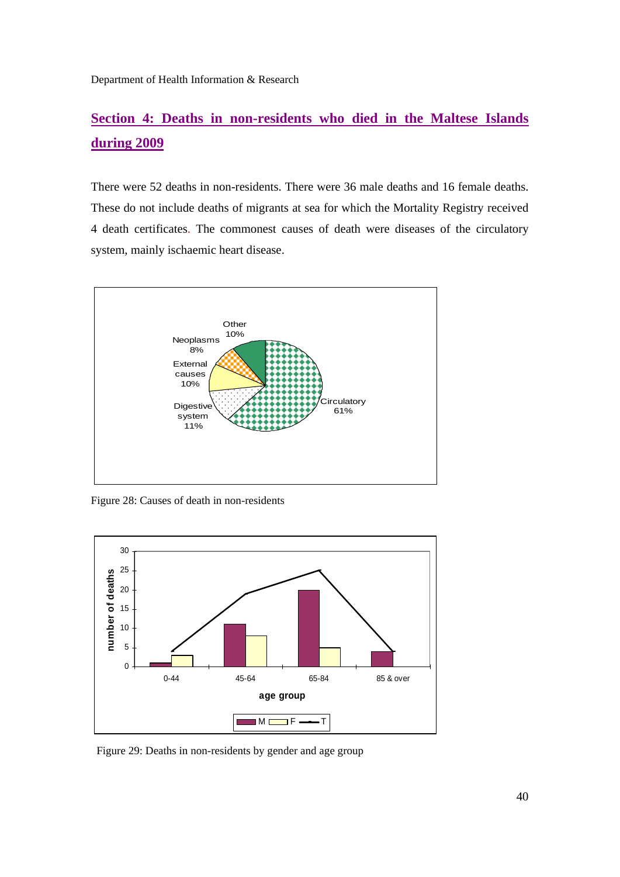## Section 4: Deaths in non-residents who died in the Maltese Islands during 2009

There were 52 deaths in non-residents. There were 36 male deaths and 16 female deaths. These do not include deaths of migrants at sea for which the Mortality Registry received 4 death certificates. The commonest causes of death were diseases of the circulatory system, mainly ischaemic heart disease.

Figure 28: Causes of death in non-residents

Figure 29: Deaths in non-residents by gender and age group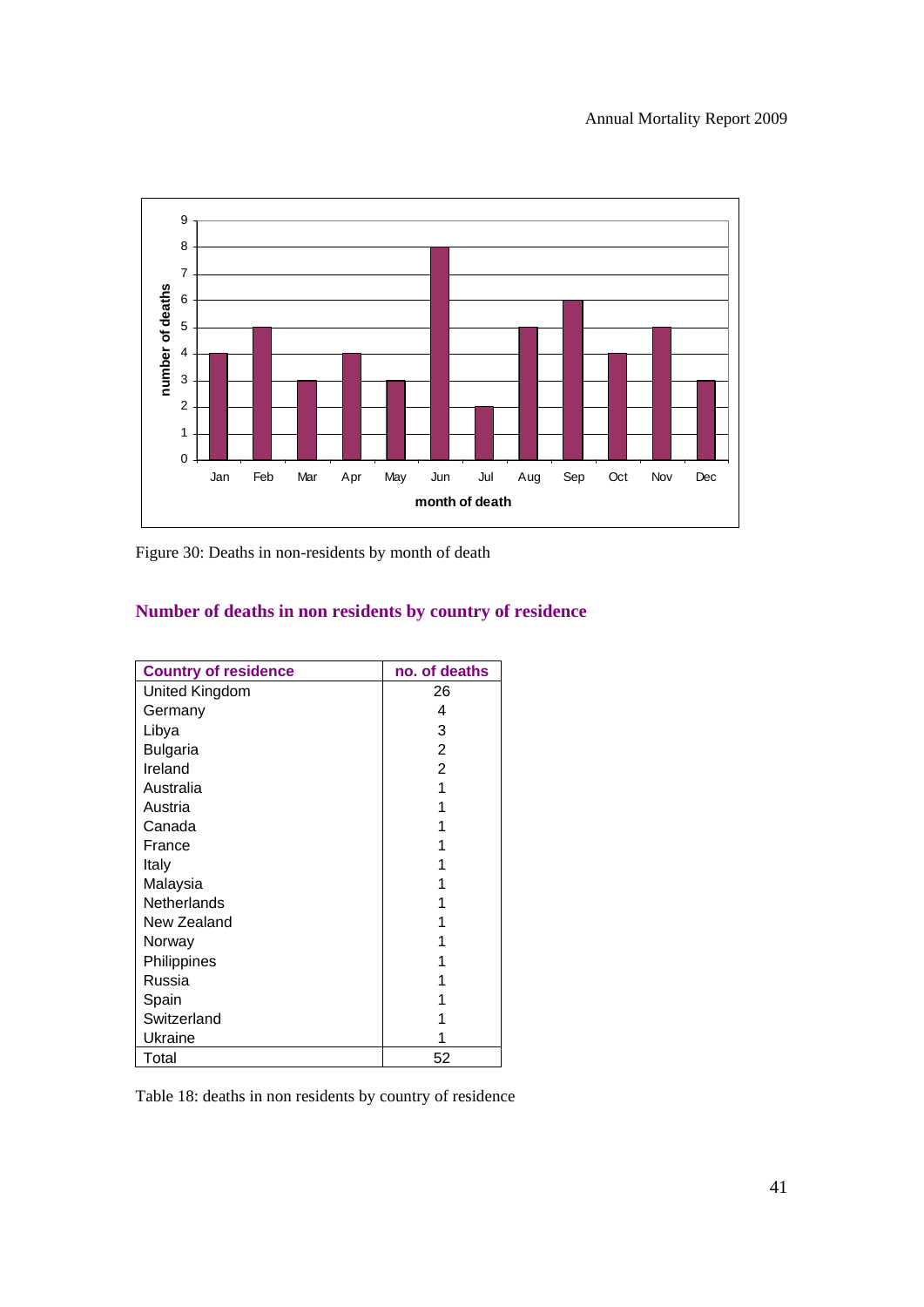Figure 30: Deaths in non-residents by month of death

## Number of deaths in non residents by country of residence

| Country of residence | no. of deaths |
|---|---|
| United Kingdom | 26 |
| Germany | 4 |
| Libya | 3 |
| Bulgaria | 2 |
| Ireland | 2 |
| Australia | 1 |
| Austria | 1 |
| Canada | 1 |
| France | 1 |
| Italy | 1 |
| Malaysia | 1 |
| Netherlands | 1 |
| New Zealand | 1 |
| Norway | 1 |
| Philippines | 1 |
| Russia | 1 |
| Spain | 1 |
| Switzerland | 1 |
| Ukraine | 1 |
| Total | 52 |

Table 18: deaths in non residents by country of residence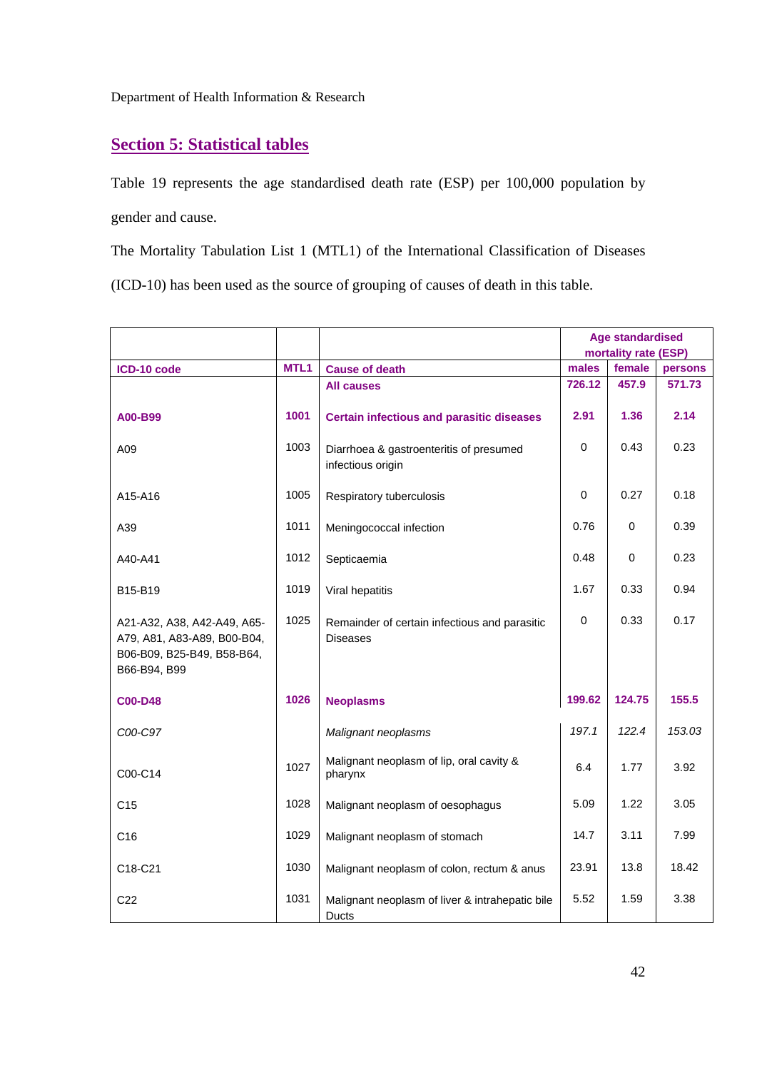Department of Health Information & Research

## Section 5: Statistical tables

Table 19 represents the age standardised death rate (ESP) per 100,000 population by gender and cause.

The Mortality Tabulation List 1 (MTL1) of the International Classification of Diseases (ICD-10) has been used as the source of grouping of causes of death in this table.

| | | | **Age standardised mortality rate (ESP)** | | |
|---|---|---|---|---|---|
| **ICD-10 code** | **MTL1** | **Cause of death** | **males** | **female** | **persons** |
| | | **All causes** | **726.12** | **457.9** | **571.73** |
| **A00-B99** | **1001** | **Certain infectious and parasitic diseases** | **2.91** | **1.36** | **2.14** |
| A09 | 1003 | Diarrhoea & gastroenteritis of presumed infectious origin | 0 | 0.43 | 0.23 |
| A15-A16 | 1005 | Respiratory tuberculosis | 0 | 0.27 | 0.18 |
| A39 | 1011 | Meningococcal infection | 0.76 | 0 | 0.39 |
| A40-A41 | 1012 | Septicaemia | 0.48 | 0 | 0.23 |
| B15-B19 | 1019 | Viral hepatitis | 1.67 | 0.33 | 0.94 |
| A21-A32, A38, A42-A49, A65-A79, A81, A83-A89, B00-B04, B06-B09, B25-B49, B58-B64, B66-B94, B99 | 1025 | Remainder of certain infectious and parasitic Diseases | 0 | 0.33 | 0.17 |
| **C00-D48** | **1026** | **Neoplasms** | **199.62** | **124.75** | **155.5** |
| *C00-C97* | | *Malignant neoplasms* | *197.1* | *122.4* | *153.03* |
| C00-C14 | 1027 | Malignant neoplasm of lip, oral cavity & pharynx | 6.4 | 1.77 | 3.92 |
| C15 | 1028 | Malignant neoplasm of oesophagus | 5.09 | 1.22 | 3.05 |
| C16 | 1029 | Malignant neoplasm of stomach | 14.7 | 3.11 | 7.99 |
| C18-C21 | 1030 | Malignant neoplasm of colon, rectum & anus | 23.91 | 13.8 | 18.42 |
| C22 | 1031 | Malignant neoplasm of liver & intrahepatic bile Ducts | 5.52 | 1.59 | 3.38 |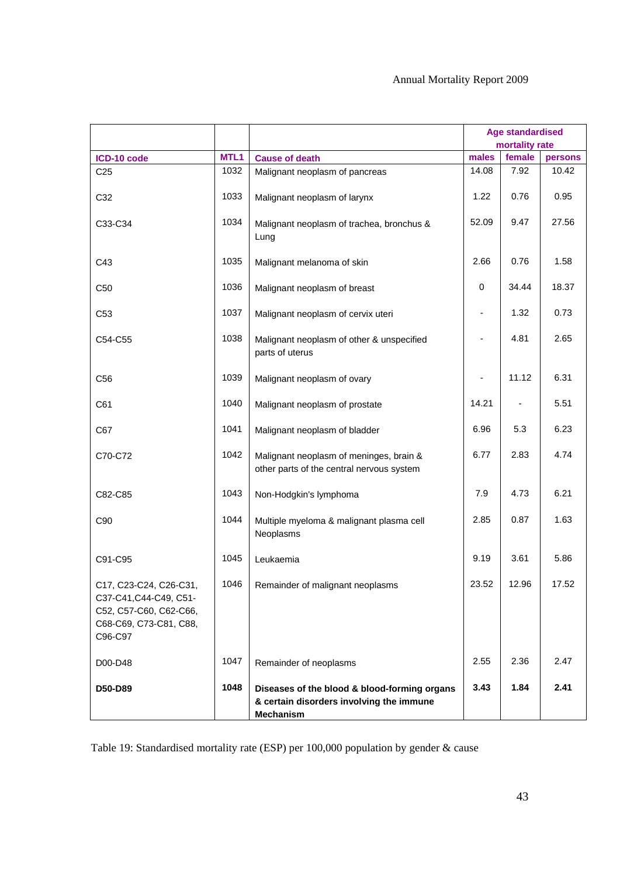| | | | Age standardised mortality rate | | |
|---|---|---|---|---|---|
| ICD-10 code | MTL1 | Cause of death | males | female | persons |
| C25 | 1032 | Malignant neoplasm of pancreas | 14.08 | 7.92 | 10.42 |
| C32 | 1033 | Malignant neoplasm of larynx | 1.22 | 0.76 | 0.95 |
| C33-C34 | 1034 | Malignant neoplasm of trachea, bronchus & Lung | 52.09 | 9.47 | 27.56 |
| C43 | 1035 | Malignant melanoma of skin | 2.66 | 0.76 | 1.58 |
| C50 | 1036 | Malignant neoplasm of breast | 0 | 34.44 | 18.37 |
| C53 | 1037 | Malignant neoplasm of cervix uteri | - | 1.32 | 0.73 |
| C54-C55 | 1038 | Malignant neoplasm of other & unspecified parts of uterus | - | 4.81 | 2.65 |
| C56 | 1039 | Malignant neoplasm of ovary | - | 11.12 | 6.31 |
| C61 | 1040 | Malignant neoplasm of prostate | 14.21 | - | 5.51 |
| C67 | 1041 | Malignant neoplasm of bladder | 6.96 | 5.3 | 6.23 |
| C70-C72 | 1042 | Malignant neoplasm of meninges, brain & other parts of the central nervous system | 6.77 | 2.83 | 4.74 |
| C82-C85 | 1043 | Non-Hodgkin's lymphoma | 7.9 | 4.73 | 6.21 |
| C90 | 1044 | Multiple myeloma & malignant plasma cell Neoplasms | 2.85 | 0.87 | 1.63 |
| C91-C95 | 1045 | Leukaemia | 9.19 | 3.61 | 5.86 |
| C17, C23-C24, C26-C31, C37-C41,C44-C49, C51-C52, C57-C60, C62-C66, C68-C69, C73-C81, C88, C96-C97 | 1046 | Remainder of malignant neoplasms | 23.52 | 12.96 | 17.52 |
| D00-D48 | 1047 | Remainder of neoplasms | 2.55 | 2.36 | 2.47 |
| **D50-D89** | **1048** | **Diseases of the blood & blood-forming organs & certain disorders involving the immune Mechanism** | **3.43** | **1.84** | **2.41** |

Table 19: Standardised mortality rate (ESP) per 100,000 population by gender & cause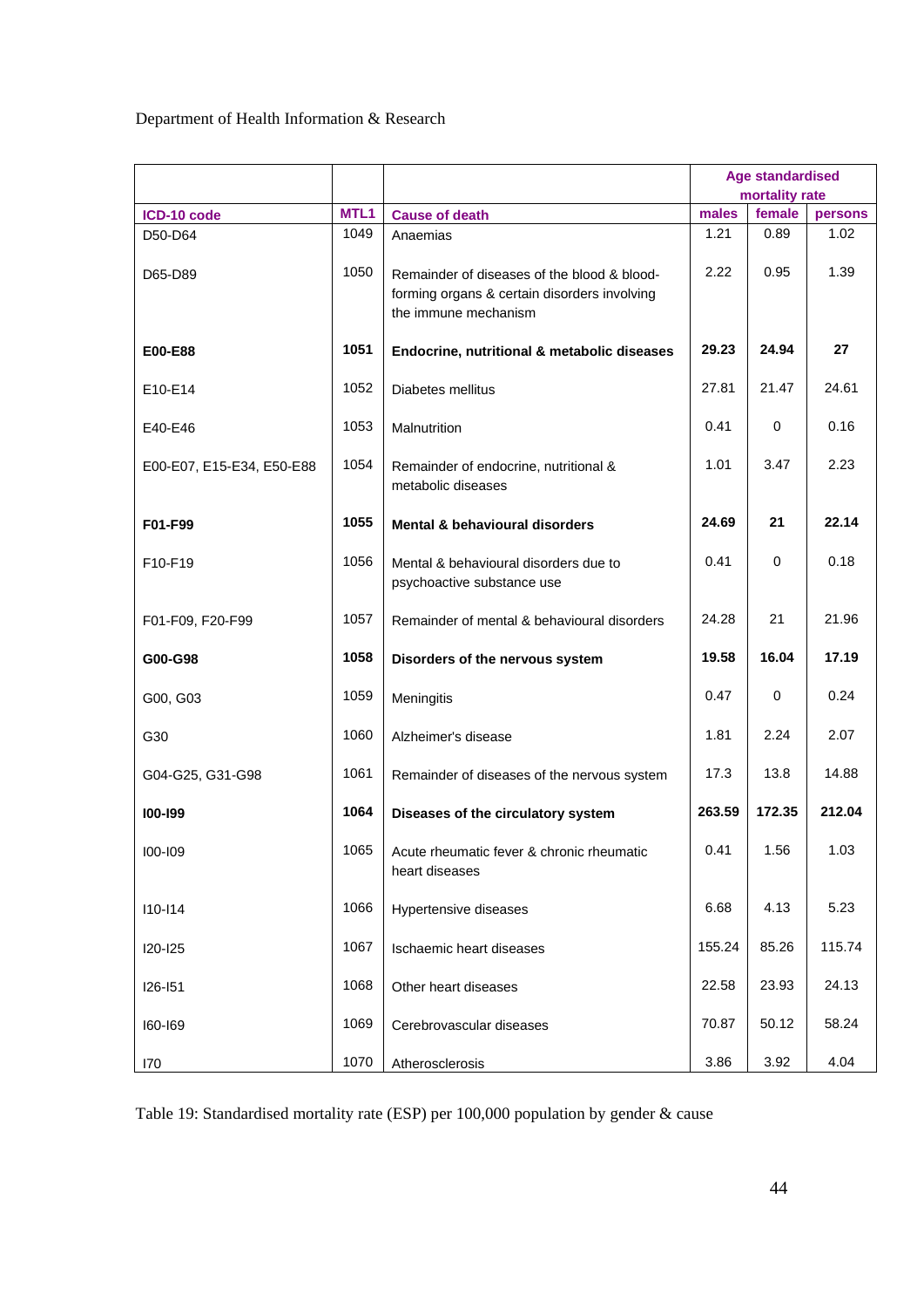Department of Health Information & Research

| | | | Age standardised mortality rate | | |
|---|---|---|---|---|---|
| **ICD-10 code** | **MTL1** | **Cause of death** | **males** | **female** | **persons** |
| D50-D64 | 1049 | Anaemias | 1.21 | 0.89 | 1.02 |
| D65-D89 | 1050 | Remainder of diseases of the blood & blood-forming organs & certain disorders involving the immune mechanism | 2.22 | 0.95 | 1.39 |
| **E00-E88** | **1051** | **Endocrine, nutritional & metabolic diseases** | **29.23** | **24.94** | **27** |
| E10-E14 | 1052 | Diabetes mellitus | 27.81 | 21.47 | 24.61 |
| E40-E46 | 1053 | Malnutrition | 0.41 | 0 | 0.16 |
| E00-E07, E15-E34, E50-E88 | 1054 | Remainder of endocrine, nutritional & metabolic diseases | 1.01 | 3.47 | 2.23 |
| **F01-F99** | **1055** | **Mental & behavioural disorders** | **24.69** | **21** | **22.14** |
| F10-F19 | 1056 | Mental & behavioural disorders due to psychoactive substance use | 0.41 | 0 | 0.18 |
| F01-F09, F20-F99 | 1057 | Remainder of mental & behavioural disorders | 24.28 | 21 | 21.96 |
| **G00-G98** | **1058** | **Disorders of the nervous system** | **19.58** | **16.04** | **17.19** |
| G00, G03 | 1059 | Meningitis | 0.47 | 0 | 0.24 |
| G30 | 1060 | Alzheimer's disease | 1.81 | 2.24 | 2.07 |
| G04-G25, G31-G98 | 1061 | Remainder of diseases of the nervous system | 17.3 | 13.8 | 14.88 |
| **I00-I99** | **1064** | **Diseases of the circulatory system** | **263.59** | **172.35** | **212.04** |
| I00-I09 | 1065 | Acute rheumatic fever & chronic rheumatic heart diseases | 0.41 | 1.56 | 1.03 |
| I10-I14 | 1066 | Hypertensive diseases | 6.68 | 4.13 | 5.23 |
| I20-I25 | 1067 | Ischaemic heart diseases | 155.24 | 85.26 | 115.74 |
| I26-I51 | 1068 | Other heart diseases | 22.58 | 23.93 | 24.13 |
| I60-I69 | 1069 | Cerebrovascular diseases | 70.87 | 50.12 | 58.24 |
| I70 | 1070 | Atherosclerosis | 3.86 | 3.92 | 4.04 |

Table 19: Standardised mortality rate (ESP) per 100,000 population by gender & cause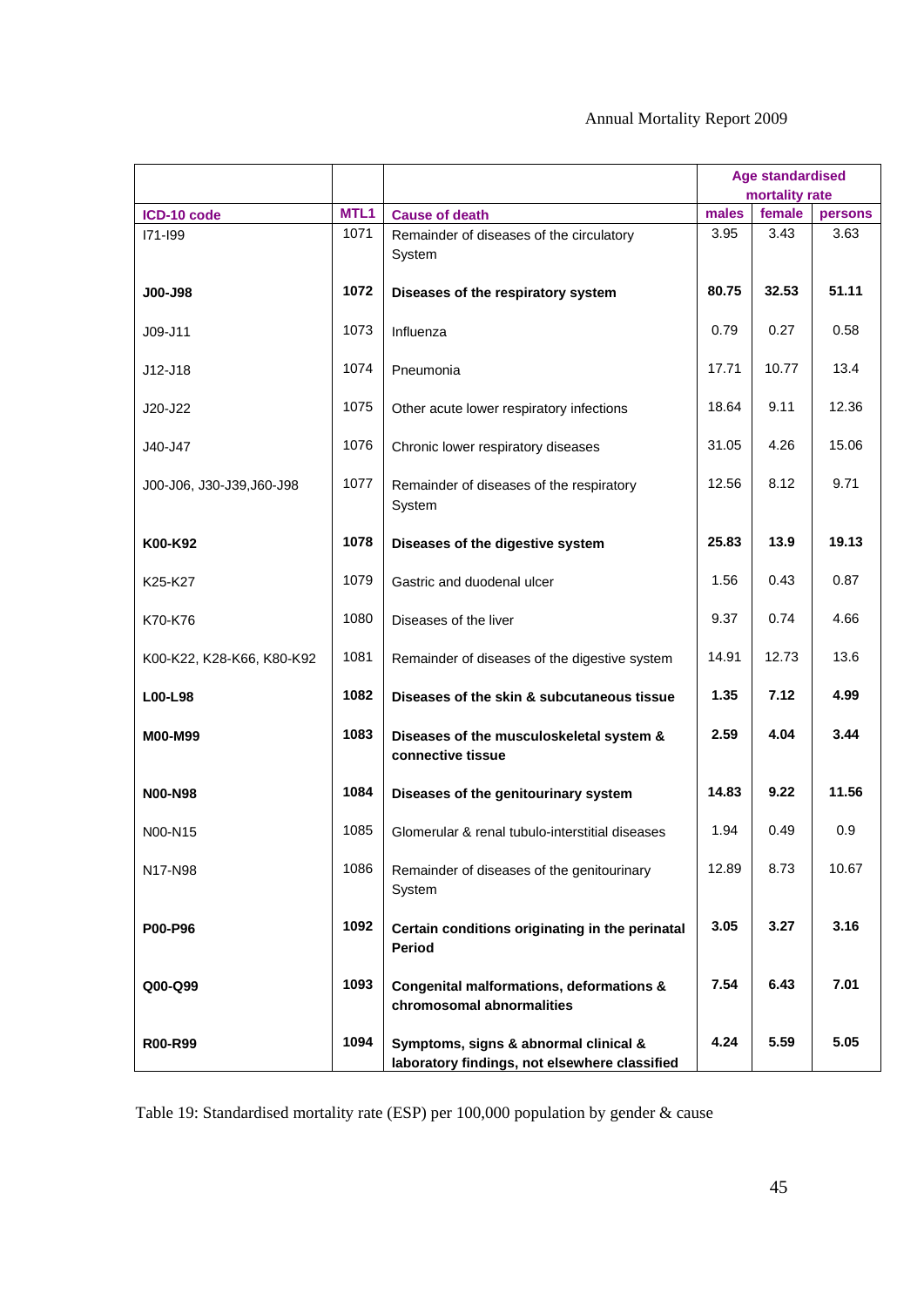| | | | Age standardised mortality rate | | |
|---|---|---|---|---|---|
| ICD-10 code | MTL1 | Cause of death | males | female | persons |
| I71-I99 | 1071 | Remainder of diseases of the circulatory System | 3.95 | 3.43 | 3.63 |
| **J00-J98** | **1072** | **Diseases of the respiratory system** | **80.75** | **32.53** | **51.11** |
| J09-J11 | 1073 | Influenza | 0.79 | 0.27 | 0.58 |
| J12-J18 | 1074 | Pneumonia | 17.71 | 10.77 | 13.4 |
| J20-J22 | 1075 | Other acute lower respiratory infections | 18.64 | 9.11 | 12.36 |
| J40-J47 | 1076 | Chronic lower respiratory diseases | 31.05 | 4.26 | 15.06 |
| J00-J06, J30-J39,J60-J98 | 1077 | Remainder of diseases of the respiratory System | 12.56 | 8.12 | 9.71 |
| **K00-K92** | **1078** | **Diseases of the digestive system** | **25.83** | **13.9** | **19.13** |
| K25-K27 | 1079 | Gastric and duodenal ulcer | 1.56 | 0.43 | 0.87 |
| K70-K76 | 1080 | Diseases of the liver | 9.37 | 0.74 | 4.66 |
| K00-K22, K28-K66, K80-K92 | 1081 | Remainder of diseases of the digestive system | 14.91 | 12.73 | 13.6 |
| **L00-L98** | **1082** | **Diseases of the skin & subcutaneous tissue** | **1.35** | **7.12** | **4.99** |
| **M00-M99** | **1083** | **Diseases of the musculoskeletal system & connective tissue** | **2.59** | **4.04** | **3.44** |
| **N00-N98** | **1084** | **Diseases of the genitourinary system** | **14.83** | **9.22** | **11.56** |
| N00-N15 | 1085 | Glomerular & renal tubulo-interstitial diseases | 1.94 | 0.49 | 0.9 |
| N17-N98 | 1086 | Remainder of diseases of the genitourinary System | 12.89 | 8.73 | 10.67 |
| **P00-P96** | **1092** | **Certain conditions originating in the perinatal Period** | **3.05** | **3.27** | **3.16** |
| **Q00-Q99** | **1093** | **Congenital malformations, deformations & chromosomal abnormalities** | **7.54** | **6.43** | **7.01** |
| **R00-R99** | **1094** | **Symptoms, signs & abnormal clinical & laboratory findings, not elsewhere classified** | **4.24** | **5.59** | **5.05** |

Table 19: Standardised mortality rate (ESP) per 100,000 population by gender & cause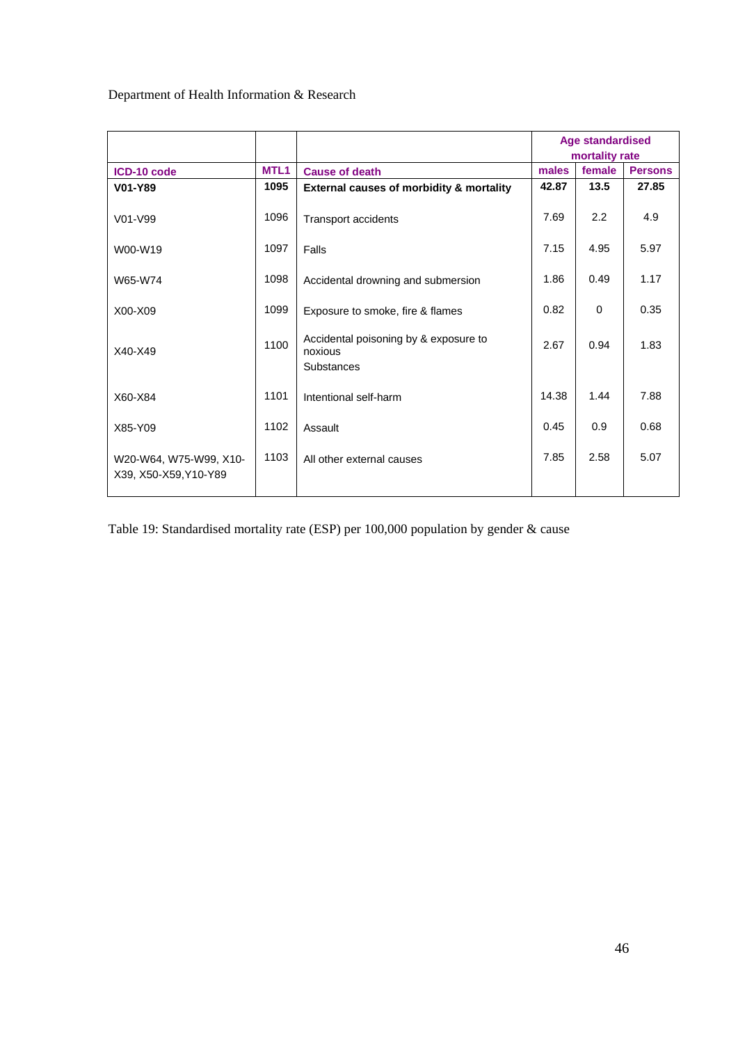| | | | Age standardised mortality rate | | |
|---|---|---|---|---|---|
| **ICD-10 code** | **MTL1** | **Cause of death** | **males** | **female** | **Persons** |
| **V01-Y89** | **1095** | **External causes of morbidity & mortality** | **42.87** | **13.5** | **27.85** |
| V01-V99 | 1096 | Transport accidents | 7.69 | 2.2 | 4.9 |
| W00-W19 | 1097 | Falls | 7.15 | 4.95 | 5.97 |
| W65-W74 | 1098 | Accidental drowning and submersion | 1.86 | 0.49 | 1.17 |
| X00-X09 | 1099 | Exposure to smoke, fire & flames | 0.82 | 0 | 0.35 |
| X40-X49 | 1100 | Accidental poisoning by & exposure to noxious Substances | 2.67 | 0.94 | 1.83 |
| X60-X84 | 1101 | Intentional self-harm | 14.38 | 1.44 | 7.88 |
| X85-Y09 | 1102 | Assault | 0.45 | 0.9 | 0.68 |
| W20-W64, W75-W99, X10-X39, X50-X59,Y10-Y89 | 1103 | All other external causes | 7.85 | 2.58 | 5.07 |

Table 19: Standardised mortality rate (ESP) per 100,000 population by gender & cause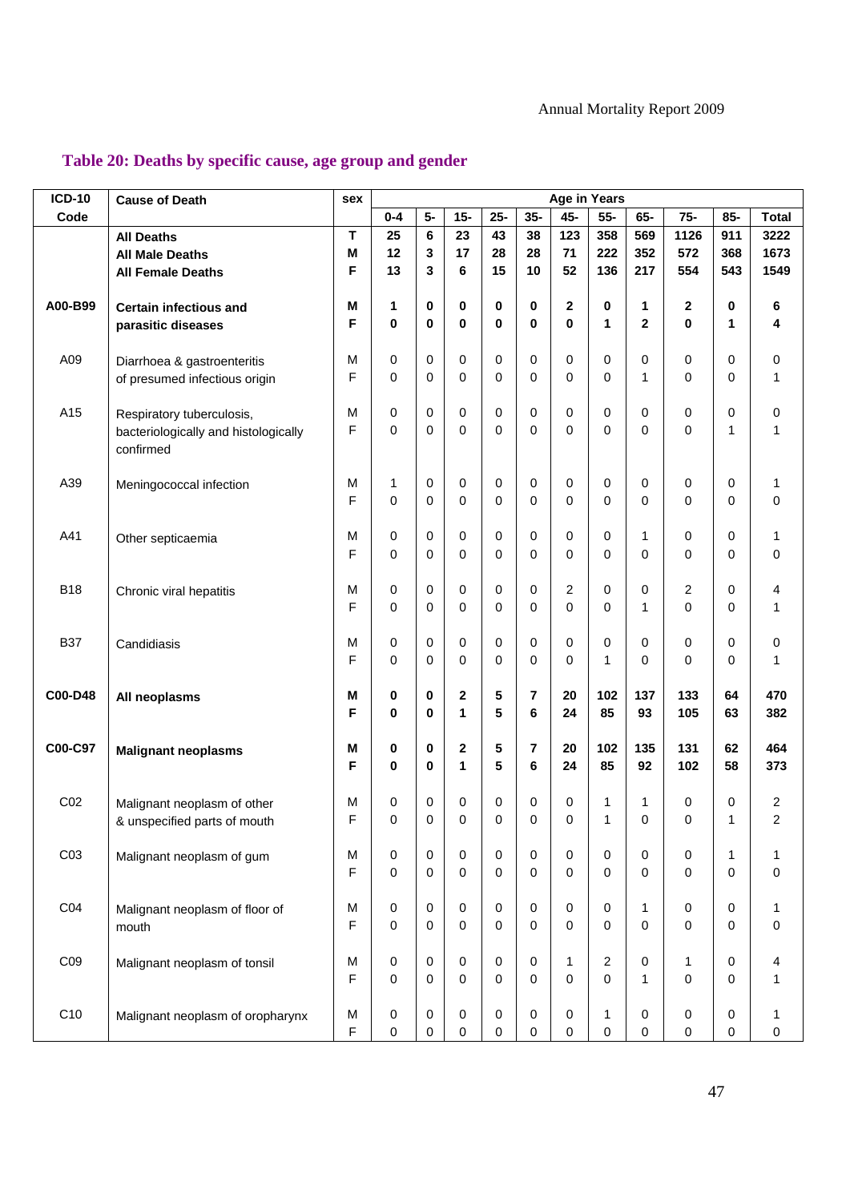## Table 20: Deaths by specific cause, age group and gender

| ICD-10 Code | Cause of Death | sex | Age in Years | | | | | | | | | | | |
|---|---|---|---|---|---|---|---|---|---|---|---|---|---|---|
| | | | 0-4 | 5- | 15- | 25- | 35- | 45- | 55- | 65- | 75- | 85- | Total |
| | **All Deaths** | **T** | **25** | **6** | **23** | **43** | **38** | **123** | **358** | **569** | **1126** | **911** | **3222** |
| | **All Male Deaths** | **M** | **12** | **3** | **17** | **28** | **28** | **71** | **222** | **352** | **572** | **368** | **1673** |
| | **All Female Deaths** | **F** | **13** | **3** | **6** | **15** | **10** | **52** | **136** | **217** | **554** | **543** | **1549** |
| **A00-B99** | **Certain infectious and parasitic diseases** | **M** | **1** | **0** | **0** | **0** | **0** | **2** | **0** | **1** | **2** | **0** | **6** |
| | | **F** | **0** | **0** | **0** | **0** | **0** | **0** | **1** | **2** | **0** | **1** | **4** |
| A09 | Diarrhoea & gastroenteritis of presumed infectious origin | M | 0 | 0 | 0 | 0 | 0 | 0 | 0 | 0 | 0 | 0 | 0 |
| | | F | 0 | 0 | 0 | 0 | 0 | 0 | 0 | 1 | 0 | 0 | 1 |
| A15 | Respiratory tuberculosis, bacteriologically and histologically confirmed | M | 0 | 0 | 0 | 0 | 0 | 0 | 0 | 0 | 0 | 0 | 0 |
| | | F | 0 | 0 | 0 | 0 | 0 | 0 | 0 | 0 | 0 | 1 | 1 |
| A39 | Meningococcal infection | M | 1 | 0 | 0 | 0 | 0 | 0 | 0 | 0 | 0 | 0 | 1 |
| | | F | 0 | 0 | 0 | 0 | 0 | 0 | 0 | 0 | 0 | 0 | 0 |
| A41 | Other septicaemia | M | 0 | 0 | 0 | 0 | 0 | 0 | 0 | 1 | 0 | 0 | 1 |
| | | F | 0 | 0 | 0 | 0 | 0 | 0 | 0 | 0 | 0 | 0 | 0 |
| B18 | Chronic viral hepatitis | M | 0 | 0 | 0 | 0 | 0 | 2 | 0 | 0 | 2 | 0 | 4 |
| | | F | 0 | 0 | 0 | 0 | 0 | 0 | 0 | 1 | 0 | 0 | 1 |
| B37 | Candidiasis | M | 0 | 0 | 0 | 0 | 0 | 0 | 0 | 0 | 0 | 0 | 0 |
| | | F | 0 | 0 | 0 | 0 | 0 | 0 | 1 | 0 | 0 | 0 | 1 |
| **C00-D48** | **All neoplasms** | **M** | **0** | **0** | **2** | **5** | **7** | **20** | **102** | **137** | **133** | **64** | **470** |
| | | **F** | **0** | **0** | **1** | **5** | **6** | **24** | **85** | **93** | **105** | **63** | **382** |
| **C00-C97** | **Malignant neoplasms** | **M** | **0** | **0** | **2** | **5** | **7** | **20** | **102** | **135** | **131** | **62** | **464** |
| | | **F** | **0** | **0** | **1** | **5** | **6** | **24** | **85** | **92** | **102** | **58** | **373** |
| C02 | Malignant neoplasm of other & unspecified parts of mouth | M | 0 | 0 | 0 | 0 | 0 | 0 | 1 | 1 | 0 | 0 | 2 |
| | | F | 0 | 0 | 0 | 0 | 0 | 0 | 1 | 0 | 0 | 1 | 2 |
| C03 | Malignant neoplasm of gum | M | 0 | 0 | 0 | 0 | 0 | 0 | 0 | 0 | 0 | 1 | 1 |
| | | F | 0 | 0 | 0 | 0 | 0 | 0 | 0 | 0 | 0 | 0 | 0 |
| C04 | Malignant neoplasm of floor of mouth | M | 0 | 0 | 0 | 0 | 0 | 0 | 0 | 1 | 0 | 0 | 1 |
| | | F | 0 | 0 | 0 | 0 | 0 | 0 | 0 | 0 | 0 | 0 | 0 |
| C09 | Malignant neoplasm of tonsil | M | 0 | 0 | 0 | 0 | 0 | 1 | 2 | 0 | 1 | 0 | 4 |
| | | F | 0 | 0 | 0 | 0 | 0 | 0 | 0 | 1 | 0 | 0 | 1 |
| C10 | Malignant neoplasm of oropharynx | M | 0 | 0 | 0 | 0 | 0 | 0 | 1 | 0 | 0 | 0 | 1 |
| | | F | 0 | 0 | 0 | 0 | 0 | 0 | 0 | 0 | 0 | 0 | 0 |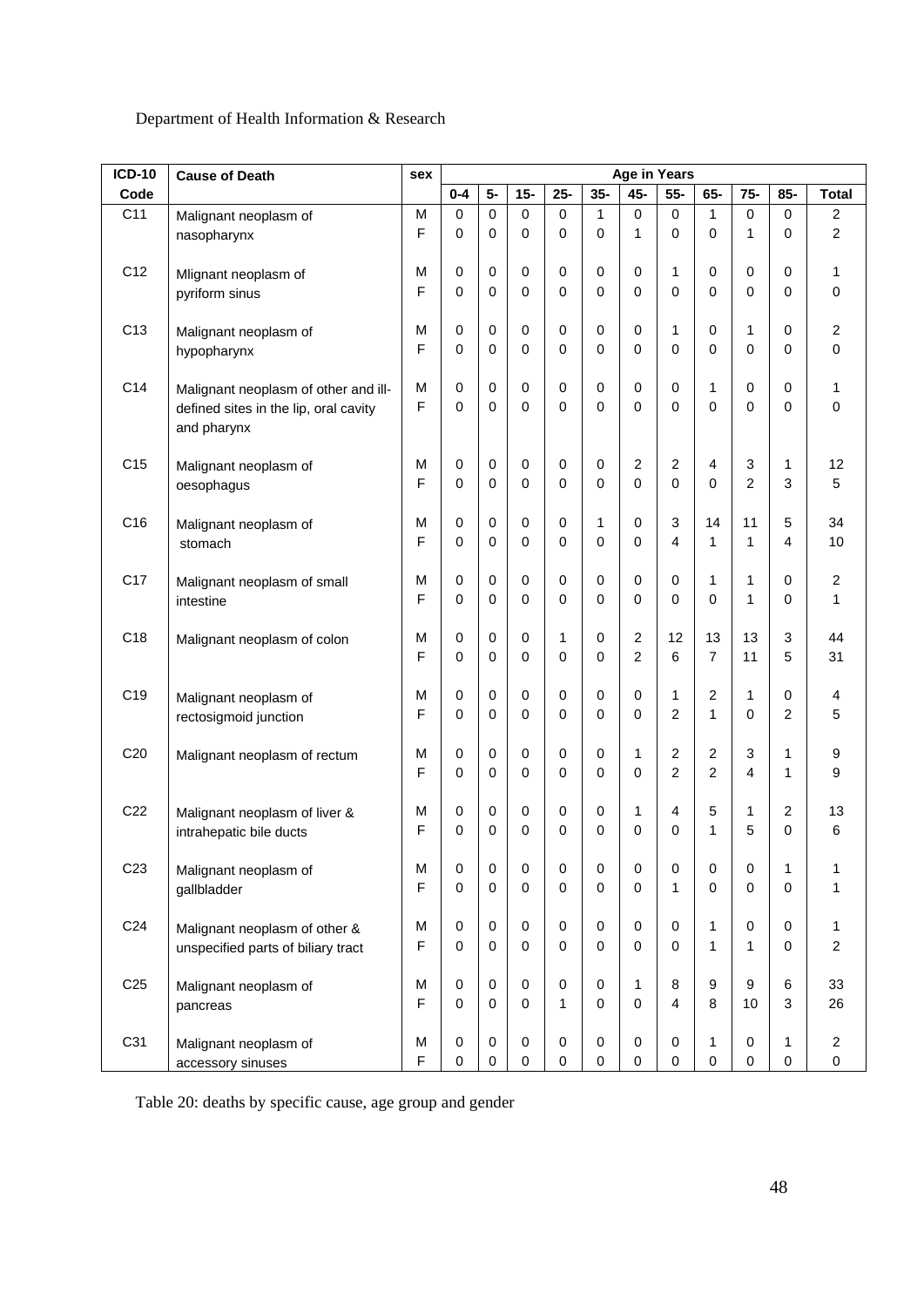Department of Health Information & Research

| ICD-10 Code | Cause of Death | sex | Age in Years | | | | | | | | | | |
|---|---|---|---|---|---|---|---|---|---|---|---|---|---|
| | | | 0-4 | 5- | 15- | 25- | 35- | 45- | 55- | 65- | 75- | 85- | Total |
| C11 | Malignant neoplasm of nasopharynx | M | 0 | 0 | 0 | 0 | 1 | 0 | 0 | 1 | 0 | 0 | 2 |
| | | F | 0 | 0 | 0 | 0 | 0 | 1 | 0 | 0 | 1 | 0 | 2 |
| C12 | Mlignant neoplasm of pyriform sinus | M | 0 | 0 | 0 | 0 | 0 | 0 | 1 | 0 | 0 | 0 | 1 |
| | | F | 0 | 0 | 0 | 0 | 0 | 0 | 0 | 0 | 0 | 0 | 0 |
| C13 | Malignant neoplasm of hypopharynx | M | 0 | 0 | 0 | 0 | 0 | 0 | 1 | 0 | 1 | 0 | 2 |
| | | F | 0 | 0 | 0 | 0 | 0 | 0 | 0 | 0 | 0 | 0 | 0 |
| C14 | Malignant neoplasm of other and ill-defined sites in the lip, oral cavity and pharynx | M | 0 | 0 | 0 | 0 | 0 | 0 | 0 | 1 | 0 | 0 | 1 |
| | | F | 0 | 0 | 0 | 0 | 0 | 0 | 0 | 0 | 0 | 0 | 0 |
| C15 | Malignant neoplasm of oesophagus | M | 0 | 0 | 0 | 0 | 0 | 2 | 2 | 4 | 3 | 1 | 12 |
| | | F | 0 | 0 | 0 | 0 | 0 | 0 | 0 | 0 | 2 | 3 | 5 |
| C16 | Malignant neoplasm of stomach | M | 0 | 0 | 0 | 0 | 1 | 0 | 3 | 14 | 11 | 5 | 34 |
| | | F | 0 | 0 | 0 | 0 | 0 | 0 | 4 | 1 | 1 | 4 | 10 |
| C17 | Malignant neoplasm of small intestine | M | 0 | 0 | 0 | 0 | 0 | 0 | 0 | 1 | 1 | 0 | 2 |
| | | F | 0 | 0 | 0 | 0 | 0 | 0 | 0 | 0 | 1 | 0 | 1 |
| C18 | Malignant neoplasm of colon | M | 0 | 0 | 0 | 1 | 0 | 2 | 12 | 13 | 13 | 3 | 44 |
| | | F | 0 | 0 | 0 | 0 | 0 | 2 | 6 | 7 | 11 | 5 | 31 |
| C19 | Malignant neoplasm of rectosigmoid junction | M | 0 | 0 | 0 | 0 | 0 | 0 | 1 | 2 | 1 | 0 | 4 |
| | | F | 0 | 0 | 0 | 0 | 0 | 0 | 2 | 1 | 0 | 2 | 5 |
| C20 | Malignant neoplasm of rectum | M | 0 | 0 | 0 | 0 | 0 | 1 | 2 | 2 | 3 | 1 | 9 |
| | | F | 0 | 0 | 0 | 0 | 0 | 0 | 2 | 2 | 4 | 1 | 9 |
| C22 | Malignant neoplasm of liver & intrahepatic bile ducts | M | 0 | 0 | 0 | 0 | 0 | 1 | 4 | 5 | 1 | 2 | 13 |
| | | F | 0 | 0 | 0 | 0 | 0 | 0 | 0 | 1 | 5 | 0 | 6 |
| C23 | Malignant neoplasm of gallbladder | M | 0 | 0 | 0 | 0 | 0 | 0 | 0 | 0 | 0 | 1 | 1 |
| | | F | 0 | 0 | 0 | 0 | 0 | 0 | 1 | 0 | 0 | 0 | 1 |
| C24 | Malignant neoplasm of other & unspecified parts of biliary tract | M | 0 | 0 | 0 | 0 | 0 | 0 | 0 | 1 | 0 | 0 | 1 |
| | | F | 0 | 0 | 0 | 0 | 0 | 0 | 0 | 1 | 1 | 0 | 2 |
| C25 | Malignant neoplasm of pancreas | M | 0 | 0 | 0 | 0 | 0 | 1 | 8 | 9 | 9 | 6 | 33 |
| | | F | 0 | 0 | 0 | 1 | 0 | 0 | 4 | 8 | 10 | 3 | 26 |
| C31 | Malignant neoplasm of accessory sinuses | M | 0 | 0 | 0 | 0 | 0 | 0 | 0 | 1 | 0 | 1 | 2 |
| | | F | 0 | 0 | 0 | 0 | 0 | 0 | 0 | 0 | 0 | 0 | 0 |

Table 20: deaths by specific cause, age group and gender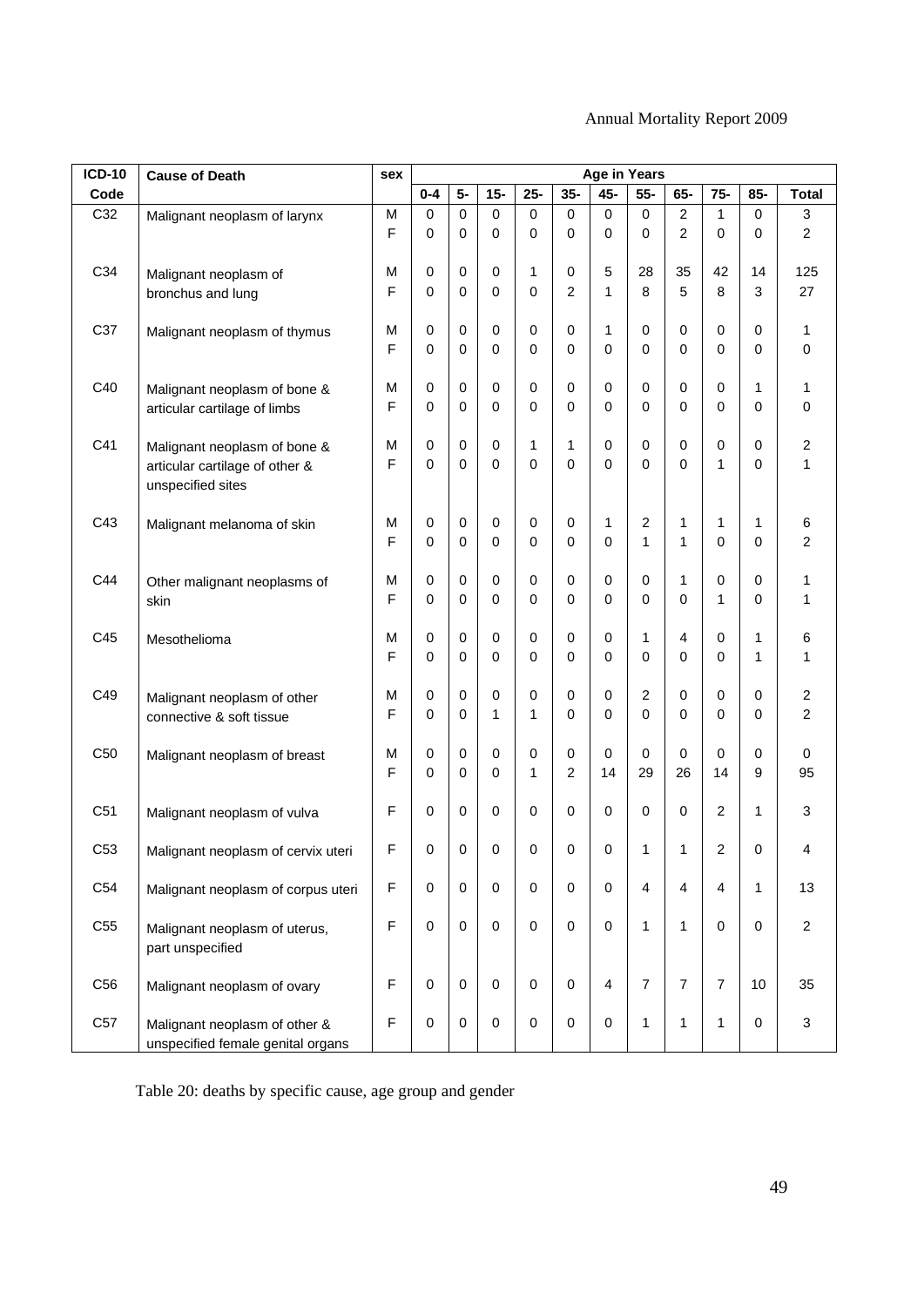| ICD-10 Code | Cause of Death | sex | Age in Years | | | | | | | | | | |
|---|---|---|---|---|---|---|---|---|---|---|---|---|---|
| | | | 0-4 | 5- | 15- | 25- | 35- | 45- | 55- | 65- | 75- | 85- | Total |
| C32 | Malignant neoplasm of larynx | M | 0 | 0 | 0 | 0 | 0 | 0 | 0 | 2 | 1 | 0 | 3 |
| | | F | 0 | 0 | 0 | 0 | 0 | 0 | 0 | 2 | 0 | 0 | 2 |
| C34 | Malignant neoplasm of bronchus and lung | M | 0 | 0 | 0 | 1 | 0 | 5 | 28 | 35 | 42 | 14 | 125 |
| | | F | 0 | 0 | 0 | 0 | 2 | 1 | 8 | 5 | 8 | 3 | 27 |
| C37 | Malignant neoplasm of thymus | M | 0 | 0 | 0 | 0 | 0 | 1 | 0 | 0 | 0 | 0 | 1 |
| | | F | 0 | 0 | 0 | 0 | 0 | 0 | 0 | 0 | 0 | 0 | 0 |
| C40 | Malignant neoplasm of bone & articular cartilage of limbs | M | 0 | 0 | 0 | 0 | 0 | 0 | 0 | 0 | 0 | 1 | 1 |
| | | F | 0 | 0 | 0 | 0 | 0 | 0 | 0 | 0 | 0 | 0 | 0 |
| C41 | Malignant neoplasm of bone & articular cartilage of other & unspecified sites | M | 0 | 0 | 0 | 1 | 1 | 0 | 0 | 0 | 0 | 0 | 2 |
| | | F | 0 | 0 | 0 | 0 | 0 | 0 | 0 | 0 | 1 | 0 | 1 |
| C43 | Malignant melanoma of skin | M | 0 | 0 | 0 | 0 | 0 | 1 | 2 | 1 | 1 | 1 | 6 |
| | | F | 0 | 0 | 0 | 0 | 0 | 0 | 1 | 1 | 0 | 0 | 2 |
| C44 | Other malignant neoplasms of skin | M | 0 | 0 | 0 | 0 | 0 | 0 | 0 | 1 | 0 | 0 | 1 |
| | | F | 0 | 0 | 0 | 0 | 0 | 0 | 0 | 0 | 1 | 0 | 1 |
| C45 | Mesothelioma | M | 0 | 0 | 0 | 0 | 0 | 0 | 1 | 4 | 0 | 1 | 6 |
| | | F | 0 | 0 | 0 | 0 | 0 | 0 | 0 | 0 | 0 | 1 | 1 |
| C49 | Malignant neoplasm of other connective & soft tissue | M | 0 | 0 | 0 | 0 | 0 | 0 | 2 | 0 | 0 | 0 | 2 |
| | | F | 0 | 0 | 1 | 1 | 0 | 0 | 0 | 0 | 0 | 0 | 2 |
| C50 | Malignant neoplasm of breast | M | 0 | 0 | 0 | 0 | 0 | 0 | 0 | 0 | 0 | 0 | 0 |
| | | F | 0 | 0 | 0 | 1 | 2 | 14 | 29 | 26 | 14 | 9 | 95 |
| C51 | Malignant neoplasm of vulva | F | 0 | 0 | 0 | 0 | 0 | 0 | 0 | 0 | 2 | 1 | 3 |
| C53 | Malignant neoplasm of cervix uteri | F | 0 | 0 | 0 | 0 | 0 | 0 | 1 | 1 | 2 | 0 | 4 |
| C54 | Malignant neoplasm of corpus uteri | F | 0 | 0 | 0 | 0 | 0 | 0 | 4 | 4 | 4 | 1 | 13 |
| C55 | Malignant neoplasm of uterus, part unspecified | F | 0 | 0 | 0 | 0 | 0 | 0 | 1 | 1 | 0 | 0 | 2 |
| C56 | Malignant neoplasm of ovary | F | 0 | 0 | 0 | 0 | 0 | 4 | 7 | 7 | 7 | 10 | 35 |
| C57 | Malignant neoplasm of other & unspecified female genital organs | F | 0 | 0 | 0 | 0 | 0 | 0 | 1 | 1 | 1 | 0 | 3 |

Table 20: deaths by specific cause, age group and gender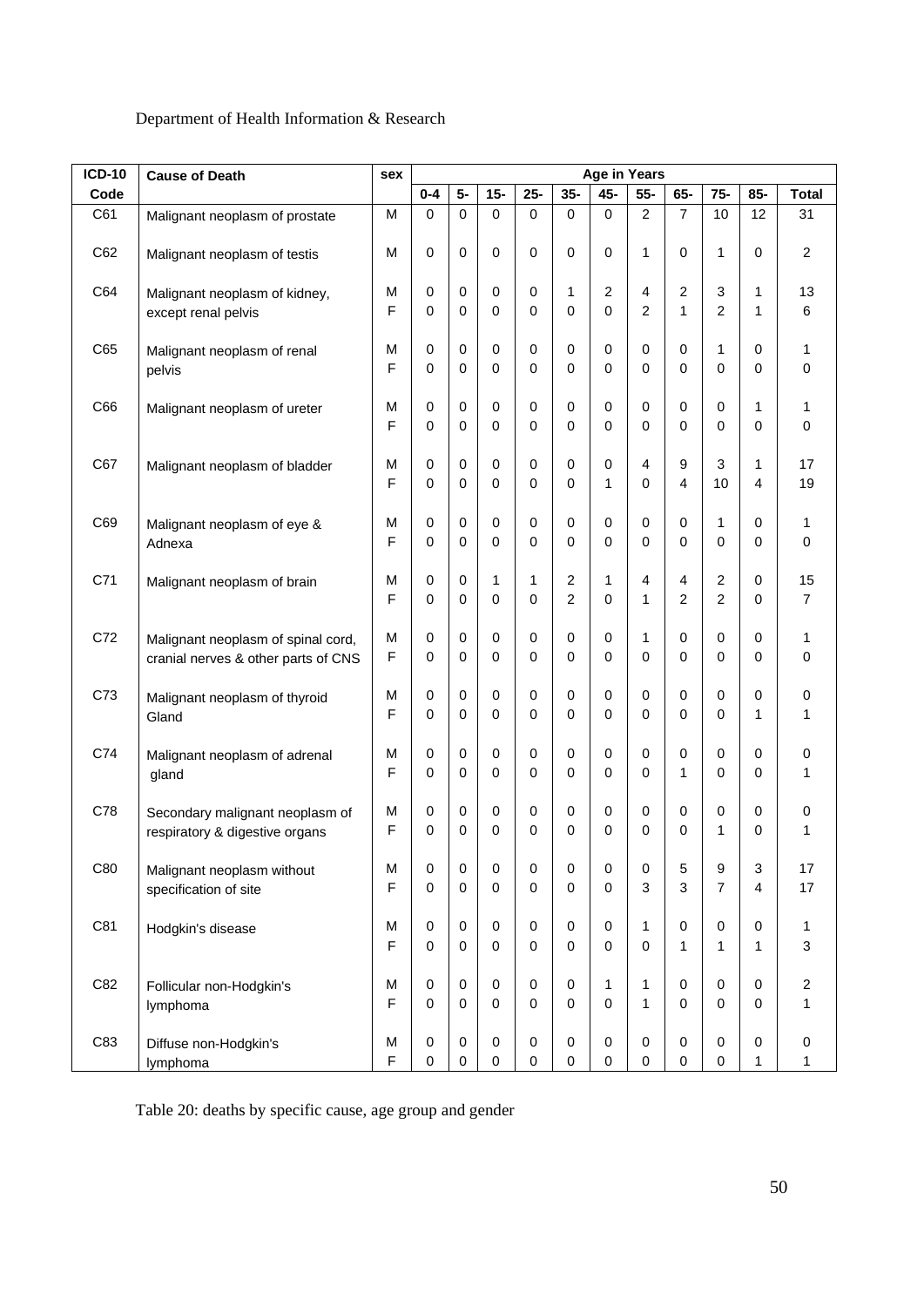Department of Health Information & Research

| ICD-10 Code | Cause of Death | sex | Age in Years | | | | | | | | | | |
|---|---|---|---|---|---|---|---|---|---|---|---|---|---|
| | | | 0-4 | 5- | 15- | 25- | 35- | 45- | 55- | 65- | 75- | 85- | Total |
| C61 | Malignant neoplasm of prostate | M | 0 | 0 | 0 | 0 | 0 | 0 | 2 | 7 | 10 | 12 | 31 |
| C62 | Malignant neoplasm of testis | M | 0 | 0 | 0 | 0 | 0 | 0 | 1 | 0 | 1 | 0 | 2 |
| C64 | Malignant neoplasm of kidney, except renal pelvis | M | 0 | 0 | 0 | 0 | 1 | 2 | 4 | 2 | 3 | 1 | 13 |
| | | F | 0 | 0 | 0 | 0 | 0 | 0 | 2 | 1 | 2 | 1 | 6 |
| C65 | Malignant neoplasm of renal pelvis | M | 0 | 0 | 0 | 0 | 0 | 0 | 0 | 0 | 1 | 0 | 1 |
| | | F | 0 | 0 | 0 | 0 | 0 | 0 | 0 | 0 | 0 | 0 | 0 |
| C66 | Malignant neoplasm of ureter | M | 0 | 0 | 0 | 0 | 0 | 0 | 0 | 0 | 0 | 1 | 1 |
| | | F | 0 | 0 | 0 | 0 | 0 | 0 | 0 | 0 | 0 | 0 | 0 |
| C67 | Malignant neoplasm of bladder | M | 0 | 0 | 0 | 0 | 0 | 0 | 4 | 9 | 3 | 1 | 17 |
| | | F | 0 | 0 | 0 | 0 | 0 | 1 | 0 | 4 | 10 | 4 | 19 |
| C69 | Malignant neoplasm of eye & Adnexa | M | 0 | 0 | 0 | 0 | 0 | 0 | 0 | 0 | 1 | 0 | 1 |
| | | F | 0 | 0 | 0 | 0 | 0 | 0 | 0 | 0 | 0 | 0 | 0 |
| C71 | Malignant neoplasm of brain | M | 0 | 0 | 1 | 1 | 2 | 1 | 4 | 4 | 2 | 0 | 15 |
| | | F | 0 | 0 | 0 | 0 | 2 | 0 | 1 | 2 | 2 | 0 | 7 |
| C72 | Malignant neoplasm of spinal cord, cranial nerves & other parts of CNS | M | 0 | 0 | 0 | 0 | 0 | 0 | 1 | 0 | 0 | 0 | 1 |
| | | F | 0 | 0 | 0 | 0 | 0 | 0 | 0 | 0 | 0 | 0 | 0 |
| C73 | Malignant neoplasm of thyroid Gland | M | 0 | 0 | 0 | 0 | 0 | 0 | 0 | 0 | 0 | 0 | 0 |
| | | F | 0 | 0 | 0 | 0 | 0 | 0 | 0 | 0 | 0 | 1 | 1 |
| C74 | Malignant neoplasm of adrenal gland | M | 0 | 0 | 0 | 0 | 0 | 0 | 0 | 0 | 0 | 0 | 0 |
| | | F | 0 | 0 | 0 | 0 | 0 | 0 | 0 | 1 | 0 | 0 | 1 |
| C78 | Secondary malignant neoplasm of respiratory & digestive organs | M | 0 | 0 | 0 | 0 | 0 | 0 | 0 | 0 | 0 | 0 | 0 |
| | | F | 0 | 0 | 0 | 0 | 0 | 0 | 0 | 0 | 1 | 0 | 1 |
| C80 | Malignant neoplasm without specification of site | M | 0 | 0 | 0 | 0 | 0 | 0 | 0 | 5 | 9 | 3 | 17 |
| | | F | 0 | 0 | 0 | 0 | 0 | 0 | 3 | 3 | 7 | 4 | 17 |
| C81 | Hodgkin's disease | M | 0 | 0 | 0 | 0 | 0 | 0 | 1 | 0 | 0 | 0 | 1 |
| | | F | 0 | 0 | 0 | 0 | 0 | 0 | 0 | 1 | 1 | 1 | 3 |
| C82 | Follicular non-Hodgkin's lymphoma | M | 0 | 0 | 0 | 0 | 0 | 1 | 1 | 0 | 0 | 0 | 2 |
| | | F | 0 | 0 | 0 | 0 | 0 | 0 | 1 | 0 | 0 | 0 | 1 |
| C83 | Diffuse non-Hodgkin's lymphoma | M | 0 | 0 | 0 | 0 | 0 | 0 | 0 | 0 | 0 | 0 | 0 |
| | | F | 0 | 0 | 0 | 0 | 0 | 0 | 0 | 0 | 0 | 1 | 1 |

Table 20: deaths by specific cause, age group and gender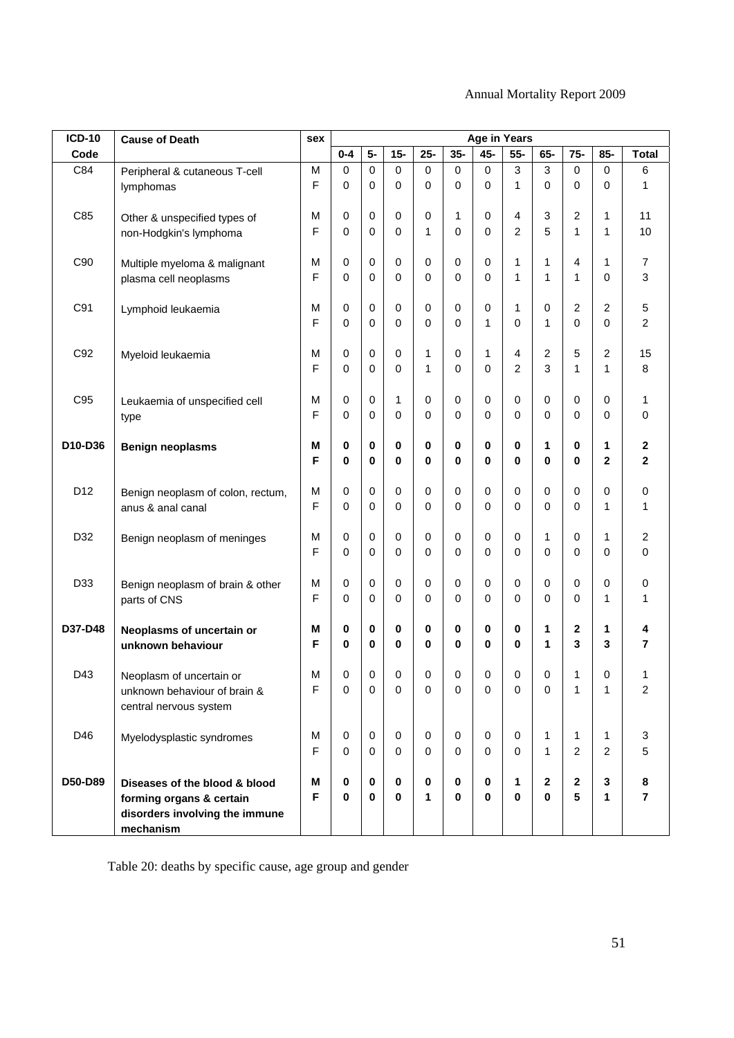| ICD-10 Code | Cause of Death | sex | Age in Years | | | | | | | | | | |
|---|---|---|---|---|---|---|---|---|---|---|---|---|---|
| | | | 0-4 | 5- | 15- | 25- | 35- | 45- | 55- | 65- | 75- | 85- | Total |
| C84 | Peripheral & cutaneous T-cell lymphomas | M | 0 | 0 | 0 | 0 | 0 | 0 | 3 | 3 | 0 | 0 | 6 |
| | | F | 0 | 0 | 0 | 0 | 0 | 0 | 1 | 0 | 0 | 0 | 1 |
| C85 | Other & unspecified types of non-Hodgkin's lymphoma | M | 0 | 0 | 0 | 0 | 1 | 0 | 4 | 3 | 2 | 1 | 11 |
| | | F | 0 | 0 | 0 | 1 | 0 | 0 | 2 | 5 | 1 | 1 | 10 |
| C90 | Multiple myeloma & malignant plasma cell neoplasms | M | 0 | 0 | 0 | 0 | 0 | 0 | 1 | 1 | 4 | 1 | 7 |
| | | F | 0 | 0 | 0 | 0 | 0 | 0 | 1 | 1 | 1 | 0 | 3 |
| C91 | Lymphoid leukaemia | M | 0 | 0 | 0 | 0 | 0 | 0 | 1 | 0 | 2 | 2 | 5 |
| | | F | 0 | 0 | 0 | 0 | 0 | 1 | 0 | 1 | 0 | 0 | 2 |
| C92 | Myeloid leukaemia | M | 0 | 0 | 0 | 1 | 0 | 1 | 4 | 2 | 5 | 2 | 15 |
| | | F | 0 | 0 | 0 | 1 | 0 | 0 | 2 | 3 | 1 | 1 | 8 |
| C95 | Leukaemia of unspecified cell type | M | 0 | 0 | 1 | 0 | 0 | 0 | 0 | 0 | 0 | 0 | 1 |
| | | F | 0 | 0 | 0 | 0 | 0 | 0 | 0 | 0 | 0 | 0 | 0 |
| **D10-D36** | **Benign neoplasms** | **M** | **0** | **0** | **0** | **0** | **0** | **0** | **0** | **1** | **0** | **1** | **2** |
| | | **F** | **0** | **0** | **0** | **0** | **0** | **0** | **0** | **0** | **0** | **2** | **2** |
| D12 | Benign neoplasm of colon, rectum, anus & anal canal | M | 0 | 0 | 0 | 0 | 0 | 0 | 0 | 0 | 0 | 0 | 0 |
| | | F | 0 | 0 | 0 | 0 | 0 | 0 | 0 | 0 | 0 | 1 | 1 |
| D32 | Benign neoplasm of meninges | M | 0 | 0 | 0 | 0 | 0 | 0 | 0 | 1 | 0 | 1 | 2 |
| | | F | 0 | 0 | 0 | 0 | 0 | 0 | 0 | 0 | 0 | 0 | 0 |
| D33 | Benign neoplasm of brain & other parts of CNS | M | 0 | 0 | 0 | 0 | 0 | 0 | 0 | 0 | 0 | 0 | 0 |
| | | F | 0 | 0 | 0 | 0 | 0 | 0 | 0 | 0 | 0 | 1 | 1 |
| **D37-D48** | **Neoplasms of uncertain or unknown behaviour** | **M** | **0** | **0** | **0** | **0** | **0** | **0** | **0** | **1** | **2** | **1** | **4** |
| | | **F** | **0** | **0** | **0** | **0** | **0** | **0** | **0** | **1** | **3** | **3** | **7** |
| D43 | Neoplasm of uncertain or unknown behaviour of brain & central nervous system | M | 0 | 0 | 0 | 0 | 0 | 0 | 0 | 0 | 1 | 0 | 1 |
| | | F | 0 | 0 | 0 | 0 | 0 | 0 | 0 | 0 | 1 | 1 | 2 |
| D46 | Myelodysplastic syndromes | M | 0 | 0 | 0 | 0 | 0 | 0 | 0 | 1 | 1 | 1 | 3 |
| | | F | 0 | 0 | 0 | 0 | 0 | 0 | 0 | 1 | 2 | 2 | 5 |
| **D50-D89** | **Diseases of the blood & blood forming organs & certain disorders involving the immune mechanism** | **M** | **0** | **0** | **0** | **0** | **0** | **0** | **1** | **2** | **2** | **3** | **8** |
| | | **F** | **0** | **0** | **0** | **1** | **0** | **0** | **0** | **0** | **5** | **1** | **7** |

Table 20: deaths by specific cause, age group and gender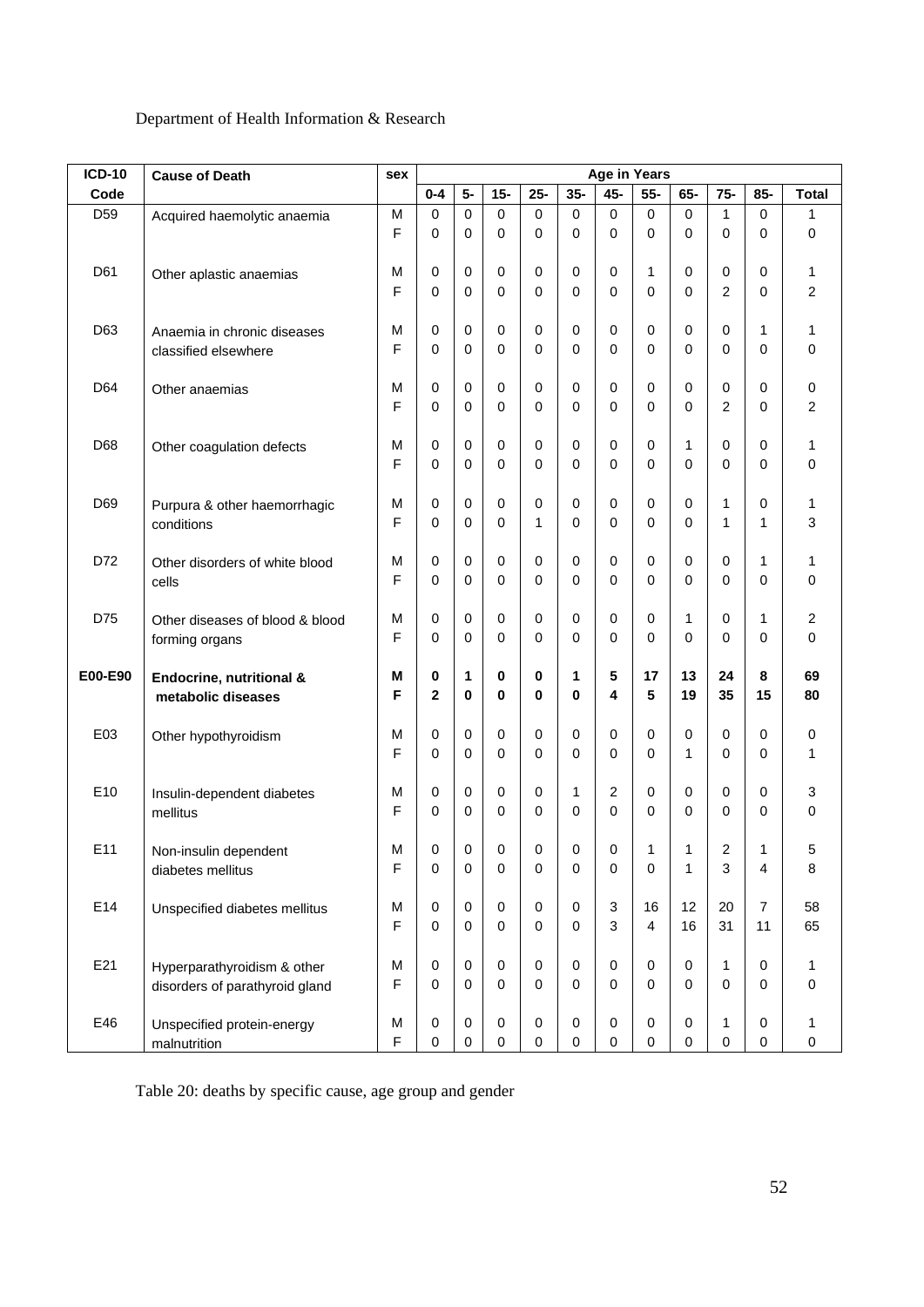Department of Health Information & Research

| ICD-10 Code | Cause of Death | sex | 0-4 | 5- | 15- | 25- | 35- | 45- | 55- | 65- | 75- | 85- | Total |
|---|---|---|---|---|---|---|---|---|---|---|---|---|---|
| | | | **Age in Years** | | | | | | | | | | |
| D59 | Acquired haemolytic anaemia | M | 0 | 0 | 0 | 0 | 0 | 0 | 0 | 0 | 1 | 0 | 1 |
| | | F | 0 | 0 | 0 | 0 | 0 | 0 | 0 | 0 | 0 | 0 | 0 |
| D61 | Other aplastic anaemias | M | 0 | 0 | 0 | 0 | 0 | 0 | 1 | 0 | 0 | 0 | 1 |
| | | F | 0 | 0 | 0 | 0 | 0 | 0 | 0 | 0 | 2 | 0 | 2 |
| D63 | Anaemia in chronic diseases classified elsewhere | M | 0 | 0 | 0 | 0 | 0 | 0 | 0 | 0 | 0 | 1 | 1 |
| | | F | 0 | 0 | 0 | 0 | 0 | 0 | 0 | 0 | 0 | 0 | 0 |
| D64 | Other anaemias | M | 0 | 0 | 0 | 0 | 0 | 0 | 0 | 0 | 0 | 0 | 0 |
| | | F | 0 | 0 | 0 | 0 | 0 | 0 | 0 | 0 | 2 | 0 | 2 |
| D68 | Other coagulation defects | M | 0 | 0 | 0 | 0 | 0 | 0 | 0 | 1 | 0 | 0 | 1 |
| | | F | 0 | 0 | 0 | 0 | 0 | 0 | 0 | 0 | 0 | 0 | 0 |
| D69 | Purpura & other haemorrhagic conditions | M | 0 | 0 | 0 | 0 | 0 | 0 | 0 | 0 | 1 | 0 | 1 |
| | | F | 0 | 0 | 0 | 1 | 0 | 0 | 0 | 0 | 1 | 1 | 3 |
| D72 | Other disorders of white blood cells | M | 0 | 0 | 0 | 0 | 0 | 0 | 0 | 0 | 0 | 1 | 1 |
| | | F | 0 | 0 | 0 | 0 | 0 | 0 | 0 | 0 | 0 | 0 | 0 |
| D75 | Other diseases of blood & blood forming organs | M | 0 | 0 | 0 | 0 | 0 | 0 | 0 | 1 | 0 | 1 | 2 |
| | | F | 0 | 0 | 0 | 0 | 0 | 0 | 0 | 0 | 0 | 0 | 0 |
| **E00-E90** | **Endocrine, nutritional & metabolic diseases** | **M** | **0** | **1** | **0** | **0** | **1** | **5** | **17** | **13** | **24** | **8** | **69** |
| | | **F** | **2** | **0** | **0** | **0** | **0** | **4** | **5** | **19** | **35** | **15** | **80** |
| E03 | Other hypothyroidism | M | 0 | 0 | 0 | 0 | 0 | 0 | 0 | 0 | 0 | 0 | 0 |
| | | F | 0 | 0 | 0 | 0 | 0 | 0 | 0 | 1 | 0 | 0 | 1 |
| E10 | Insulin-dependent diabetes mellitus | M | 0 | 0 | 0 | 0 | 1 | 2 | 0 | 0 | 0 | 0 | 3 |
| | | F | 0 | 0 | 0 | 0 | 0 | 0 | 0 | 0 | 0 | 0 | 0 |
| E11 | Non-insulin dependent diabetes mellitus | M | 0 | 0 | 0 | 0 | 0 | 0 | 1 | 1 | 2 | 1 | 5 |
| | | F | 0 | 0 | 0 | 0 | 0 | 0 | 0 | 1 | 3 | 4 | 8 |
| E14 | Unspecified diabetes mellitus | M | 0 | 0 | 0 | 0 | 0 | 3 | 16 | 12 | 20 | 7 | 58 |
| | | F | 0 | 0 | 0 | 0 | 0 | 3 | 4 | 16 | 31 | 11 | 65 |
| E21 | Hyperparathyroidism & other disorders of parathyroid gland | M | 0 | 0 | 0 | 0 | 0 | 0 | 0 | 0 | 1 | 0 | 1 |
| | | F | 0 | 0 | 0 | 0 | 0 | 0 | 0 | 0 | 0 | 0 | 0 |
| E46 | Unspecified protein-energy malnutrition | M | 0 | 0 | 0 | 0 | 0 | 0 | 0 | 0 | 1 | 0 | 1 |
| | | F | 0 | 0 | 0 | 0 | 0 | 0 | 0 | 0 | 0 | 0 | 0 |

Table 20: deaths by specific cause, age group and gender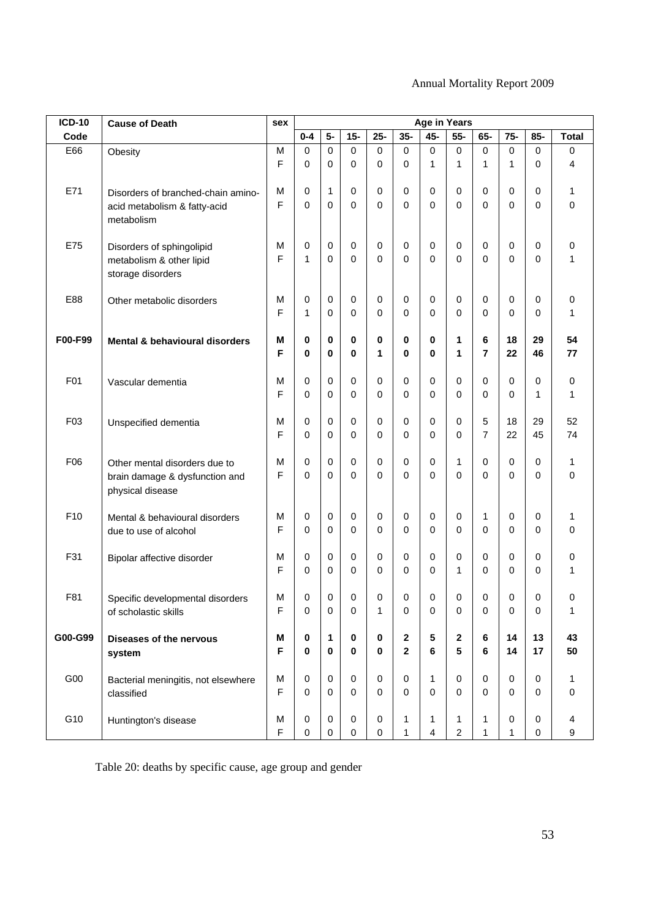| ICD-10 | Cause of Death | sex | Age in Years | | | | | | | | | | |
|---|---|---|---|---|---|---|---|---|---|---|---|---|---|
| Code | | | 0-4 | 5- | 15- | 25- | 35- | 45- | 55- | 65- | 75- | 85- | Total |
| E66 | Obesity | M | 0 | 0 | 0 | 0 | 0 | 0 | 0 | 0 | 0 | 0 | 0 |
| | | F | 0 | 0 | 0 | 0 | 0 | 1 | 1 | 1 | 1 | 0 | 4 |
| E71 | Disorders of branched-chain amino-acid metabolism & fatty-acid metabolism | M | 0 | 1 | 0 | 0 | 0 | 0 | 0 | 0 | 0 | 0 | 1 |
| | | F | 0 | 0 | 0 | 0 | 0 | 0 | 0 | 0 | 0 | 0 | 0 |
| E75 | Disorders of sphingolipid metabolism & other lipid storage disorders | M | 0 | 0 | 0 | 0 | 0 | 0 | 0 | 0 | 0 | 0 | 0 |
| | | F | 1 | 0 | 0 | 0 | 0 | 0 | 0 | 0 | 0 | 0 | 1 |
| E88 | Other metabolic disorders | M | 0 | 0 | 0 | 0 | 0 | 0 | 0 | 0 | 0 | 0 | 0 |
| | | F | 1 | 0 | 0 | 0 | 0 | 0 | 0 | 0 | 0 | 0 | 1 |
| **F00-F99** | **Mental & behavioural disorders** | **M** | **0** | **0** | **0** | **0** | **0** | **0** | **1** | **6** | **18** | **29** | **54** |
| | | **F** | **0** | **0** | **0** | **1** | **0** | **0** | **1** | **7** | **22** | **46** | **77** |
| F01 | Vascular dementia | M | 0 | 0 | 0 | 0 | 0 | 0 | 0 | 0 | 0 | 0 | 0 |
| | | F | 0 | 0 | 0 | 0 | 0 | 0 | 0 | 0 | 0 | 1 | 1 |
| F03 | Unspecified dementia | M | 0 | 0 | 0 | 0 | 0 | 0 | 0 | 5 | 18 | 29 | 52 |
| | | F | 0 | 0 | 0 | 0 | 0 | 0 | 0 | 7 | 22 | 45 | 74 |
| F06 | Other mental disorders due to brain damage & dysfunction and physical disease | M | 0 | 0 | 0 | 0 | 0 | 0 | 1 | 0 | 0 | 0 | 1 |
| | | F | 0 | 0 | 0 | 0 | 0 | 0 | 0 | 0 | 0 | 0 | 0 |
| F10 | Mental & behavioural disorders due to use of alcohol | M | 0 | 0 | 0 | 0 | 0 | 0 | 0 | 1 | 0 | 0 | 1 |
| | | F | 0 | 0 | 0 | 0 | 0 | 0 | 0 | 0 | 0 | 0 | 0 |
| F31 | Bipolar affective disorder | M | 0 | 0 | 0 | 0 | 0 | 0 | 0 | 0 | 0 | 0 | 0 |
| | | F | 0 | 0 | 0 | 0 | 0 | 0 | 1 | 0 | 0 | 0 | 1 |
| F81 | Specific developmental disorders of scholastic skills | M | 0 | 0 | 0 | 0 | 0 | 0 | 0 | 0 | 0 | 0 | 0 |
| | | F | 0 | 0 | 0 | 1 | 0 | 0 | 0 | 0 | 0 | 0 | 1 |
| **G00-G99** | **Diseases of the nervous system** | **M** | **0** | **1** | **0** | **0** | **2** | **5** | **2** | **6** | **14** | **13** | **43** |
| | | **F** | **0** | **0** | **0** | **0** | **2** | **6** | **5** | **6** | **14** | **17** | **50** |
| G00 | Bacterial meningitis, not elsewhere classified | M | 0 | 0 | 0 | 0 | 0 | 1 | 0 | 0 | 0 | 0 | 1 |
| | | F | 0 | 0 | 0 | 0 | 0 | 0 | 0 | 0 | 0 | 0 | 0 |
| G10 | Huntington's disease | M | 0 | 0 | 0 | 0 | 1 | 1 | 1 | 1 | 0 | 0 | 4 |
| | | F | 0 | 0 | 0 | 0 | 1 | 4 | 2 | 1 | 1 | 0 | 9 |

Table 20: deaths by specific cause, age group and gender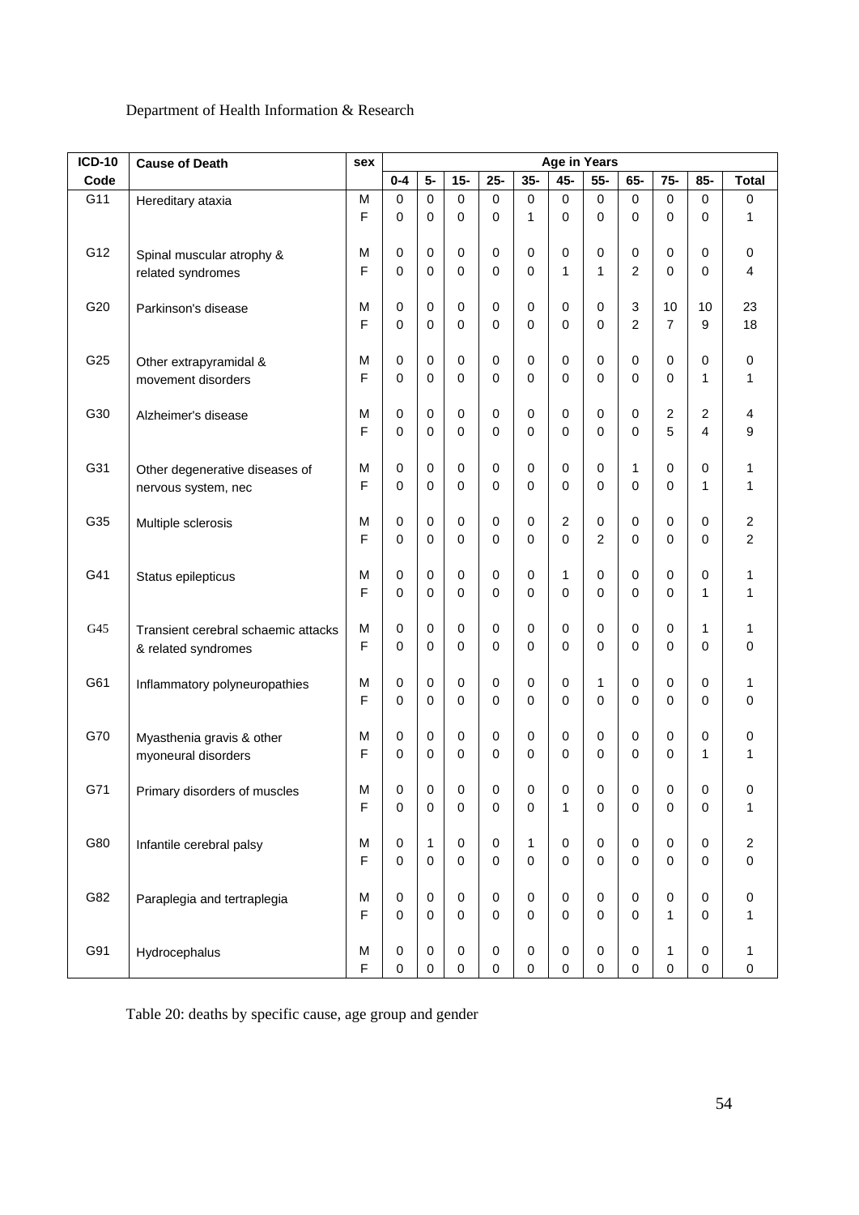Department of Health Information & Research

| ICD-10 Code | Cause of Death | sex | Age in Years | | | | | | | | | | |
|---|---|---|---|---|---|---|---|---|---|---|---|---|---|
| | | | 0-4 | 5- | 15- | 25- | 35- | 45- | 55- | 65- | 75- | 85- | Total |
| G11 | Hereditary ataxia | M | 0 | 0 | 0 | 0 | 0 | 0 | 0 | 0 | 0 | 0 | 0 |
| | | F | 0 | 0 | 0 | 0 | 1 | 0 | 0 | 0 | 0 | 0 | 1 |
| G12 | Spinal muscular atrophy & related syndromes | M | 0 | 0 | 0 | 0 | 0 | 0 | 0 | 0 | 0 | 0 | 0 |
| | | F | 0 | 0 | 0 | 0 | 0 | 1 | 1 | 2 | 0 | 0 | 4 |
| G20 | Parkinson's disease | M | 0 | 0 | 0 | 0 | 0 | 0 | 0 | 3 | 10 | 10 | 23 |
| | | F | 0 | 0 | 0 | 0 | 0 | 0 | 0 | 2 | 7 | 9 | 18 |
| G25 | Other extrapyramidal & movement disorders | M | 0 | 0 | 0 | 0 | 0 | 0 | 0 | 0 | 0 | 0 | 0 |
| | | F | 0 | 0 | 0 | 0 | 0 | 0 | 0 | 0 | 0 | 1 | 1 |
| G30 | Alzheimer's disease | M | 0 | 0 | 0 | 0 | 0 | 0 | 0 | 0 | 2 | 2 | 4 |
| | | F | 0 | 0 | 0 | 0 | 0 | 0 | 0 | 0 | 5 | 4 | 9 |
| G31 | Other degenerative diseases of nervous system, nec | M | 0 | 0 | 0 | 0 | 0 | 0 | 0 | 1 | 0 | 0 | 1 |
| | | F | 0 | 0 | 0 | 0 | 0 | 0 | 0 | 0 | 0 | 1 | 1 |
| G35 | Multiple sclerosis | M | 0 | 0 | 0 | 0 | 0 | 2 | 0 | 0 | 0 | 0 | 2 |
| | | F | 0 | 0 | 0 | 0 | 0 | 0 | 2 | 0 | 0 | 0 | 2 |
| G41 | Status epilepticus | M | 0 | 0 | 0 | 0 | 0 | 1 | 0 | 0 | 0 | 0 | 1 |
| | | F | 0 | 0 | 0 | 0 | 0 | 0 | 0 | 0 | 0 | 1 | 1 |
| G45 | Transient cerebral schaemic attacks & related syndromes | M | 0 | 0 | 0 | 0 | 0 | 0 | 0 | 0 | 0 | 1 | 1 |
| | | F | 0 | 0 | 0 | 0 | 0 | 0 | 0 | 0 | 0 | 0 | 0 |
| G61 | Inflammatory polyneuropathies | M | 0 | 0 | 0 | 0 | 0 | 0 | 1 | 0 | 0 | 0 | 1 |
| | | F | 0 | 0 | 0 | 0 | 0 | 0 | 0 | 0 | 0 | 0 | 0 |
| G70 | Myasthenia gravis & other myoneural disorders | M | 0 | 0 | 0 | 0 | 0 | 0 | 0 | 0 | 0 | 0 | 0 |
| | | F | 0 | 0 | 0 | 0 | 0 | 0 | 0 | 0 | 0 | 1 | 1 |
| G71 | Primary disorders of muscles | M | 0 | 0 | 0 | 0 | 0 | 0 | 0 | 0 | 0 | 0 | 0 |
| | | F | 0 | 0 | 0 | 0 | 0 | 1 | 0 | 0 | 0 | 0 | 1 |
| G80 | Infantile cerebral palsy | M | 0 | 1 | 0 | 0 | 1 | 0 | 0 | 0 | 0 | 0 | 2 |
| | | F | 0 | 0 | 0 | 0 | 0 | 0 | 0 | 0 | 0 | 0 | 0 |
| G82 | Paraplegia and tertraplegia | M | 0 | 0 | 0 | 0 | 0 | 0 | 0 | 0 | 0 | 0 | 0 |
| | | F | 0 | 0 | 0 | 0 | 0 | 0 | 0 | 0 | 1 | 0 | 1 |
| G91 | Hydrocephalus | M | 0 | 0 | 0 | 0 | 0 | 0 | 0 | 0 | 1 | 0 | 1 |
| | | F | 0 | 0 | 0 | 0 | 0 | 0 | 0 | 0 | 0 | 0 | 0 |

Table 20: deaths by specific cause, age group and gender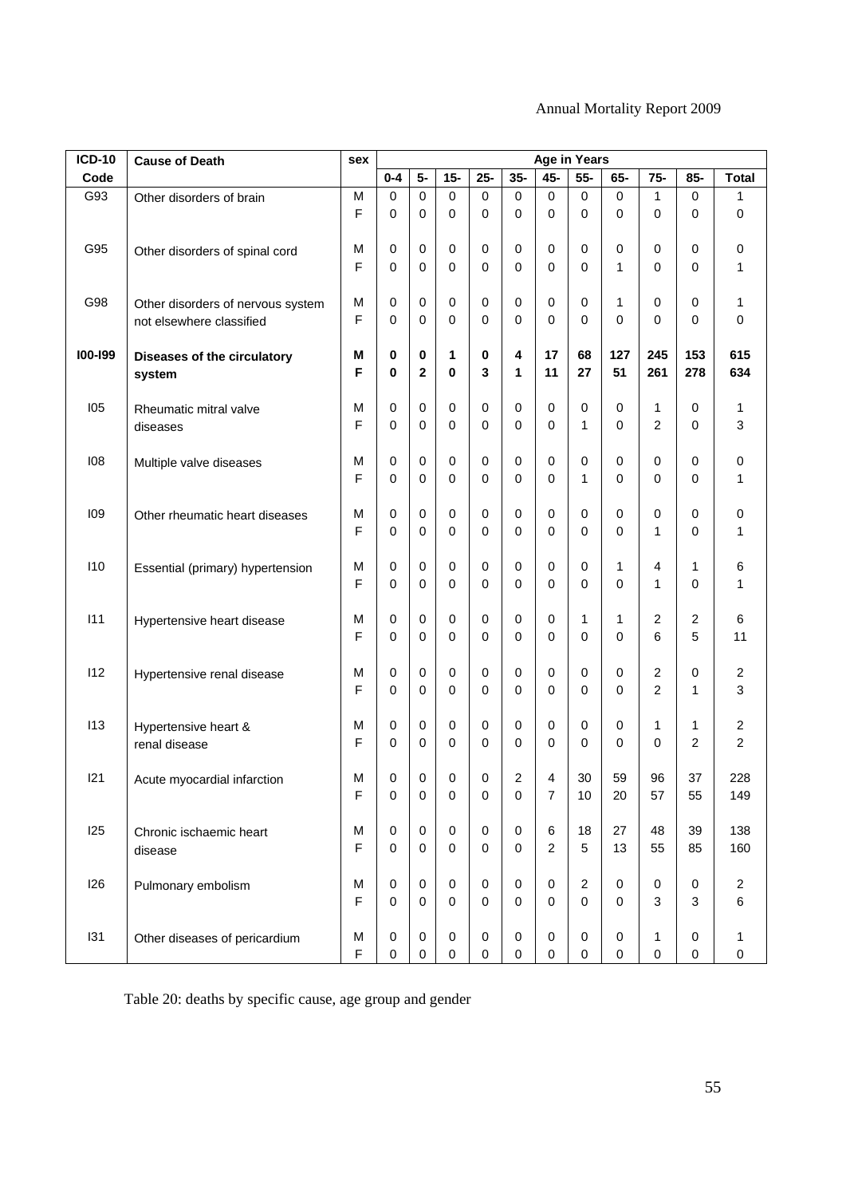| ICD-10 Code | Cause of Death | sex | Age in Years | | | | | | | | | | | |
|---|---|---|---|---|---|---|---|---|---|---|---|---|---|---|
| | | | 0-4 | 5- | 15- | 25- | 35- | 45- | 55- | 65- | 75- | 85- | Total |
| G93 | Other disorders of brain | M | 0 | 0 | 0 | 0 | 0 | 0 | 0 | 0 | 1 | 0 | 1 |
| | | F | 0 | 0 | 0 | 0 | 0 | 0 | 0 | 0 | 0 | 0 | 0 |
| G95 | Other disorders of spinal cord | M | 0 | 0 | 0 | 0 | 0 | 0 | 0 | 0 | 0 | 0 | 0 |
| | | F | 0 | 0 | 0 | 0 | 0 | 0 | 0 | 1 | 0 | 0 | 1 |
| G98 | Other disorders of nervous system not elsewhere classified | M | 0 | 0 | 0 | 0 | 0 | 0 | 0 | 1 | 0 | 0 | 1 |
| | | F | 0 | 0 | 0 | 0 | 0 | 0 | 0 | 0 | 0 | 0 | 0 |
| **I00-I99** | **Diseases of the circulatory system** | **M** | **0** | **0** | **1** | **0** | **4** | **17** | **68** | **127** | **245** | **153** | **615** |
| | | **F** | **0** | **2** | **0** | **3** | **1** | **11** | **27** | **51** | **261** | **278** | **634** |
| I05 | Rheumatic mitral valve diseases | M | 0 | 0 | 0 | 0 | 0 | 0 | 0 | 0 | 1 | 0 | 1 |
| | | F | 0 | 0 | 0 | 0 | 0 | 0 | 1 | 0 | 2 | 0 | 3 |
| I08 | Multiple valve diseases | M | 0 | 0 | 0 | 0 | 0 | 0 | 0 | 0 | 0 | 0 | 0 |
| | | F | 0 | 0 | 0 | 0 | 0 | 0 | 1 | 0 | 0 | 0 | 1 |
| I09 | Other rheumatic heart diseases | M | 0 | 0 | 0 | 0 | 0 | 0 | 0 | 0 | 0 | 0 | 0 |
| | | F | 0 | 0 | 0 | 0 | 0 | 0 | 0 | 0 | 1 | 0 | 1 |
| I10 | Essential (primary) hypertension | M | 0 | 0 | 0 | 0 | 0 | 0 | 0 | 1 | 4 | 1 | 6 |
| | | F | 0 | 0 | 0 | 0 | 0 | 0 | 0 | 0 | 1 | 0 | 1 |
| I11 | Hypertensive heart disease | M | 0 | 0 | 0 | 0 | 0 | 0 | 1 | 1 | 2 | 2 | 6 |
| | | F | 0 | 0 | 0 | 0 | 0 | 0 | 0 | 0 | 6 | 5 | 11 |
| I12 | Hypertensive renal disease | M | 0 | 0 | 0 | 0 | 0 | 0 | 0 | 0 | 2 | 0 | 2 |
| | | F | 0 | 0 | 0 | 0 | 0 | 0 | 0 | 0 | 2 | 1 | 3 |
| I13 | Hypertensive heart & renal disease | M | 0 | 0 | 0 | 0 | 0 | 0 | 0 | 0 | 1 | 1 | 2 |
| | | F | 0 | 0 | 0 | 0 | 0 | 0 | 0 | 0 | 0 | 2 | 2 |
| I21 | Acute myocardial infarction | M | 0 | 0 | 0 | 0 | 2 | 4 | 30 | 59 | 96 | 37 | 228 |
| | | F | 0 | 0 | 0 | 0 | 0 | 7 | 10 | 20 | 57 | 55 | 149 |
| I25 | Chronic ischaemic heart disease | M | 0 | 0 | 0 | 0 | 0 | 6 | 18 | 27 | 48 | 39 | 138 |
| | | F | 0 | 0 | 0 | 0 | 0 | 2 | 5 | 13 | 55 | 85 | 160 |
| I26 | Pulmonary embolism | M | 0 | 0 | 0 | 0 | 0 | 0 | 2 | 0 | 0 | 0 | 2 |
| | | F | 0 | 0 | 0 | 0 | 0 | 0 | 0 | 0 | 3 | 3 | 6 |
| I31 | Other diseases of pericardium | M | 0 | 0 | 0 | 0 | 0 | 0 | 0 | 0 | 1 | 0 | 1 |
| | | F | 0 | 0 | 0 | 0 | 0 | 0 | 0 | 0 | 0 | 0 | 0 |

Table 20: deaths by specific cause, age group and gender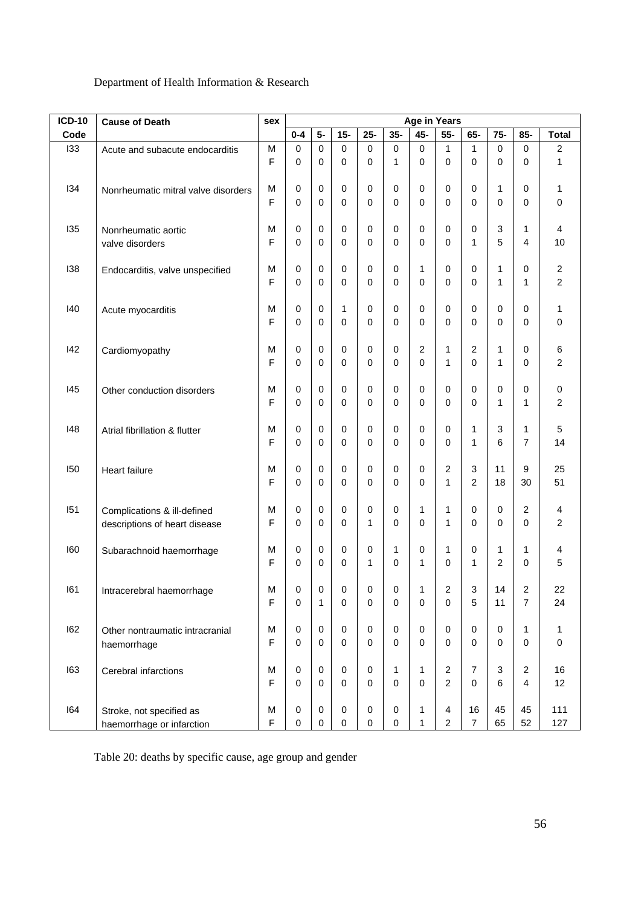Department of Health Information & Research

| ICD-10 Code | Cause of Death | sex | Age in Years | | | | | | | | | | |
|---|---|---|---|---|---|---|---|---|---|---|---|---|---|
| | | | 0-4 | 5- | 15- | 25- | 35- | 45- | 55- | 65- | 75- | 85- | Total |
| I33 | Acute and subacute endocarditis | M | 0 | 0 | 0 | 0 | 0 | 0 | 1 | 1 | 0 | 0 | 2 |
| | | F | 0 | 0 | 0 | 0 | 1 | 0 | 0 | 0 | 0 | 0 | 1 |
| I34 | Nonrheumatic mitral valve disorders | M | 0 | 0 | 0 | 0 | 0 | 0 | 0 | 0 | 1 | 0 | 1 |
| | | F | 0 | 0 | 0 | 0 | 0 | 0 | 0 | 0 | 0 | 0 | 0 |
| I35 | Nonrheumatic aortic valve disorders | M | 0 | 0 | 0 | 0 | 0 | 0 | 0 | 0 | 3 | 1 | 4 |
| | | F | 0 | 0 | 0 | 0 | 0 | 0 | 0 | 1 | 5 | 4 | 10 |
| I38 | Endocarditis, valve unspecified | M | 0 | 0 | 0 | 0 | 0 | 1 | 0 | 0 | 1 | 0 | 2 |
| | | F | 0 | 0 | 0 | 0 | 0 | 0 | 0 | 0 | 1 | 1 | 2 |
| I40 | Acute myocarditis | M | 0 | 0 | 1 | 0 | 0 | 0 | 0 | 0 | 0 | 0 | 1 |
| | | F | 0 | 0 | 0 | 0 | 0 | 0 | 0 | 0 | 0 | 0 | 0 |
| I42 | Cardiomyopathy | M | 0 | 0 | 0 | 0 | 0 | 2 | 1 | 2 | 1 | 0 | 6 |
| | | F | 0 | 0 | 0 | 0 | 0 | 0 | 1 | 0 | 1 | 0 | 2 |
| I45 | Other conduction disorders | M | 0 | 0 | 0 | 0 | 0 | 0 | 0 | 0 | 0 | 0 | 0 |
| | | F | 0 | 0 | 0 | 0 | 0 | 0 | 0 | 0 | 1 | 1 | 2 |
| I48 | Atrial fibrillation & flutter | M | 0 | 0 | 0 | 0 | 0 | 0 | 0 | 1 | 3 | 1 | 5 |
| | | F | 0 | 0 | 0 | 0 | 0 | 0 | 0 | 1 | 6 | 7 | 14 |
| I50 | Heart failure | M | 0 | 0 | 0 | 0 | 0 | 0 | 2 | 3 | 11 | 9 | 25 |
| | | F | 0 | 0 | 0 | 0 | 0 | 0 | 1 | 2 | 18 | 30 | 51 |
| I51 | Complications & ill-defined descriptions of heart disease | M | 0 | 0 | 0 | 0 | 0 | 1 | 1 | 0 | 0 | 2 | 4 |
| | | F | 0 | 0 | 0 | 1 | 0 | 0 | 1 | 0 | 0 | 0 | 2 |
| I60 | Subarachnoid haemorrhage | M | 0 | 0 | 0 | 0 | 1 | 0 | 1 | 0 | 1 | 1 | 4 |
| | | F | 0 | 0 | 0 | 1 | 0 | 1 | 0 | 1 | 2 | 0 | 5 |
| I61 | Intracerebral haemorrhage | M | 0 | 0 | 0 | 0 | 0 | 1 | 2 | 3 | 14 | 2 | 22 |
| | | F | 0 | 1 | 0 | 0 | 0 | 0 | 0 | 5 | 11 | 7 | 24 |
| I62 | Other nontraumatic intracranial haemorrhage | M | 0 | 0 | 0 | 0 | 0 | 0 | 0 | 0 | 0 | 1 | 1 |
| | | F | 0 | 0 | 0 | 0 | 0 | 0 | 0 | 0 | 0 | 0 | 0 |
| I63 | Cerebral infarctions | M | 0 | 0 | 0 | 0 | 1 | 1 | 2 | 7 | 3 | 2 | 16 |
| | | F | 0 | 0 | 0 | 0 | 0 | 0 | 2 | 0 | 6 | 4 | 12 |
| I64 | Stroke, not specified as haemorrhage or infarction | M | 0 | 0 | 0 | 0 | 0 | 1 | 4 | 16 | 45 | 45 | 111 |
| | | F | 0 | 0 | 0 | 0 | 0 | 1 | 2 | 7 | 65 | 52 | 127 |

Table 20: deaths by specific cause, age group and gender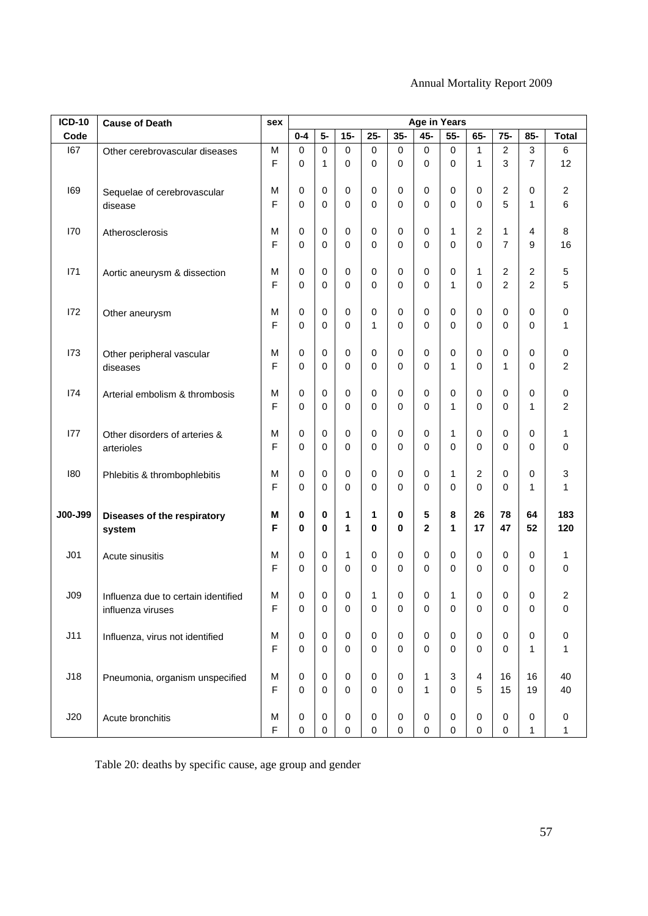| ICD-10 Code | Cause of Death | sex | Age in Years | | | | | | | | | | |
|---|---|---|---|---|---|---|---|---|---|---|---|---|---|
| | | | 0-4 | 5- | 15- | 25- | 35- | 45- | 55- | 65- | 75- | 85- | Total |
| I67 | Other cerebrovascular diseases | M | 0 | 0 | 0 | 0 | 0 | 0 | 0 | 1 | 2 | 3 | 6 |
| | | F | 0 | 1 | 0 | 0 | 0 | 0 | 0 | 1 | 3 | 7 | 12 |
| I69 | Sequelae of cerebrovascular disease | M | 0 | 0 | 0 | 0 | 0 | 0 | 0 | 0 | 2 | 0 | 2 |
| | | F | 0 | 0 | 0 | 0 | 0 | 0 | 0 | 0 | 5 | 1 | 6 |
| I70 | Atherosclerosis | M | 0 | 0 | 0 | 0 | 0 | 0 | 1 | 2 | 1 | 4 | 8 |
| | | F | 0 | 0 | 0 | 0 | 0 | 0 | 0 | 0 | 7 | 9 | 16 |
| I71 | Aortic aneurysm & dissection | M | 0 | 0 | 0 | 0 | 0 | 0 | 0 | 1 | 2 | 2 | 5 |
| | | F | 0 | 0 | 0 | 0 | 0 | 0 | 1 | 0 | 2 | 2 | 5 |
| I72 | Other aneurysm | M | 0 | 0 | 0 | 0 | 0 | 0 | 0 | 0 | 0 | 0 | 0 |
| | | F | 0 | 0 | 0 | 1 | 0 | 0 | 0 | 0 | 0 | 0 | 1 |
| I73 | Other peripheral vascular diseases | M | 0 | 0 | 0 | 0 | 0 | 0 | 0 | 0 | 0 | 0 | 0 |
| | | F | 0 | 0 | 0 | 0 | 0 | 0 | 1 | 0 | 1 | 0 | 2 |
| I74 | Arterial embolism & thrombosis | M | 0 | 0 | 0 | 0 | 0 | 0 | 0 | 0 | 0 | 0 | 0 |
| | | F | 0 | 0 | 0 | 0 | 0 | 0 | 1 | 0 | 0 | 1 | 2 |
| I77 | Other disorders of arteries & arterioles | M | 0 | 0 | 0 | 0 | 0 | 0 | 1 | 0 | 0 | 0 | 1 |
| | | F | 0 | 0 | 0 | 0 | 0 | 0 | 0 | 0 | 0 | 0 | 0 |
| I80 | Phlebitis & thrombophlebitis | M | 0 | 0 | 0 | 0 | 0 | 0 | 1 | 2 | 0 | 0 | 3 |
| | | F | 0 | 0 | 0 | 0 | 0 | 0 | 0 | 0 | 0 | 1 | 1 |
| **J00-J99** | **Diseases of the respiratory system** | **M** | **0** | **0** | **1** | **1** | **0** | **5** | **8** | **26** | **78** | **64** | **183** |
| | | **F** | **0** | **0** | **1** | **0** | **0** | **2** | **1** | **17** | **47** | **52** | **120** |
| J01 | Acute sinusitis | M | 0 | 0 | 1 | 0 | 0 | 0 | 0 | 0 | 0 | 0 | 1 |
| | | F | 0 | 0 | 0 | 0 | 0 | 0 | 0 | 0 | 0 | 0 | 0 |
| J09 | Influenza due to certain identified influenza viruses | M | 0 | 0 | 0 | 1 | 0 | 0 | 1 | 0 | 0 | 0 | 2 |
| | | F | 0 | 0 | 0 | 0 | 0 | 0 | 0 | 0 | 0 | 0 | 0 |
| J11 | Influenza, virus not identified | M | 0 | 0 | 0 | 0 | 0 | 0 | 0 | 0 | 0 | 0 | 0 |
| | | F | 0 | 0 | 0 | 0 | 0 | 0 | 0 | 0 | 0 | 1 | 1 |
| J18 | Pneumonia, organism unspecified | M | 0 | 0 | 0 | 0 | 0 | 1 | 3 | 4 | 16 | 16 | 40 |
| | | F | 0 | 0 | 0 | 0 | 0 | 1 | 0 | 5 | 15 | 19 | 40 |
| J20 | Acute bronchitis | M | 0 | 0 | 0 | 0 | 0 | 0 | 0 | 0 | 0 | 0 | 0 |
| | | F | 0 | 0 | 0 | 0 | 0 | 0 | 0 | 0 | 0 | 1 | 1 |

Table 20: deaths by specific cause, age group and gender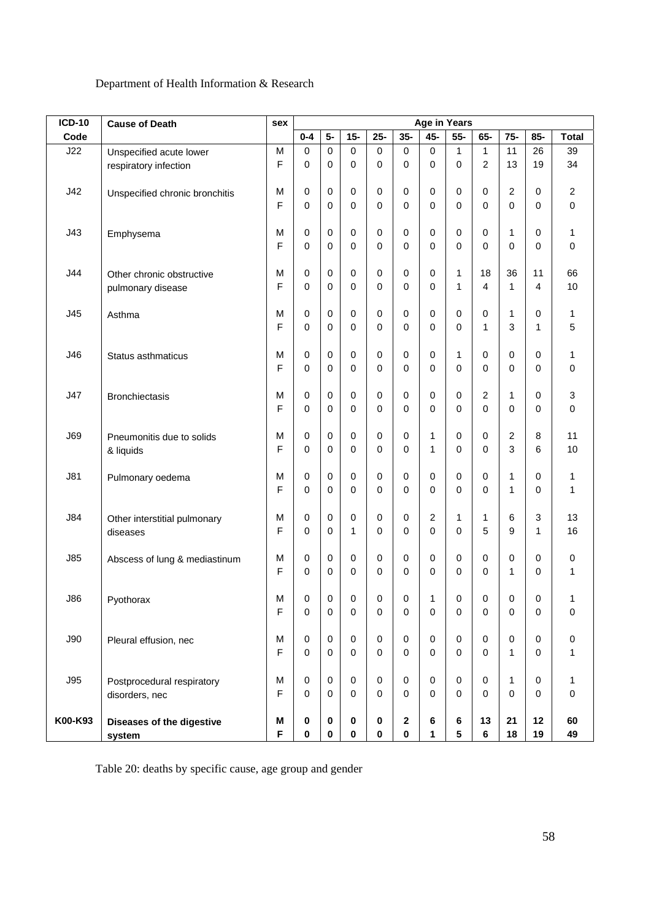Department of Health Information & Research

| ICD-10 Code | Cause of Death | sex | Age in Years | | | | | | | | | | |
|---|---|---|---|---|---|---|---|---|---|---|---|---|---|
| | | | 0-4 | 5- | 15- | 25- | 35- | 45- | 55- | 65- | 75- | 85- | Total |
| J22 | Unspecified acute lower respiratory infection | M | 0 | 0 | 0 | 0 | 0 | 0 | 1 | 1 | 11 | 26 | 39 |
| | | F | 0 | 0 | 0 | 0 | 0 | 0 | 0 | 2 | 13 | 19 | 34 |
| J42 | Unspecified chronic bronchitis | M | 0 | 0 | 0 | 0 | 0 | 0 | 0 | 0 | 2 | 0 | 2 |
| | | F | 0 | 0 | 0 | 0 | 0 | 0 | 0 | 0 | 0 | 0 | 0 |
| J43 | Emphysema | M | 0 | 0 | 0 | 0 | 0 | 0 | 0 | 0 | 1 | 0 | 1 |
| | | F | 0 | 0 | 0 | 0 | 0 | 0 | 0 | 0 | 0 | 0 | 0 |
| J44 | Other chronic obstructive pulmonary disease | M | 0 | 0 | 0 | 0 | 0 | 0 | 1 | 18 | 36 | 11 | 66 |
| | | F | 0 | 0 | 0 | 0 | 0 | 0 | 1 | 4 | 1 | 4 | 10 |
| J45 | Asthma | M | 0 | 0 | 0 | 0 | 0 | 0 | 0 | 0 | 1 | 0 | 1 |
| | | F | 0 | 0 | 0 | 0 | 0 | 0 | 0 | 1 | 3 | 1 | 5 |
| J46 | Status asthmaticus | M | 0 | 0 | 0 | 0 | 0 | 0 | 1 | 0 | 0 | 0 | 1 |
| | | F | 0 | 0 | 0 | 0 | 0 | 0 | 0 | 0 | 0 | 0 | 0 |
| J47 | Bronchiectasis | M | 0 | 0 | 0 | 0 | 0 | 0 | 0 | 2 | 1 | 0 | 3 |
| | | F | 0 | 0 | 0 | 0 | 0 | 0 | 0 | 0 | 0 | 0 | 0 |
| J69 | Pneumonitis due to solids & liquids | M | 0 | 0 | 0 | 0 | 0 | 1 | 0 | 0 | 2 | 8 | 11 |
| | | F | 0 | 0 | 0 | 0 | 0 | 1 | 0 | 0 | 3 | 6 | 10 |
| J81 | Pulmonary oedema | M | 0 | 0 | 0 | 0 | 0 | 0 | 0 | 0 | 1 | 0 | 1 |
| | | F | 0 | 0 | 0 | 0 | 0 | 0 | 0 | 0 | 1 | 0 | 1 |
| J84 | Other interstitial pulmonary diseases | M | 0 | 0 | 0 | 0 | 0 | 2 | 1 | 1 | 6 | 3 | 13 |
| | | F | 0 | 0 | 1 | 0 | 0 | 0 | 0 | 5 | 9 | 1 | 16 |
| J85 | Abscess of lung & mediastinum | M | 0 | 0 | 0 | 0 | 0 | 0 | 0 | 0 | 0 | 0 | 0 |
| | | F | 0 | 0 | 0 | 0 | 0 | 0 | 0 | 0 | 1 | 0 | 1 |
| J86 | Pyothorax | M | 0 | 0 | 0 | 0 | 0 | 1 | 0 | 0 | 0 | 0 | 1 |
| | | F | 0 | 0 | 0 | 0 | 0 | 0 | 0 | 0 | 0 | 0 | 0 |
| J90 | Pleural effusion, nec | M | 0 | 0 | 0 | 0 | 0 | 0 | 0 | 0 | 0 | 0 | 0 |
| | | F | 0 | 0 | 0 | 0 | 0 | 0 | 0 | 0 | 1 | 0 | 1 |
| J95 | Postprocedural respiratory disorders, nec | M | 0 | 0 | 0 | 0 | 0 | 0 | 0 | 0 | 1 | 0 | 1 |
| | | F | 0 | 0 | 0 | 0 | 0 | 0 | 0 | 0 | 0 | 0 | 0 |
| **K00-K93** | **Diseases of the digestive system** | **M** | **0** | **0** | **0** | **0** | **2** | **6** | **6** | **13** | **21** | **12** | **60** |
| | | **F** | **0** | **0** | **0** | **0** | **0** | **1** | **5** | **6** | **18** | **19** | **49** |

Table 20: deaths by specific cause, age group and gender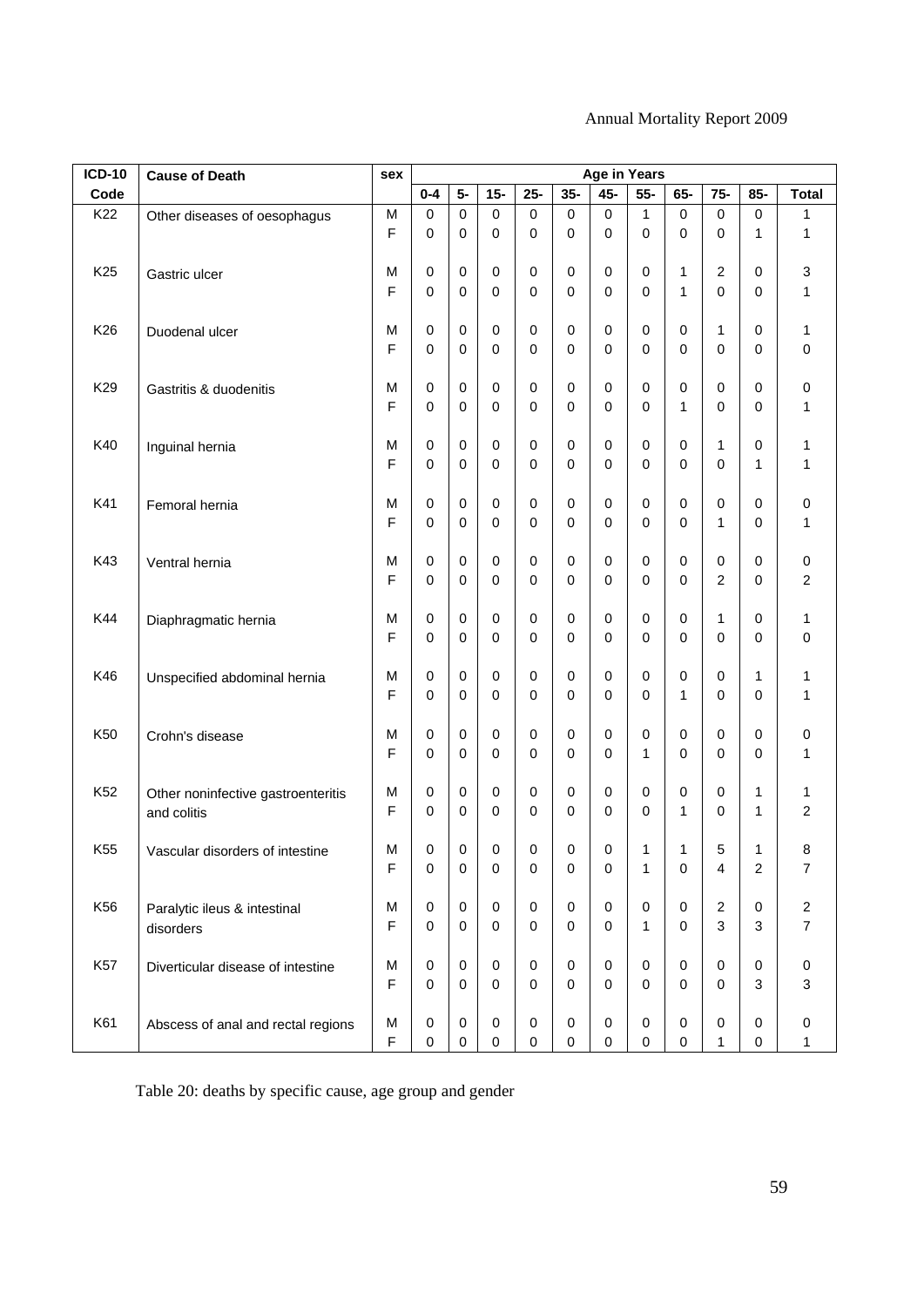| ICD-10 Code | Cause of Death | sex | Age in Years | | | | | | | | | | |
|---|---|---|---|---|---|---|---|---|---|---|---|---|---|
| | | | 0-4 | 5- | 15- | 25- | 35- | 45- | 55- | 65- | 75- | 85- | Total |
| K22 | Other diseases of oesophagus | M | 0 | 0 | 0 | 0 | 0 | 0 | 1 | 0 | 0 | 0 | 1 |
| | | F | 0 | 0 | 0 | 0 | 0 | 0 | 0 | 0 | 0 | 1 | 1 |
| K25 | Gastric ulcer | M | 0 | 0 | 0 | 0 | 0 | 0 | 0 | 1 | 2 | 0 | 3 |
| | | F | 0 | 0 | 0 | 0 | 0 | 0 | 0 | 1 | 0 | 0 | 1 |
| K26 | Duodenal ulcer | M | 0 | 0 | 0 | 0 | 0 | 0 | 0 | 0 | 1 | 0 | 1 |
| | | F | 0 | 0 | 0 | 0 | 0 | 0 | 0 | 0 | 0 | 0 | 0 |
| K29 | Gastritis & duodenitis | M | 0 | 0 | 0 | 0 | 0 | 0 | 0 | 0 | 0 | 0 | 0 |
| | | F | 0 | 0 | 0 | 0 | 0 | 0 | 0 | 1 | 0 | 0 | 1 |
| K40 | Inguinal hernia | M | 0 | 0 | 0 | 0 | 0 | 0 | 0 | 0 | 1 | 0 | 1 |
| | | F | 0 | 0 | 0 | 0 | 0 | 0 | 0 | 0 | 0 | 1 | 1 |
| K41 | Femoral hernia | M | 0 | 0 | 0 | 0 | 0 | 0 | 0 | 0 | 0 | 0 | 0 |
| | | F | 0 | 0 | 0 | 0 | 0 | 0 | 0 | 0 | 1 | 0 | 1 |
| K43 | Ventral hernia | M | 0 | 0 | 0 | 0 | 0 | 0 | 0 | 0 | 0 | 0 | 0 |
| | | F | 0 | 0 | 0 | 0 | 0 | 0 | 0 | 0 | 2 | 0 | 2 |
| K44 | Diaphragmatic hernia | M | 0 | 0 | 0 | 0 | 0 | 0 | 0 | 0 | 1 | 0 | 1 |
| | | F | 0 | 0 | 0 | 0 | 0 | 0 | 0 | 0 | 0 | 0 | 0 |
| K46 | Unspecified abdominal hernia | M | 0 | 0 | 0 | 0 | 0 | 0 | 0 | 0 | 0 | 1 | 1 |
| | | F | 0 | 0 | 0 | 0 | 0 | 0 | 0 | 1 | 0 | 0 | 1 |
| K50 | Crohn's disease | M | 0 | 0 | 0 | 0 | 0 | 0 | 0 | 0 | 0 | 0 | 0 |
| | | F | 0 | 0 | 0 | 0 | 0 | 0 | 1 | 0 | 0 | 0 | 1 |
| K52 | Other noninfective gastroenteritis and colitis | M | 0 | 0 | 0 | 0 | 0 | 0 | 0 | 0 | 0 | 1 | 1 |
| | | F | 0 | 0 | 0 | 0 | 0 | 0 | 0 | 1 | 0 | 1 | 2 |
| K55 | Vascular disorders of intestine | M | 0 | 0 | 0 | 0 | 0 | 0 | 1 | 1 | 5 | 1 | 8 |
| | | F | 0 | 0 | 0 | 0 | 0 | 0 | 1 | 0 | 4 | 2 | 7 |
| K56 | Paralytic ileus & intestinal disorders | M | 0 | 0 | 0 | 0 | 0 | 0 | 0 | 0 | 2 | 0 | 2 |
| | | F | 0 | 0 | 0 | 0 | 0 | 0 | 1 | 0 | 3 | 3 | 7 |
| K57 | Diverticular disease of intestine | M | 0 | 0 | 0 | 0 | 0 | 0 | 0 | 0 | 0 | 0 | 0 |
| | | F | 0 | 0 | 0 | 0 | 0 | 0 | 0 | 0 | 0 | 3 | 3 |
| K61 | Abscess of anal and rectal regions | M | 0 | 0 | 0 | 0 | 0 | 0 | 0 | 0 | 0 | 0 | 0 |
| | | F | 0 | 0 | 0 | 0 | 0 | 0 | 0 | 0 | 1 | 0 | 1 |

Table 20: deaths by specific cause, age group and gender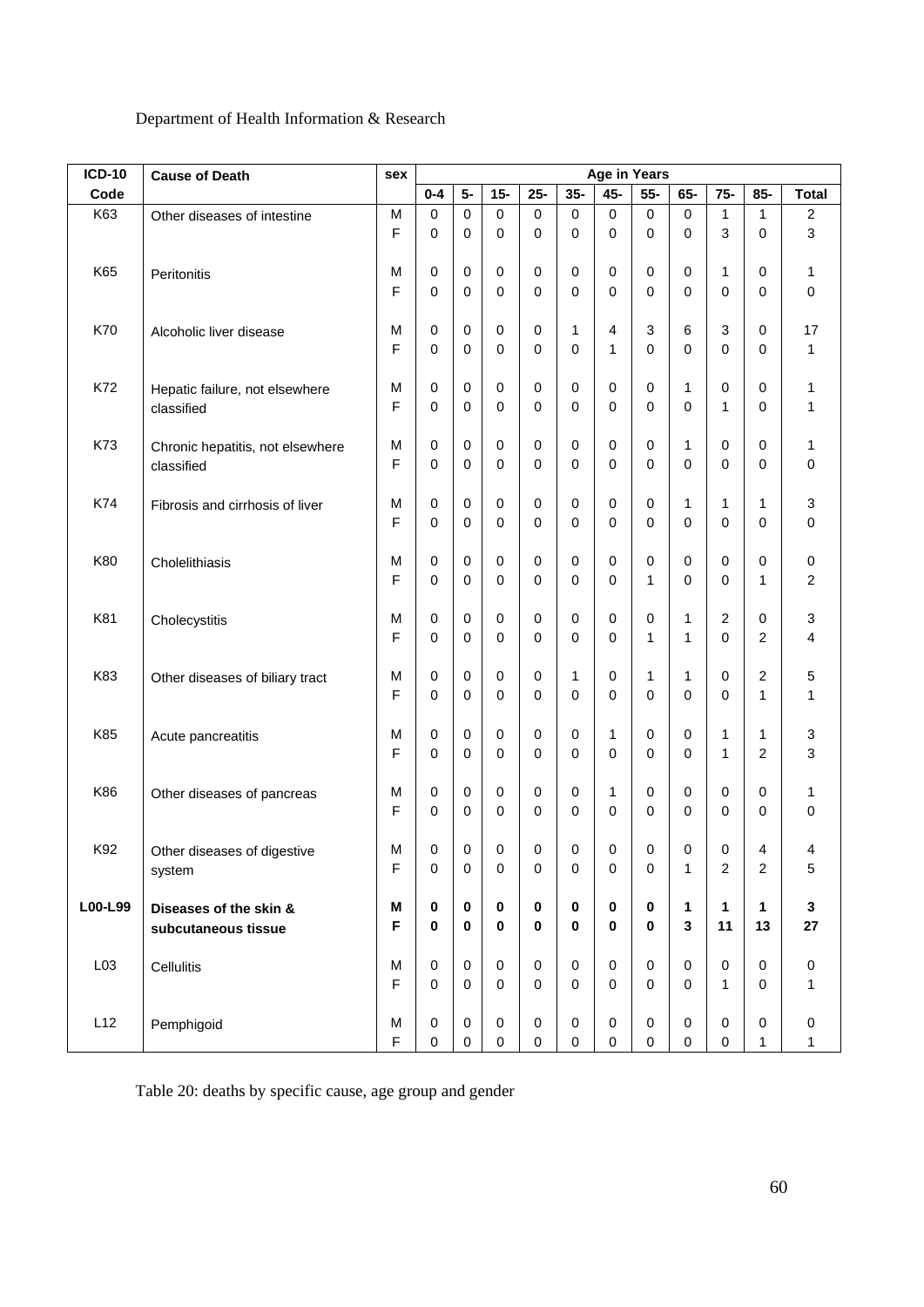Department of Health Information & Research

| ICD-10 Code | Cause of Death | sex | Age in Years | | | | | | | | | | |
|---|---|---|---|---|---|---|---|---|---|---|---|---|---|
| | | | 0-4 | 5- | 15- | 25- | 35- | 45- | 55- | 65- | 75- | 85- | Total |
| K63 | Other diseases of intestine | M | 0 | 0 | 0 | 0 | 0 | 0 | 0 | 0 | 1 | 1 | 2 |
| | | F | 0 | 0 | 0 | 0 | 0 | 0 | 0 | 0 | 3 | 0 | 3 |
| K65 | Peritonitis | M | 0 | 0 | 0 | 0 | 0 | 0 | 0 | 0 | 1 | 0 | 1 |
| | | F | 0 | 0 | 0 | 0 | 0 | 0 | 0 | 0 | 0 | 0 | 0 |
| K70 | Alcoholic liver disease | M | 0 | 0 | 0 | 0 | 1 | 4 | 3 | 6 | 3 | 0 | 17 |
| | | F | 0 | 0 | 0 | 0 | 0 | 1 | 0 | 0 | 0 | 0 | 1 |
| K72 | Hepatic failure, not elsewhere classified | M | 0 | 0 | 0 | 0 | 0 | 0 | 0 | 1 | 0 | 0 | 1 |
| | | F | 0 | 0 | 0 | 0 | 0 | 0 | 0 | 0 | 1 | 0 | 1 |
| K73 | Chronic hepatitis, not elsewhere classified | M | 0 | 0 | 0 | 0 | 0 | 0 | 0 | 1 | 0 | 0 | 1 |
| | | F | 0 | 0 | 0 | 0 | 0 | 0 | 0 | 0 | 0 | 0 | 0 |
| K74 | Fibrosis and cirrhosis of liver | M | 0 | 0 | 0 | 0 | 0 | 0 | 0 | 1 | 1 | 1 | 3 |
| | | F | 0 | 0 | 0 | 0 | 0 | 0 | 0 | 0 | 0 | 0 | 0 |
| K80 | Cholelithiasis | M | 0 | 0 | 0 | 0 | 0 | 0 | 0 | 0 | 0 | 0 | 0 |
| | | F | 0 | 0 | 0 | 0 | 0 | 0 | 1 | 0 | 0 | 1 | 2 |
| K81 | Cholecystitis | M | 0 | 0 | 0 | 0 | 0 | 0 | 0 | 1 | 2 | 0 | 3 |
| | | F | 0 | 0 | 0 | 0 | 0 | 0 | 1 | 1 | 0 | 2 | 4 |
| K83 | Other diseases of biliary tract | M | 0 | 0 | 0 | 0 | 1 | 0 | 1 | 1 | 0 | 2 | 5 |
| | | F | 0 | 0 | 0 | 0 | 0 | 0 | 0 | 0 | 0 | 1 | 1 |
| K85 | Acute pancreatitis | M | 0 | 0 | 0 | 0 | 0 | 1 | 0 | 0 | 1 | 1 | 3 |
| | | F | 0 | 0 | 0 | 0 | 0 | 0 | 0 | 0 | 1 | 2 | 3 |
| K86 | Other diseases of pancreas | M | 0 | 0 | 0 | 0 | 0 | 1 | 0 | 0 | 0 | 0 | 1 |
| | | F | 0 | 0 | 0 | 0 | 0 | 0 | 0 | 0 | 0 | 0 | 0 |
| K92 | Other diseases of digestive system | M | 0 | 0 | 0 | 0 | 0 | 0 | 0 | 0 | 0 | 4 | 4 |
| | | F | 0 | 0 | 0 | 0 | 0 | 0 | 0 | 1 | 2 | 2 | 5 |
| **L00-L99** | **Diseases of the skin & subcutaneous tissue** | **M** | **0** | **0** | **0** | **0** | **0** | **0** | **0** | **1** | **1** | **1** | **3** |
| | | **F** | **0** | **0** | **0** | **0** | **0** | **0** | **0** | **3** | **11** | **13** | **27** |
| L03 | Cellulitis | M | 0 | 0 | 0 | 0 | 0 | 0 | 0 | 0 | 0 | 0 | 0 |
| | | F | 0 | 0 | 0 | 0 | 0 | 0 | 0 | 0 | 1 | 0 | 1 |
| L12 | Pemphigoid | M | 0 | 0 | 0 | 0 | 0 | 0 | 0 | 0 | 0 | 0 | 0 |
| | | F | 0 | 0 | 0 | 0 | 0 | 0 | 0 | 0 | 0 | 1 | 1 |

Table 20: deaths by specific cause, age group and gender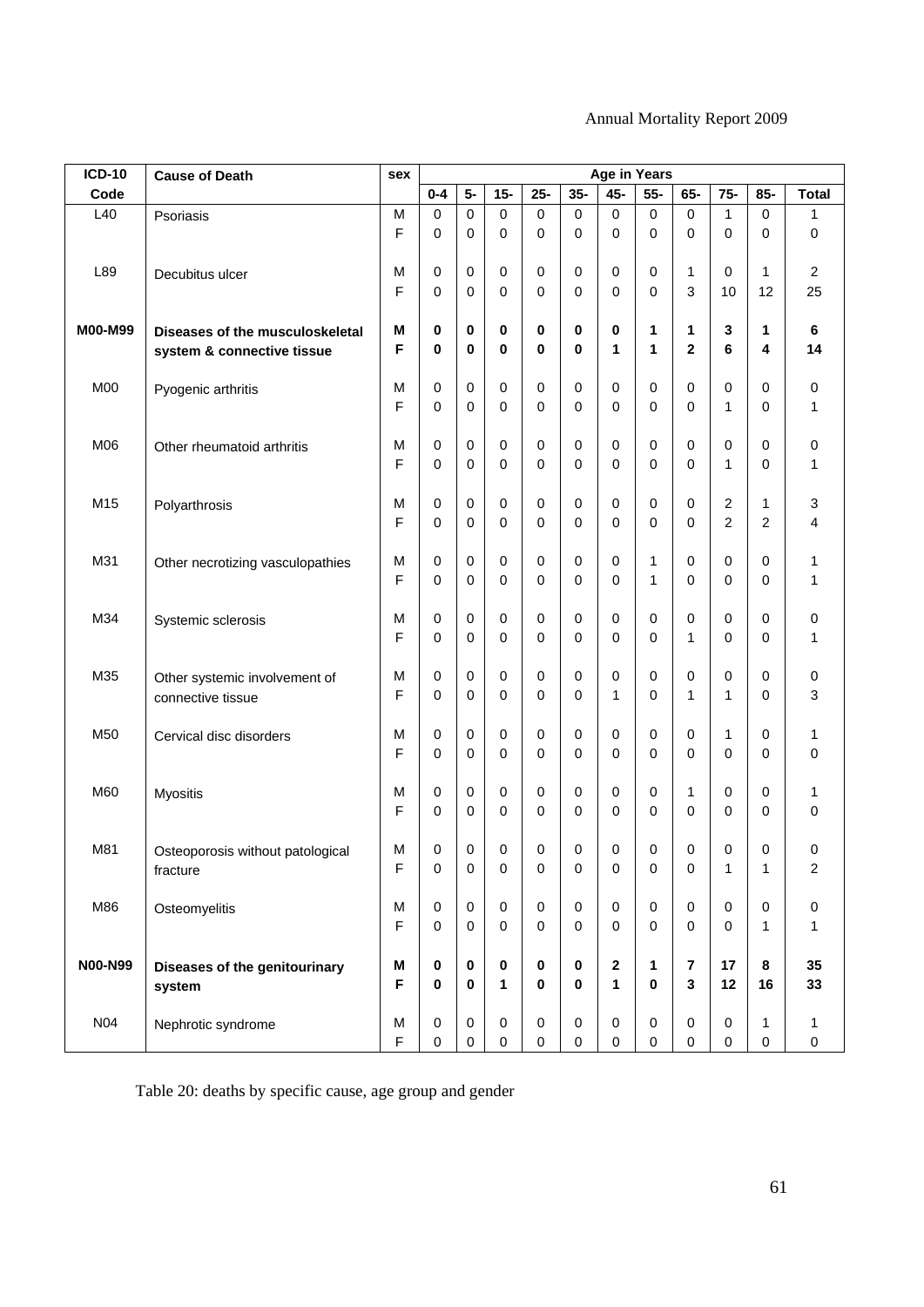| ICD-10 Code | Cause of Death | sex | Age in Years | | | | | | | | | | |
|---|---|---|---|---|---|---|---|---|---|---|---|---|---|
| | | | 0-4 | 5- | 15- | 25- | 35- | 45- | 55- | 65- | 75- | 85- | Total |
| L40 | Psoriasis | M | 0 | 0 | 0 | 0 | 0 | 0 | 0 | 0 | 1 | 0 | 1 |
| | | F | 0 | 0 | 0 | 0 | 0 | 0 | 0 | 0 | 0 | 0 | 0 |
| L89 | Decubitus ulcer | M | 0 | 0 | 0 | 0 | 0 | 0 | 0 | 1 | 0 | 1 | 2 |
| | | F | 0 | 0 | 0 | 0 | 0 | 0 | 0 | 3 | 10 | 12 | 25 |
| **M00-M99** | **Diseases of the musculoskeletal system & connective tissue** | **M** | **0** | **0** | **0** | **0** | **0** | **0** | **1** | **1** | **3** | **1** | **6** |
| | | **F** | **0** | **0** | **0** | **0** | **0** | **1** | **1** | **2** | **6** | **4** | **14** |
| M00 | Pyogenic arthritis | M | 0 | 0 | 0 | 0 | 0 | 0 | 0 | 0 | 0 | 0 | 0 |
| | | F | 0 | 0 | 0 | 0 | 0 | 0 | 0 | 0 | 1 | 0 | 1 |
| M06 | Other rheumatoid arthritis | M | 0 | 0 | 0 | 0 | 0 | 0 | 0 | 0 | 0 | 0 | 0 |
| | | F | 0 | 0 | 0 | 0 | 0 | 0 | 0 | 0 | 1 | 0 | 1 |
| M15 | Polyarthrosis | M | 0 | 0 | 0 | 0 | 0 | 0 | 0 | 0 | 2 | 1 | 3 |
| | | F | 0 | 0 | 0 | 0 | 0 | 0 | 0 | 0 | 2 | 2 | 4 |
| M31 | Other necrotizing vasculopathies | M | 0 | 0 | 0 | 0 | 0 | 0 | 1 | 0 | 0 | 0 | 1 |
| | | F | 0 | 0 | 0 | 0 | 0 | 0 | 1 | 0 | 0 | 0 | 1 |
| M34 | Systemic sclerosis | M | 0 | 0 | 0 | 0 | 0 | 0 | 0 | 0 | 0 | 0 | 0 |
| | | F | 0 | 0 | 0 | 0 | 0 | 0 | 0 | 1 | 0 | 0 | 1 |
| M35 | Other systemic involvement of connective tissue | M | 0 | 0 | 0 | 0 | 0 | 0 | 0 | 0 | 0 | 0 | 0 |
| | | F | 0 | 0 | 0 | 0 | 0 | 1 | 0 | 1 | 1 | 0 | 3 |
| M50 | Cervical disc disorders | M | 0 | 0 | 0 | 0 | 0 | 0 | 0 | 0 | 1 | 0 | 1 |
| | | F | 0 | 0 | 0 | 0 | 0 | 0 | 0 | 0 | 0 | 0 | 0 |
| M60 | Myositis | M | 0 | 0 | 0 | 0 | 0 | 0 | 0 | 1 | 0 | 0 | 1 |
| | | F | 0 | 0 | 0 | 0 | 0 | 0 | 0 | 0 | 0 | 0 | 0 |
| M81 | Osteoporosis without patological fracture | M | 0 | 0 | 0 | 0 | 0 | 0 | 0 | 0 | 0 | 0 | 0 |
| | | F | 0 | 0 | 0 | 0 | 0 | 0 | 0 | 0 | 1 | 1 | 2 |
| M86 | Osteomyelitis | M | 0 | 0 | 0 | 0 | 0 | 0 | 0 | 0 | 0 | 0 | 0 |
| | | F | 0 | 0 | 0 | 0 | 0 | 0 | 0 | 0 | 0 | 1 | 1 |
| **N00-N99** | **Diseases of the genitourinary system** | **M** | **0** | **0** | **0** | **0** | **0** | **2** | **1** | **7** | **17** | **8** | **35** |
| | | **F** | **0** | **0** | **1** | **0** | **0** | **1** | **0** | **3** | **12** | **16** | **33** |
| N04 | Nephrotic syndrome | M | 0 | 0 | 0 | 0 | 0 | 0 | 0 | 0 | 0 | 1 | 1 |
| | | F | 0 | 0 | 0 | 0 | 0 | 0 | 0 | 0 | 0 | 0 | 0 |

Table 20: deaths by specific cause, age group and gender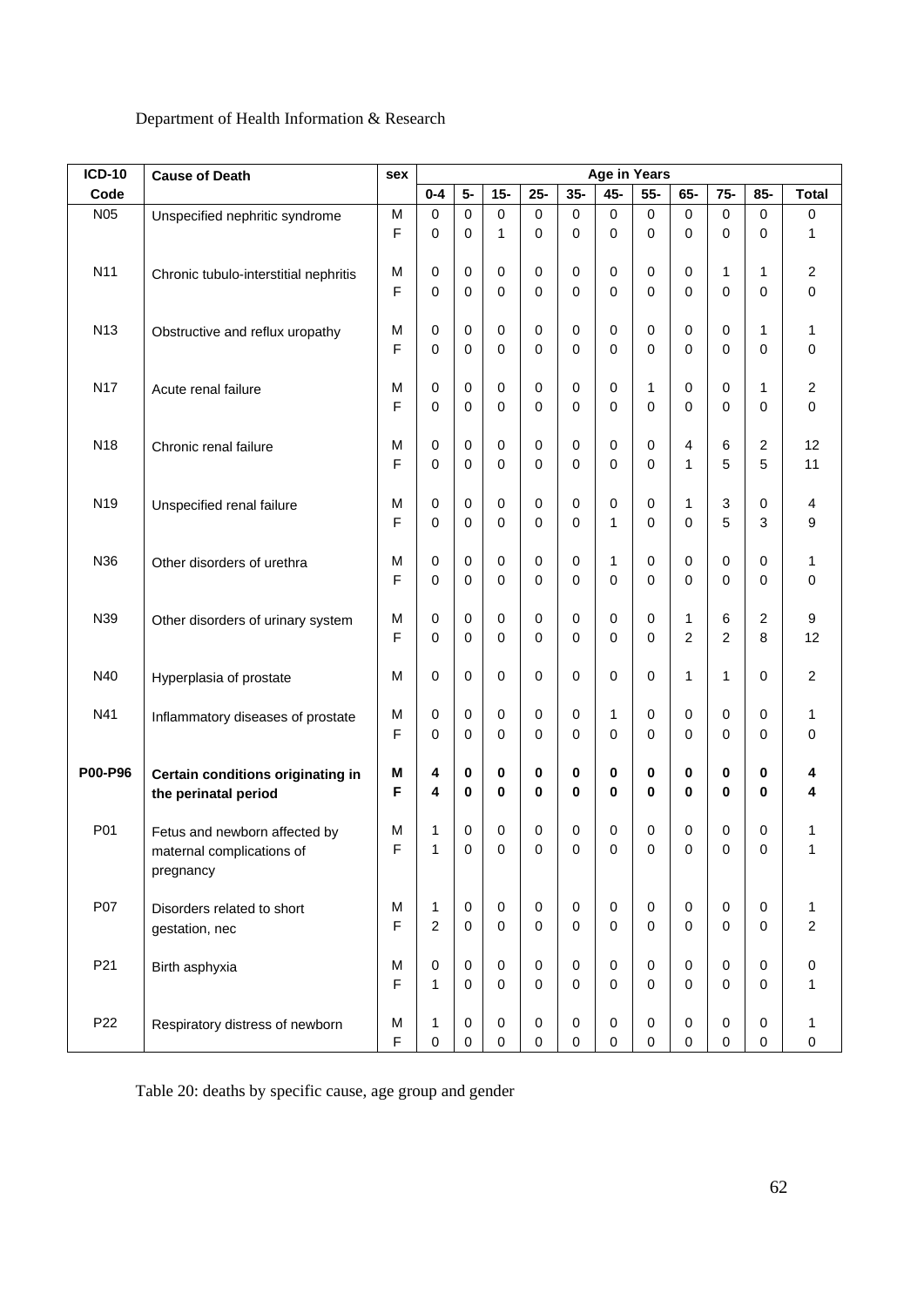Department of Health Information & Research

| ICD-10 Code | Cause of Death | sex | 0-4 | 5- | 15- | 25- | 35- | 45- | 55- | 65- | 75- | 85- | Total |
|---|---|---|---|---|---|---|---|---|---|---|---|---|---|
| | | | **Age in Years** | | | | | | | | | | |
| N05 | Unspecified nephritic syndrome | M | 0 | 0 | 0 | 0 | 0 | 0 | 0 | 0 | 0 | 0 | 0 |
| | | F | 0 | 0 | 1 | 0 | 0 | 0 | 0 | 0 | 0 | 0 | 1 |
| N11 | Chronic tubulo-interstitial nephritis | M | 0 | 0 | 0 | 0 | 0 | 0 | 0 | 0 | 1 | 1 | 2 |
| | | F | 0 | 0 | 0 | 0 | 0 | 0 | 0 | 0 | 0 | 0 | 0 |
| N13 | Obstructive and reflux uropathy | M | 0 | 0 | 0 | 0 | 0 | 0 | 0 | 0 | 0 | 1 | 1 |
| | | F | 0 | 0 | 0 | 0 | 0 | 0 | 0 | 0 | 0 | 0 | 0 |
| N17 | Acute renal failure | M | 0 | 0 | 0 | 0 | 0 | 0 | 1 | 0 | 0 | 1 | 2 |
| | | F | 0 | 0 | 0 | 0 | 0 | 0 | 0 | 0 | 0 | 0 | 0 |
| N18 | Chronic renal failure | M | 0 | 0 | 0 | 0 | 0 | 0 | 0 | 4 | 6 | 2 | 12 |
| | | F | 0 | 0 | 0 | 0 | 0 | 0 | 0 | 1 | 5 | 5 | 11 |
| N19 | Unspecified renal failure | M | 0 | 0 | 0 | 0 | 0 | 0 | 0 | 1 | 3 | 0 | 4 |
| | | F | 0 | 0 | 0 | 0 | 0 | 1 | 0 | 0 | 5 | 3 | 9 |
| N36 | Other disorders of urethra | M | 0 | 0 | 0 | 0 | 0 | 1 | 0 | 0 | 0 | 0 | 1 |
| | | F | 0 | 0 | 0 | 0 | 0 | 0 | 0 | 0 | 0 | 0 | 0 |
| N39 | Other disorders of urinary system | M | 0 | 0 | 0 | 0 | 0 | 0 | 0 | 1 | 6 | 2 | 9 |
| | | F | 0 | 0 | 0 | 0 | 0 | 0 | 0 | 2 | 2 | 8 | 12 |
| N40 | Hyperplasia of prostate | M | 0 | 0 | 0 | 0 | 0 | 0 | 0 | 1 | 1 | 0 | 2 |
| N41 | Inflammatory diseases of prostate | M | 0 | 0 | 0 | 0 | 0 | 1 | 0 | 0 | 0 | 0 | 1 |
| | | F | 0 | 0 | 0 | 0 | 0 | 0 | 0 | 0 | 0 | 0 | 0 |
| **P00-P96** | **Certain conditions originating in the perinatal period** | **M** | **4** | **0** | **0** | **0** | **0** | **0** | **0** | **0** | **0** | **0** | **4** |
| | | **F** | **4** | **0** | **0** | **0** | **0** | **0** | **0** | **0** | **0** | **0** | **4** |
| P01 | Fetus and newborn affected by maternal complications of pregnancy | M | 1 | 0 | 0 | 0 | 0 | 0 | 0 | 0 | 0 | 0 | 1 |
| | | F | 1 | 0 | 0 | 0 | 0 | 0 | 0 | 0 | 0 | 0 | 1 |
| P07 | Disorders related to short gestation, nec | M | 1 | 0 | 0 | 0 | 0 | 0 | 0 | 0 | 0 | 0 | 1 |
| | | F | 2 | 0 | 0 | 0 | 0 | 0 | 0 | 0 | 0 | 0 | 2 |
| P21 | Birth asphyxia | M | 0 | 0 | 0 | 0 | 0 | 0 | 0 | 0 | 0 | 0 | 0 |
| | | F | 1 | 0 | 0 | 0 | 0 | 0 | 0 | 0 | 0 | 0 | 1 |
| P22 | Respiratory distress of newborn | M | 1 | 0 | 0 | 0 | 0 | 0 | 0 | 0 | 0 | 0 | 1 |
| | | F | 0 | 0 | 0 | 0 | 0 | 0 | 0 | 0 | 0 | 0 | 0 |

Table 20: deaths by specific cause, age group and gender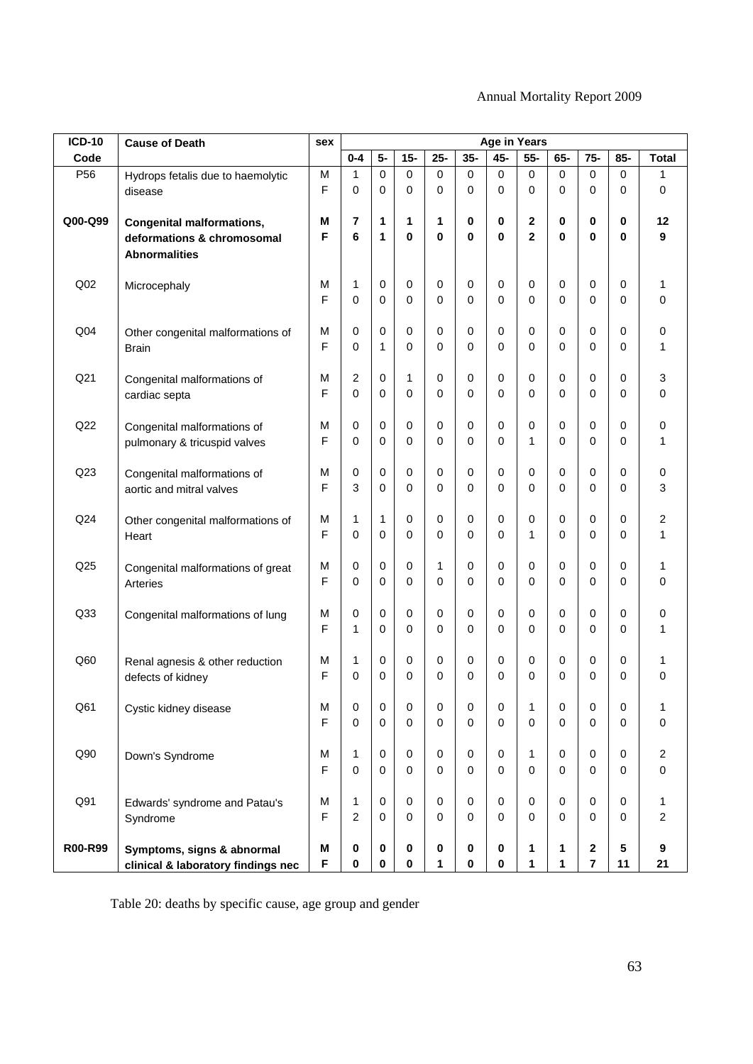| ICD-10 Code | Cause of Death | sex | Age in Years | | | | | | | | | | |
|---|---|---|---|---|---|---|---|---|---|---|---|---|---|
| | | | 0-4 | 5- | 15- | 25- | 35- | 45- | 55- | 65- | 75- | 85- | Total |
| P56 | Hydrops fetalis due to haemolytic disease | M | 1 | 0 | 0 | 0 | 0 | 0 | 0 | 0 | 0 | 0 | 1 |
| | | F | 0 | 0 | 0 | 0 | 0 | 0 | 0 | 0 | 0 | 0 | 0 |
| **Q00-Q99** | **Congenital malformations, deformations & chromosomal Abnormalities** | **M** | **7** | **1** | **1** | **1** | **0** | **0** | **2** | **0** | **0** | **0** | **12** |
| | | **F** | **6** | **1** | **0** | **0** | **0** | **0** | **2** | **0** | **0** | **0** | **9** |
| Q02 | Microcephaly | M | 1 | 0 | 0 | 0 | 0 | 0 | 0 | 0 | 0 | 0 | 1 |
| | | F | 0 | 0 | 0 | 0 | 0 | 0 | 0 | 0 | 0 | 0 | 0 |
| Q04 | Other congenital malformations of Brain | M | 0 | 0 | 0 | 0 | 0 | 0 | 0 | 0 | 0 | 0 | 0 |
| | | F | 0 | 1 | 0 | 0 | 0 | 0 | 0 | 0 | 0 | 0 | 1 |
| Q21 | Congenital malformations of cardiac septa | M | 2 | 0 | 1 | 0 | 0 | 0 | 0 | 0 | 0 | 0 | 3 |
| | | F | 0 | 0 | 0 | 0 | 0 | 0 | 0 | 0 | 0 | 0 | 0 |
| Q22 | Congenital malformations of pulmonary & tricuspid valves | M | 0 | 0 | 0 | 0 | 0 | 0 | 0 | 0 | 0 | 0 | 0 |
| | | F | 0 | 0 | 0 | 0 | 0 | 0 | 1 | 0 | 0 | 0 | 1 |
| Q23 | Congenital malformations of aortic and mitral valves | M | 0 | 0 | 0 | 0 | 0 | 0 | 0 | 0 | 0 | 0 | 0 |
| | | F | 3 | 0 | 0 | 0 | 0 | 0 | 0 | 0 | 0 | 0 | 3 |
| Q24 | Other congenital malformations of Heart | M | 1 | 1 | 0 | 0 | 0 | 0 | 0 | 0 | 0 | 0 | 2 |
| | | F | 0 | 0 | 0 | 0 | 0 | 0 | 1 | 0 | 0 | 0 | 1 |
| Q25 | Congenital malformations of great Arteries | M | 0 | 0 | 0 | 1 | 0 | 0 | 0 | 0 | 0 | 0 | 1 |
| | | F | 0 | 0 | 0 | 0 | 0 | 0 | 0 | 0 | 0 | 0 | 0 |
| Q33 | Congenital malformations of lung | M | 0 | 0 | 0 | 0 | 0 | 0 | 0 | 0 | 0 | 0 | 0 |
| | | F | 1 | 0 | 0 | 0 | 0 | 0 | 0 | 0 | 0 | 0 | 1 |
| Q60 | Renal agnesis & other reduction defects of kidney | M | 1 | 0 | 0 | 0 | 0 | 0 | 0 | 0 | 0 | 0 | 1 |
| | | F | 0 | 0 | 0 | 0 | 0 | 0 | 0 | 0 | 0 | 0 | 0 |
| Q61 | Cystic kidney disease | M | 0 | 0 | 0 | 0 | 0 | 0 | 1 | 0 | 0 | 0 | 1 |
| | | F | 0 | 0 | 0 | 0 | 0 | 0 | 0 | 0 | 0 | 0 | 0 |
| Q90 | Down's Syndrome | M | 1 | 0 | 0 | 0 | 0 | 0 | 1 | 0 | 0 | 0 | 2 |
| | | F | 0 | 0 | 0 | 0 | 0 | 0 | 0 | 0 | 0 | 0 | 0 |
| Q91 | Edwards' syndrome and Patau's Syndrome | M | 1 | 0 | 0 | 0 | 0 | 0 | 0 | 0 | 0 | 0 | 1 |
| | | F | 2 | 0 | 0 | 0 | 0 | 0 | 0 | 0 | 0 | 0 | 2 |
| **R00-R99** | **Symptoms, signs & abnormal clinical & laboratory findings nec** | **M** | **0** | **0** | **0** | **0** | **0** | **0** | **1** | **1** | **2** | **5** | **9** |
| | | **F** | **0** | **0** | **0** | **1** | **0** | **0** | **1** | **1** | **7** | **11** | **21** |

Table 20: deaths by specific cause, age group and gender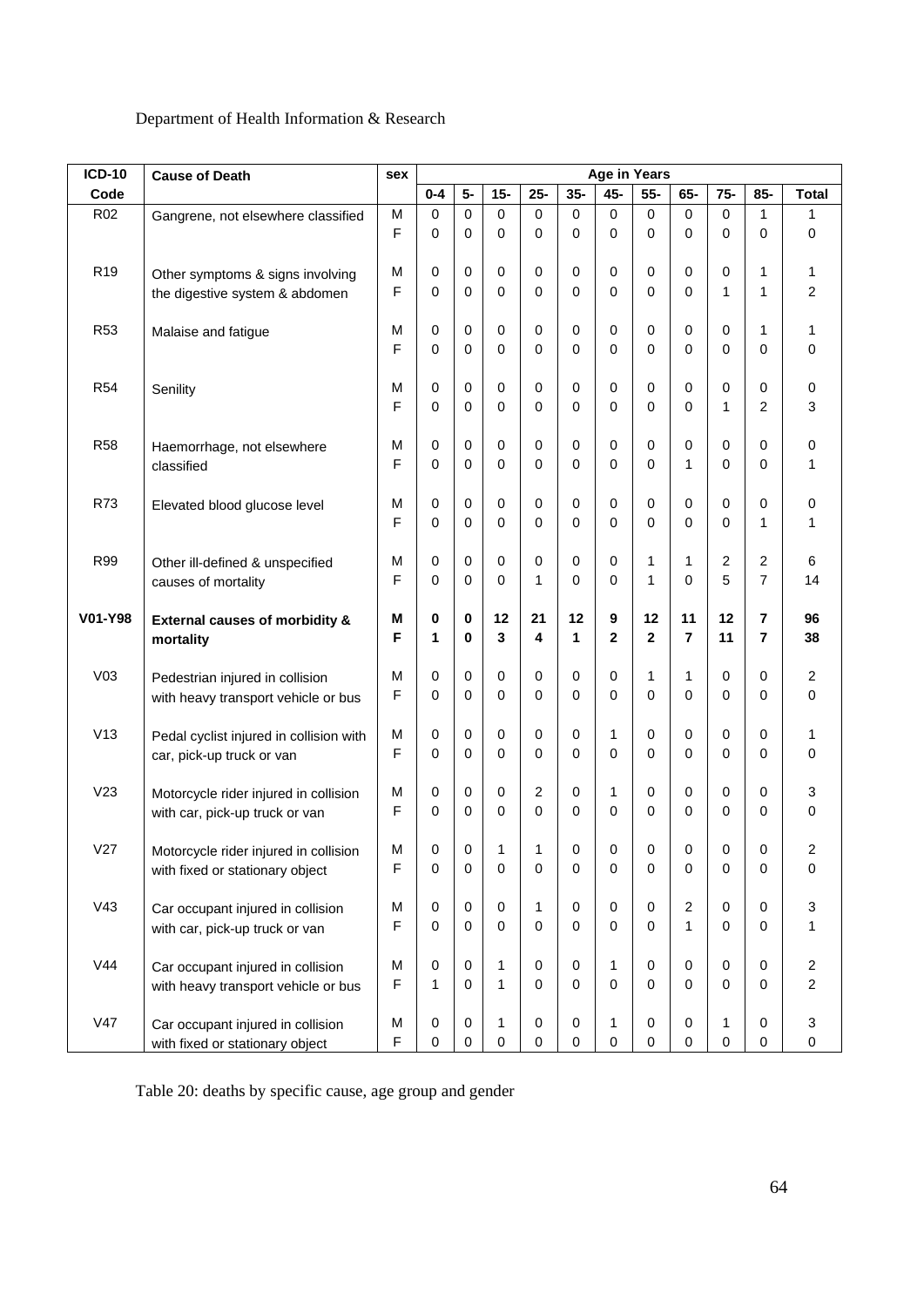Department of Health Information & Research

| ICD-10 Code | Cause of Death | sex | Age in Years | | | | | | | | | | |
|---|---|---|---|---|---|---|---|---|---|---|---|---|---|
| | | | 0-4 | 5- | 15- | 25- | 35- | 45- | 55- | 65- | 75- | 85- | Total |
| R02 | Gangrene, not elsewhere classified | M | 0 | 0 | 0 | 0 | 0 | 0 | 0 | 0 | 0 | 1 | 1 |
| | | F | 0 | 0 | 0 | 0 | 0 | 0 | 0 | 0 | 0 | 0 | 0 |
| R19 | Other symptoms & signs involving the digestive system & abdomen | M | 0 | 0 | 0 | 0 | 0 | 0 | 0 | 0 | 0 | 1 | 1 |
| | | F | 0 | 0 | 0 | 0 | 0 | 0 | 0 | 0 | 1 | 1 | 2 |
| R53 | Malaise and fatigue | M | 0 | 0 | 0 | 0 | 0 | 0 | 0 | 0 | 0 | 1 | 1 |
| | | F | 0 | 0 | 0 | 0 | 0 | 0 | 0 | 0 | 0 | 0 | 0 |
| R54 | Senility | M | 0 | 0 | 0 | 0 | 0 | 0 | 0 | 0 | 0 | 0 | 0 |
| | | F | 0 | 0 | 0 | 0 | 0 | 0 | 0 | 0 | 1 | 2 | 3 |
| R58 | Haemorrhage, not elsewhere classified | M | 0 | 0 | 0 | 0 | 0 | 0 | 0 | 0 | 0 | 0 | 0 |
| | | F | 0 | 0 | 0 | 0 | 0 | 0 | 0 | 1 | 0 | 0 | 1 |
| R73 | Elevated blood glucose level | M | 0 | 0 | 0 | 0 | 0 | 0 | 0 | 0 | 0 | 0 | 0 |
| | | F | 0 | 0 | 0 | 0 | 0 | 0 | 0 | 0 | 0 | 1 | 1 |
| R99 | Other ill-defined & unspecified causes of mortality | M | 0 | 0 | 0 | 0 | 0 | 0 | 1 | 1 | 2 | 2 | 6 |
| | | F | 0 | 0 | 0 | 1 | 0 | 0 | 1 | 0 | 5 | 7 | 14 |
| **V01-Y98** | **External causes of morbidity & mortality** | **M** | **0** | **0** | **12** | **21** | **12** | **9** | **12** | **11** | **12** | **7** | **96** |
| | | **F** | **1** | **0** | **3** | **4** | **1** | **2** | **2** | **7** | **11** | **7** | **38** |
| V03 | Pedestrian injured in collision with heavy transport vehicle or bus | M | 0 | 0 | 0 | 0 | 0 | 0 | 1 | 1 | 0 | 0 | 2 |
| | | F | 0 | 0 | 0 | 0 | 0 | 0 | 0 | 0 | 0 | 0 | 0 |
| V13 | Pedal cyclist injured in collision with car, pick-up truck or van | M | 0 | 0 | 0 | 0 | 0 | 1 | 0 | 0 | 0 | 0 | 1 |
| | | F | 0 | 0 | 0 | 0 | 0 | 0 | 0 | 0 | 0 | 0 | 0 |
| V23 | Motorcycle rider injured in collision with car, pick-up truck or van | M | 0 | 0 | 0 | 2 | 0 | 1 | 0 | 0 | 0 | 0 | 3 |
| | | F | 0 | 0 | 0 | 0 | 0 | 0 | 0 | 0 | 0 | 0 | 0 |
| V27 | Motorcycle rider injured in collision with fixed or stationary object | M | 0 | 0 | 1 | 1 | 0 | 0 | 0 | 0 | 0 | 0 | 2 |
| | | F | 0 | 0 | 0 | 0 | 0 | 0 | 0 | 0 | 0 | 0 | 0 |
| V43 | Car occupant injured in collision with car, pick-up truck or van | M | 0 | 0 | 0 | 1 | 0 | 0 | 0 | 2 | 0 | 0 | 3 |
| | | F | 0 | 0 | 0 | 0 | 0 | 0 | 0 | 1 | 0 | 0 | 1 |
| V44 | Car occupant injured in collision with heavy transport vehicle or bus | M | 0 | 0 | 1 | 0 | 0 | 1 | 0 | 0 | 0 | 0 | 2 |
| | | F | 1 | 0 | 1 | 0 | 0 | 0 | 0 | 0 | 0 | 0 | 2 |
| V47 | Car occupant injured in collision with fixed or stationary object | M | 0 | 0 | 1 | 0 | 0 | 1 | 0 | 0 | 1 | 0 | 3 |
| | | F | 0 | 0 | 0 | 0 | 0 | 0 | 0 | 0 | 0 | 0 | 0 |

Table 20: deaths by specific cause, age group and gender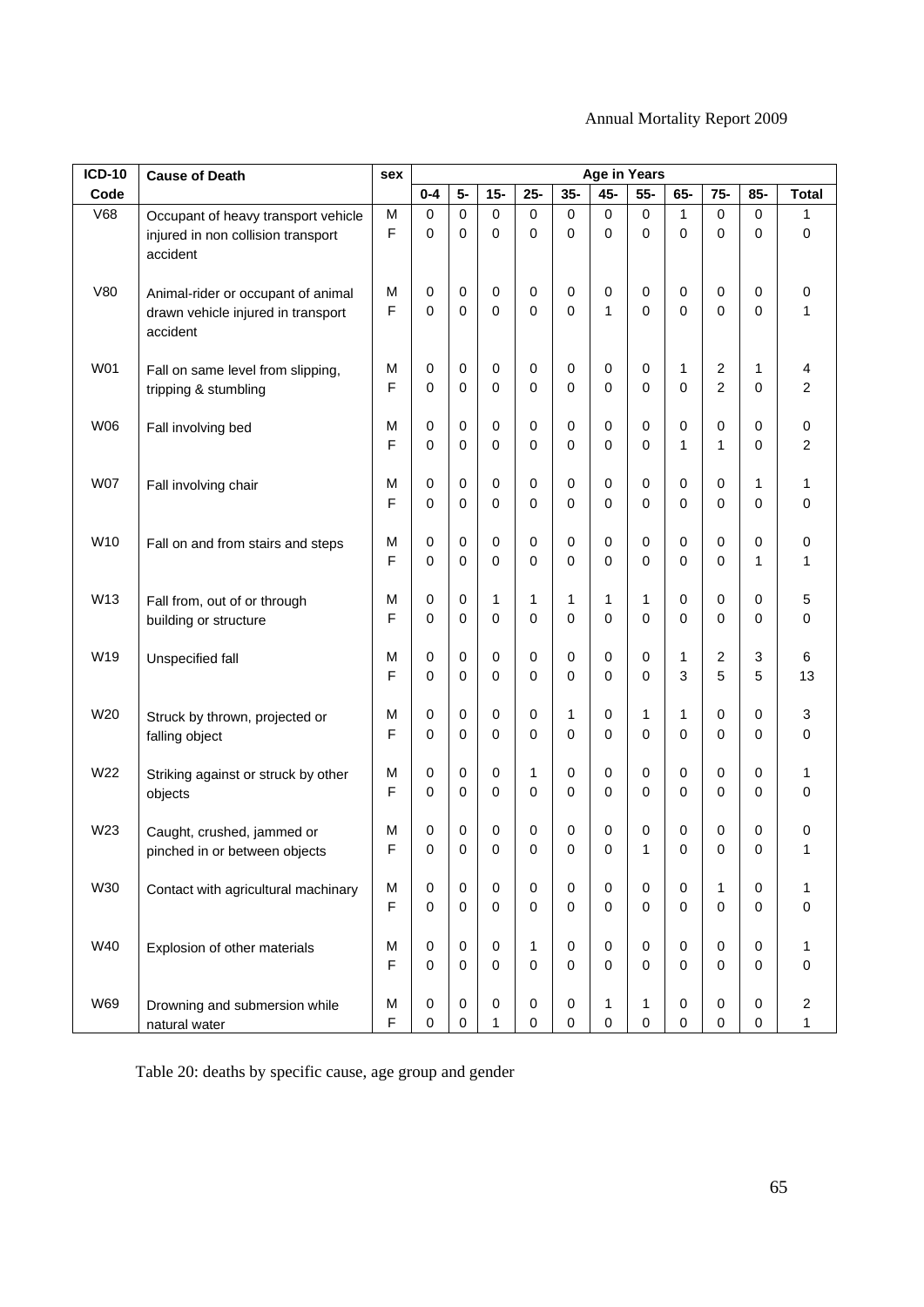| ICD-10 Code | Cause of Death | sex | Age in Years | | | | | | | | | | |
|---|---|---|---|---|---|---|---|---|---|---|---|---|---|
| | | | 0-4 | 5- | 15- | 25- | 35- | 45- | 55- | 65- | 75- | 85- | Total |
| V68 | Occupant of heavy transport vehicle injured in non collision transport accident | M | 0 | 0 | 0 | 0 | 0 | 0 | 0 | 1 | 0 | 0 | 1 |
| | | F | 0 | 0 | 0 | 0 | 0 | 0 | 0 | 0 | 0 | 0 | 0 |
| V80 | Animal-rider or occupant of animal drawn vehicle injured in transport accident | M | 0 | 0 | 0 | 0 | 0 | 0 | 0 | 0 | 0 | 0 | 0 |
| | | F | 0 | 0 | 0 | 0 | 0 | 1 | 0 | 0 | 0 | 0 | 1 |
| W01 | Fall on same level from slipping, tripping & stumbling | M | 0 | 0 | 0 | 0 | 0 | 0 | 0 | 1 | 2 | 1 | 4 |
| | | F | 0 | 0 | 0 | 0 | 0 | 0 | 0 | 0 | 2 | 0 | 2 |
| W06 | Fall involving bed | M | 0 | 0 | 0 | 0 | 0 | 0 | 0 | 0 | 0 | 0 | 0 |
| | | F | 0 | 0 | 0 | 0 | 0 | 0 | 0 | 1 | 1 | 0 | 2 |
| W07 | Fall involving chair | M | 0 | 0 | 0 | 0 | 0 | 0 | 0 | 0 | 0 | 1 | 1 |
| | | F | 0 | 0 | 0 | 0 | 0 | 0 | 0 | 0 | 0 | 0 | 0 |
| W10 | Fall on and from stairs and steps | M | 0 | 0 | 0 | 0 | 0 | 0 | 0 | 0 | 0 | 0 | 0 |
| | | F | 0 | 0 | 0 | 0 | 0 | 0 | 0 | 0 | 0 | 1 | 1 |
| W13 | Fall from, out of or through building or structure | M | 0 | 0 | 1 | 1 | 1 | 1 | 1 | 0 | 0 | 0 | 5 |
| | | F | 0 | 0 | 0 | 0 | 0 | 0 | 0 | 0 | 0 | 0 | 0 |
| W19 | Unspecified fall | M | 0 | 0 | 0 | 0 | 0 | 0 | 0 | 1 | 2 | 3 | 6 |
| | | F | 0 | 0 | 0 | 0 | 0 | 0 | 0 | 3 | 5 | 5 | 13 |
| W20 | Struck by thrown, projected or falling object | M | 0 | 0 | 0 | 0 | 1 | 0 | 1 | 1 | 0 | 0 | 3 |
| | | F | 0 | 0 | 0 | 0 | 0 | 0 | 0 | 0 | 0 | 0 | 0 |
| W22 | Striking against or struck by other objects | M | 0 | 0 | 0 | 1 | 0 | 0 | 0 | 0 | 0 | 0 | 1 |
| | | F | 0 | 0 | 0 | 0 | 0 | 0 | 0 | 0 | 0 | 0 | 0 |
| W23 | Caught, crushed, jammed or pinched in or between objects | M | 0 | 0 | 0 | 0 | 0 | 0 | 0 | 0 | 0 | 0 | 0 |
| | | F | 0 | 0 | 0 | 0 | 0 | 0 | 1 | 0 | 0 | 0 | 1 |
| W30 | Contact with agricultural machinary | M | 0 | 0 | 0 | 0 | 0 | 0 | 0 | 0 | 1 | 0 | 1 |
| | | F | 0 | 0 | 0 | 0 | 0 | 0 | 0 | 0 | 0 | 0 | 0 |
| W40 | Explosion of other materials | M | 0 | 0 | 0 | 1 | 0 | 0 | 0 | 0 | 0 | 0 | 1 |
| | | F | 0 | 0 | 0 | 0 | 0 | 0 | 0 | 0 | 0 | 0 | 0 |
| W69 | Drowning and submersion while natural water | M | 0 | 0 | 0 | 0 | 0 | 1 | 1 | 0 | 0 | 0 | 2 |
| | | F | 0 | 0 | 1 | 0 | 0 | 0 | 0 | 0 | 0 | 0 | 1 |

Table 20: deaths by specific cause, age group and gender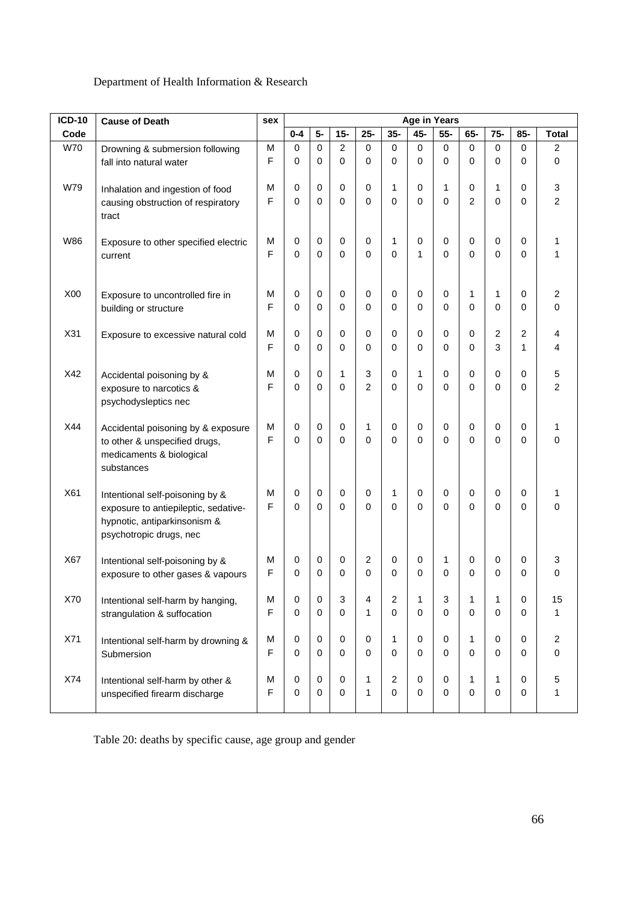Department of Health Information & Research

| ICD-10 Code | Cause of Death | sex | 0-4 | 5- | 15- | 25- | 35- | 45- | 55- | 65- | 75- | 85- | Total |
|---|---|---|---|---|---|---|---|---|---|---|---|---|---|
| | | | Age in Years | | | | | | | | | | |
| W70 | Drowning & submersion following fall into natural water | M | 0 | 0 | 2 | 0 | 0 | 0 | 0 | 0 | 0 | 0 | 2 |
| | | F | 0 | 0 | 0 | 0 | 0 | 0 | 0 | 0 | 0 | 0 | 0 |
| W79 | Inhalation and ingestion of food causing obstruction of respiratory tract | M | 0 | 0 | 0 | 0 | 1 | 0 | 1 | 0 | 1 | 0 | 3 |
| | | F | 0 | 0 | 0 | 0 | 0 | 0 | 0 | 2 | 0 | 0 | 2 |
| W86 | Exposure to other specified electric current | M | 0 | 0 | 0 | 0 | 1 | 0 | 0 | 0 | 0 | 0 | 1 |
| | | F | 0 | 0 | 0 | 0 | 0 | 1 | 0 | 0 | 0 | 0 | 1 |
| X00 | Exposure to uncontrolled fire in building or structure | M | 0 | 0 | 0 | 0 | 0 | 0 | 0 | 1 | 1 | 0 | 2 |
| | | F | 0 | 0 | 0 | 0 | 0 | 0 | 0 | 0 | 0 | 0 | 0 |
| X31 | Exposure to excessive natural cold | M | 0 | 0 | 0 | 0 | 0 | 0 | 0 | 0 | 2 | 2 | 4 |
| | | F | 0 | 0 | 0 | 0 | 0 | 0 | 0 | 0 | 3 | 1 | 4 |
| X42 | Accidental poisoning by & exposure to narcotics & psychodysleptics nec | M | 0 | 0 | 1 | 3 | 0 | 1 | 0 | 0 | 0 | 0 | 5 |
| | | F | 0 | 0 | 0 | 2 | 0 | 0 | 0 | 0 | 0 | 0 | 2 |
| X44 | Accidental poisoning by & exposure to other & unspecified drugs, medicaments & biological substances | M | 0 | 0 | 0 | 1 | 0 | 0 | 0 | 0 | 0 | 0 | 1 |
| | | F | 0 | 0 | 0 | 0 | 0 | 0 | 0 | 0 | 0 | 0 | 0 |
| X61 | Intentional self-poisoning by & exposure to antiepileptic, sedative-hypnotic, antiparkinsonism & psychotropic drugs, nec | M | 0 | 0 | 0 | 0 | 1 | 0 | 0 | 0 | 0 | 0 | 1 |
| | | F | 0 | 0 | 0 | 0 | 0 | 0 | 0 | 0 | 0 | 0 | 0 |
| X67 | Intentional self-poisoning by & exposure to other gases & vapours | M | 0 | 0 | 0 | 2 | 0 | 0 | 1 | 0 | 0 | 0 | 3 |
| | | F | 0 | 0 | 0 | 0 | 0 | 0 | 0 | 0 | 0 | 0 | 0 |
| X70 | Intentional self-harm by hanging, strangulation & suffocation | M | 0 | 0 | 3 | 4 | 2 | 1 | 3 | 1 | 1 | 0 | 15 |
| | | F | 0 | 0 | 0 | 1 | 0 | 0 | 0 | 0 | 0 | 0 | 1 |
| X71 | Intentional self-harm by drowning & Submersion | M | 0 | 0 | 0 | 0 | 1 | 0 | 0 | 1 | 0 | 0 | 2 |
| | | F | 0 | 0 | 0 | 0 | 0 | 0 | 0 | 0 | 0 | 0 | 0 |
| X74 | Intentional self-harm by other & unspecified firearm discharge | M | 0 | 0 | 0 | 1 | 2 | 0 | 0 | 1 | 1 | 0 | 5 |
| | | F | 0 | 0 | 0 | 1 | 0 | 0 | 0 | 0 | 0 | 0 | 1 |

Table 20: deaths by specific cause, age group and gender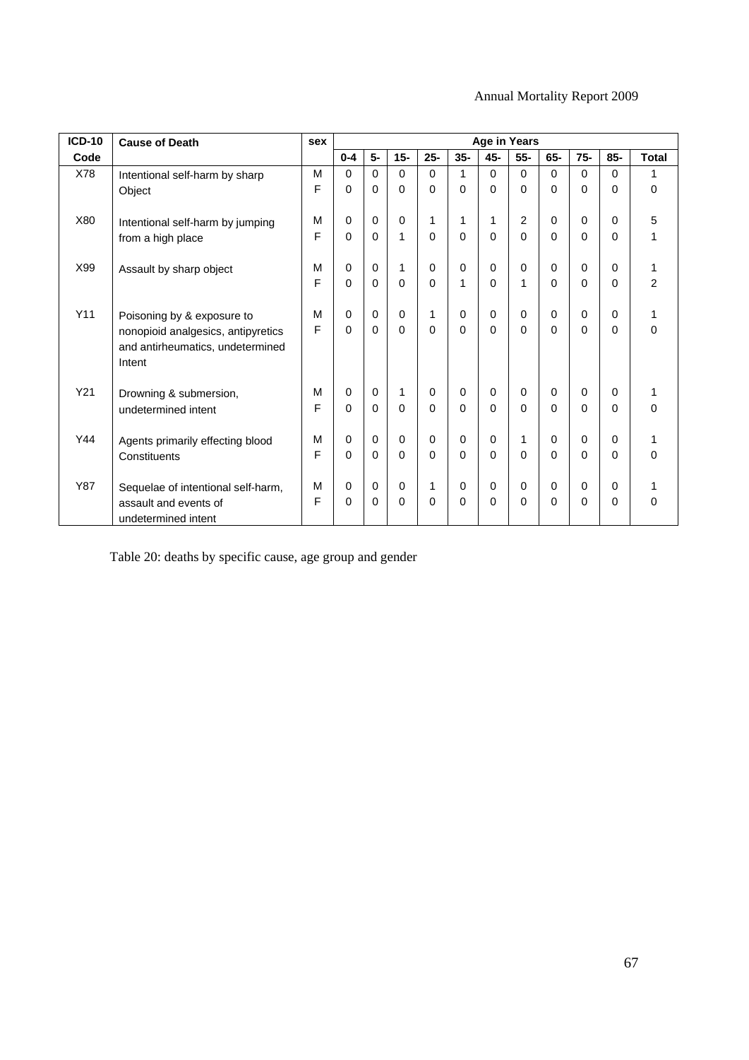| ICD-10 | Cause of Death | sex | Age in Years | | | | | | | | | | |
|---|---|---|---|---|---|---|---|---|---|---|---|---|---|
| Code | | | 0-4 | 5- | 15- | 25- | 35- | 45- | 55- | 65- | 75- | 85- | Total |
| X78 | Intentional self-harm by sharp Object | M | 0 | 0 | 0 | 0 | 1 | 0 | 0 | 0 | 0 | 0 | 1 |
| | | F | 0 | 0 | 0 | 0 | 0 | 0 | 0 | 0 | 0 | 0 | 0 |
| X80 | Intentional self-harm by jumping from a high place | M | 0 | 0 | 0 | 1 | 1 | 1 | 2 | 0 | 0 | 0 | 5 |
| | | F | 0 | 0 | 1 | 0 | 0 | 0 | 0 | 0 | 0 | 0 | 1 |
| X99 | Assault by sharp object | M | 0 | 0 | 1 | 0 | 0 | 0 | 0 | 0 | 0 | 0 | 1 |
| | | F | 0 | 0 | 0 | 0 | 1 | 0 | 1 | 0 | 0 | 0 | 2 |
| Y11 | Poisoning by & exposure to nonopioid analgesics, antipyretics and antirheumatics, undetermined Intent | M | 0 | 0 | 0 | 1 | 0 | 0 | 0 | 0 | 0 | 0 | 1 |
| | | F | 0 | 0 | 0 | 0 | 0 | 0 | 0 | 0 | 0 | 0 | 0 |
| Y21 | Drowning & submersion, undetermined intent | M | 0 | 0 | 1 | 0 | 0 | 0 | 0 | 0 | 0 | 0 | 1 |
| | | F | 0 | 0 | 0 | 0 | 0 | 0 | 0 | 0 | 0 | 0 | 0 |
| Y44 | Agents primarily effecting blood Constituents | M | 0 | 0 | 0 | 0 | 0 | 0 | 1 | 0 | 0 | 0 | 1 |
| | | F | 0 | 0 | 0 | 0 | 0 | 0 | 0 | 0 | 0 | 0 | 0 |
| Y87 | Sequelae of intentional self-harm, assault and events of undetermined intent | M | 0 | 0 | 0 | 1 | 0 | 0 | 0 | 0 | 0 | 0 | 1 |
| | | F | 0 | 0 | 0 | 0 | 0 | 0 | 0 | 0 | 0 | 0 | 0 |

Table 20: deaths by specific cause, age group and gender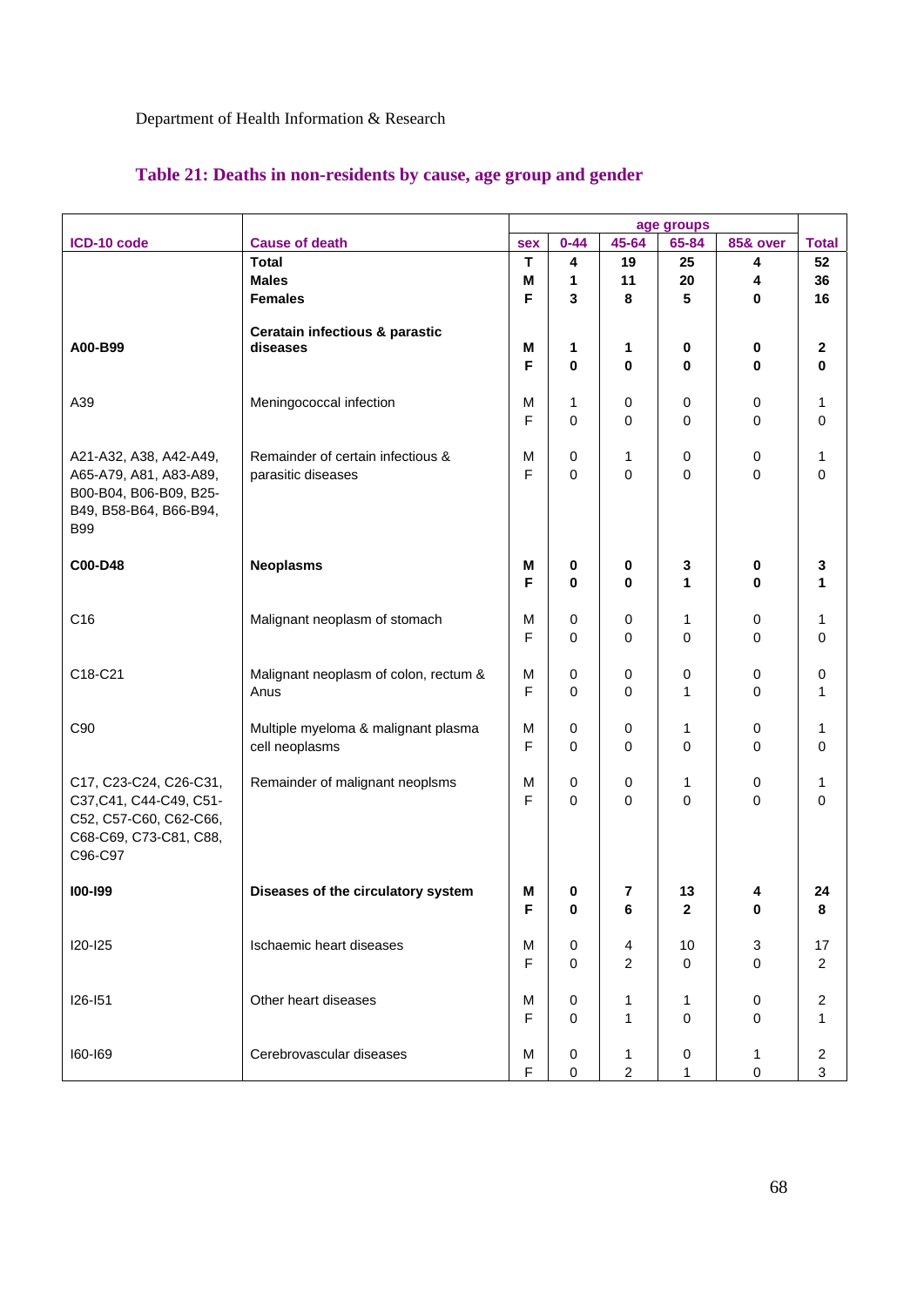Department of Health Information & Research

## Table 21: Deaths in non-residents by cause, age group and gender

| ICD-10 code | Cause of death | sex | 0-44 | 45-64 | 65-84 | 85& over | Total |
|---|---|---|---|---|---|---|---|
| | | | age groups | | | | |
| | **Total** | **T** | **4** | **19** | **25** | **4** | **52** |
| | **Males** | **M** | **1** | **11** | **20** | **4** | **36** |
| | **Females** | **F** | **3** | **8** | **5** | **0** | **16** |
| **A00-B99** | **Ceratain infectious & parastic diseases** | **M** | **1** | **1** | **0** | **0** | **2** |
| | | **F** | **0** | **0** | **0** | **0** | **0** |
| A39 | Meningococcal infection | M | 1 | 0 | 0 | 0 | 1 |
| | | F | 0 | 0 | 0 | 0 | 0 |
| A21-A32, A38, A42-A49, A65-A79, A81, A83-A89, B00-B04, B06-B09, B25-B49, B58-B64, B66-B94, B99 | Remainder of certain infectious & parasitic diseases | M | 0 | 1 | 0 | 0 | 1 |
| | | F | 0 | 0 | 0 | 0 | 0 |
| **C00-D48** | **Neoplasms** | **M** | **0** | **0** | **3** | **0** | **3** |
| | | **F** | **0** | **0** | **1** | **0** | **1** |
| C16 | Malignant neoplasm of stomach | M | 0 | 0 | 1 | 0 | 1 |
| | | F | 0 | 0 | 0 | 0 | 0 |
| C18-C21 | Malignant neoplasm of colon, rectum & Anus | M | 0 | 0 | 0 | 0 | 0 |
| | | F | 0 | 0 | 1 | 0 | 1 |
| C90 | Multiple myeloma & malignant plasma cell neoplasms | M | 0 | 0 | 1 | 0 | 1 |
| | | F | 0 | 0 | 0 | 0 | 0 |
| C17, C23-C24, C26-C31, C37,C41, C44-C49, C51-C52, C57-C60, C62-C66, C68-C69, C73-C81, C88, C96-C97 | Remainder of malignant neoplsms | M | 0 | 0 | 1 | 0 | 1 |
| | | F | 0 | 0 | 0 | 0 | 0 |
| **I00-I99** | **Diseases of the circulatory system** | **M** | **0** | **7** | **13** | **4** | **24** |
| | | **F** | **0** | **6** | **2** | **0** | **8** |
| I20-I25 | Ischaemic heart diseases | M | 0 | 4 | 10 | 3 | 17 |
| | | F | 0 | 2 | 0 | 0 | 2 |
| I26-I51 | Other heart diseases | M | 0 | 1 | 1 | 0 | 2 |
| | | F | 0 | 1 | 0 | 0 | 1 |
| I60-I69 | Cerebrovascular diseases | M | 0 | 1 | 0 | 1 | 2 |
| | | F | 0 | 2 | 1 | 0 | 3 |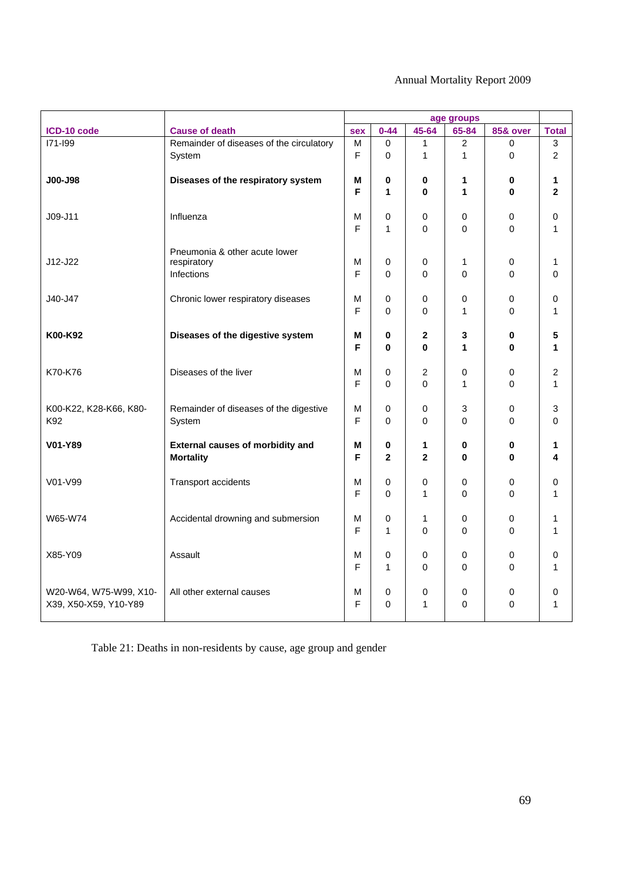| | | age groups | | | | | |
|---|---|---|---|---|---|---|---|
| ICD-10 code | Cause of death | sex | 0-44 | 45-64 | 65-84 | 85& over | Total |
| I71-I99 | Remainder of diseases of the circulatory System | M | 0 | 1 | 2 | 0 | 3 |
| | | F | 0 | 1 | 1 | 0 | 2 |
| **J00-J98** | **Diseases of the respiratory system** | **M** | **0** | **0** | **1** | **0** | **1** |
| | | **F** | **1** | **0** | **1** | **0** | **2** |
| J09-J11 | Influenza | M | 0 | 0 | 0 | 0 | 0 |
| | | F | 1 | 0 | 0 | 0 | 1 |
| J12-J22 | Pneumonia & other acute lower respiratory Infections | M | 0 | 0 | 1 | 0 | 1 |
| | | F | 0 | 0 | 0 | 0 | 0 |
| J40-J47 | Chronic lower respiratory diseases | M | 0 | 0 | 0 | 0 | 0 |
| | | F | 0 | 0 | 1 | 0 | 1 |
| **K00-K92** | **Diseases of the digestive system** | **M** | **0** | **2** | **3** | **0** | **5** |
| | | **F** | **0** | **0** | **1** | **0** | **1** |
| K70-K76 | Diseases of the liver | M | 0 | 2 | 0 | 0 | 2 |
| | | F | 0 | 0 | 1 | 0 | 1 |
| K00-K22, K28-K66, K80-K92 | Remainder of diseases of the digestive System | M | 0 | 0 | 3 | 0 | 3 |
| | | F | 0 | 0 | 0 | 0 | 0 |
| **V01-Y89** | **External causes of morbidity and Mortality** | **M** | **0** | **1** | **0** | **0** | **1** |
| | | **F** | **2** | **2** | **0** | **0** | **4** |
| V01-V99 | Transport accidents | M | 0 | 0 | 0 | 0 | 0 |
| | | F | 0 | 1 | 0 | 0 | 1 |
| W65-W74 | Accidental drowning and submersion | M | 0 | 1 | 0 | 0 | 1 |
| | | F | 1 | 0 | 0 | 0 | 1 |
| X85-Y09 | Assault | M | 0 | 0 | 0 | 0 | 0 |
| | | F | 1 | 0 | 0 | 0 | 1 |
| W20-W64, W75-W99, X10-X39, X50-X59, Y10-Y89 | All other external causes | M | 0 | 0 | 0 | 0 | 0 |
| | | F | 0 | 1 | 0 | 0 | 1 |

Table 21: Deaths in non-residents by cause, age group and gender